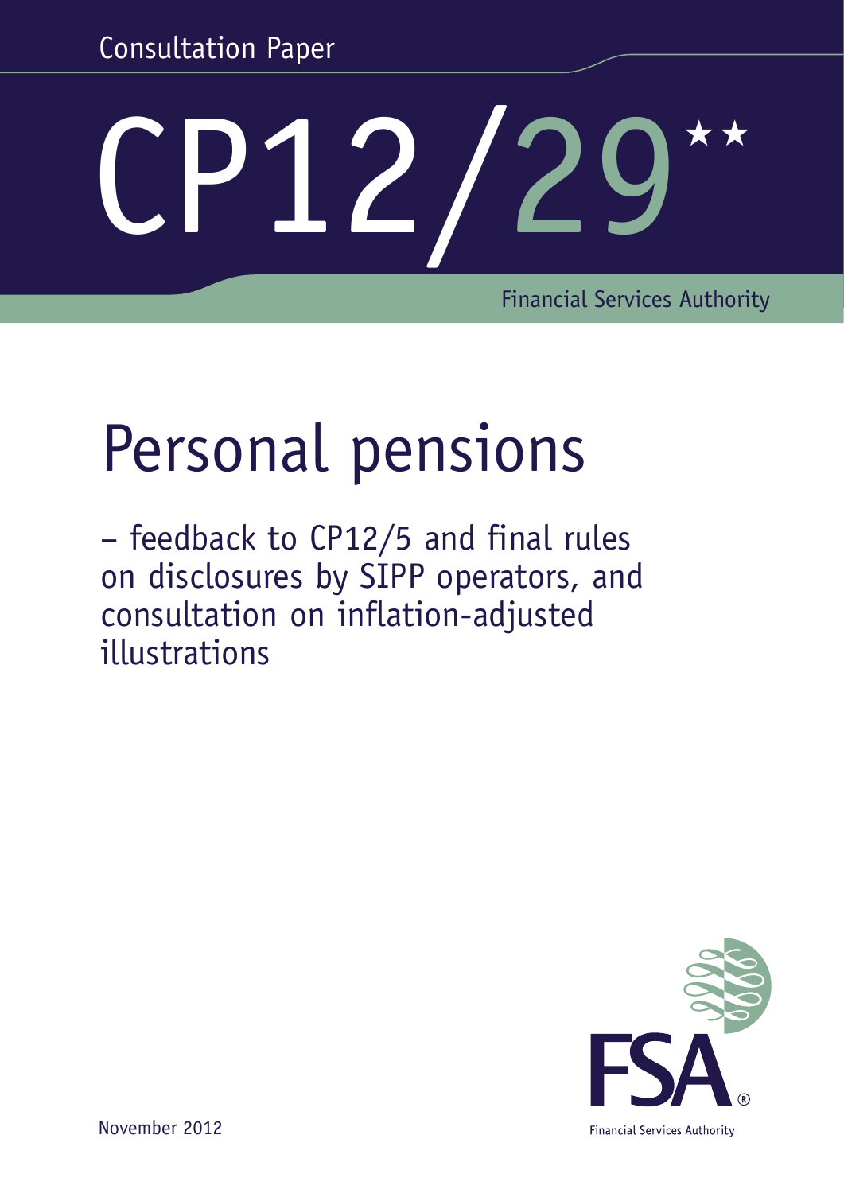Consultation Paper

# CP12/29**

Financial Services Authority

# Personal pensions

– feedback to CP12/5 and final rules on disclosures by SIPP operators, and consultation on inflation-adjusted illustrations

November 2012

FSA®

Financial Services Authority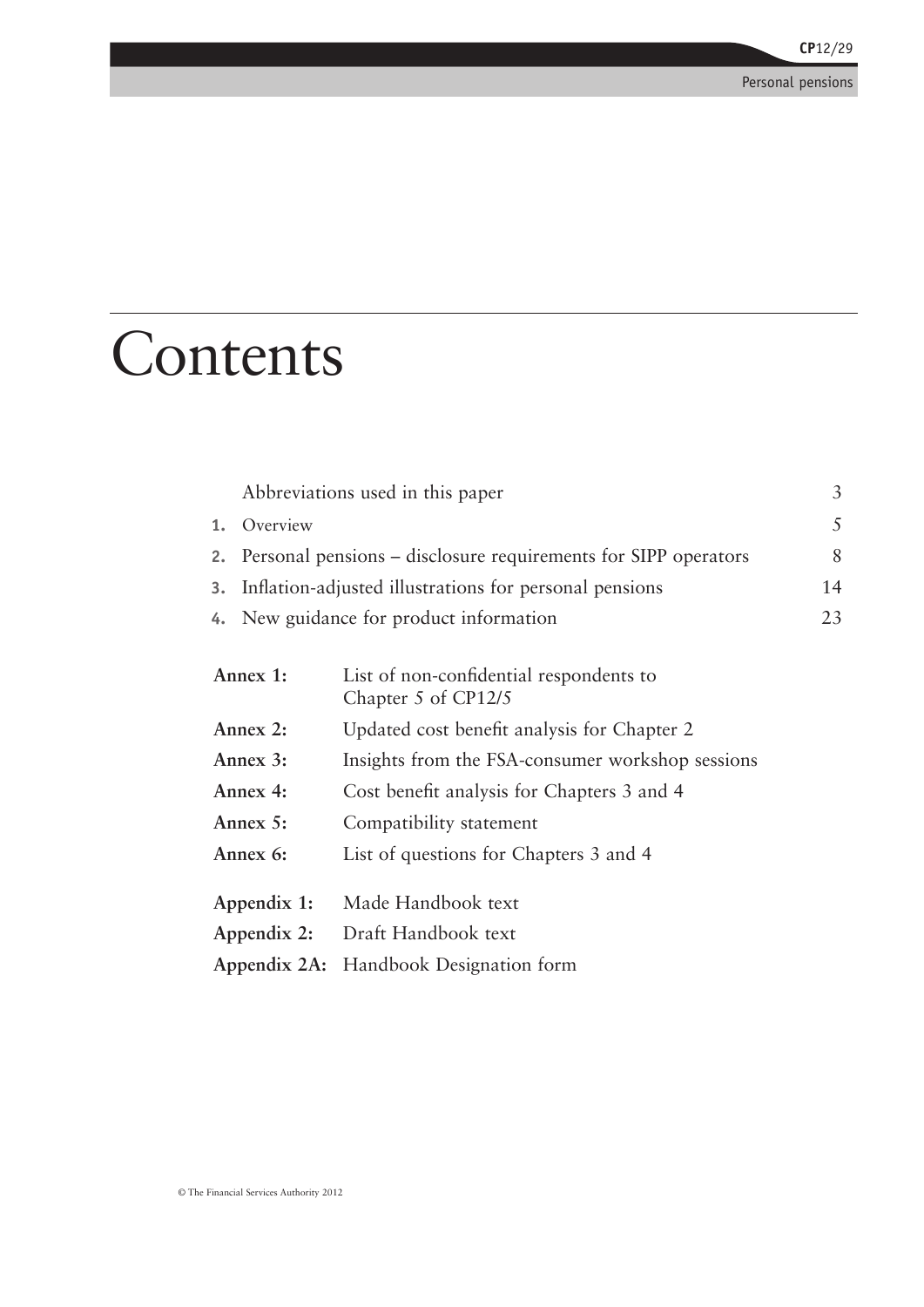# Contents

| | | |
|---|---|---|
| | Abbreviations used in this paper | 3 |
| 1. | Overview | 5 |
| 2. | Personal pensions – disclosure requirements for SIPP operators | 8 |
| 3. | Inflation-adjusted illustrations for personal pensions | 14 |
| 4. | New guidance for product information | 23 |

| | |
|---|---|
| **Annex 1:** | List of non-confidential respondents to Chapter 5 of CP12/5 |
| **Annex 2:** | Updated cost benefit analysis for Chapter 2 |
| **Annex 3:** | Insights from the FSA-consumer workshop sessions |
| **Annex 4:** | Cost benefit analysis for Chapters 3 and 4 |
| **Annex 5:** | Compatibility statement |
| **Annex 6:** | List of questions for Chapters 3 and 4 |
| **Appendix 1:** | Made Handbook text |
| **Appendix 2:** | Draft Handbook text |
| **Appendix 2A:** | Handbook Designation form |

© The Financial Services Authority 2012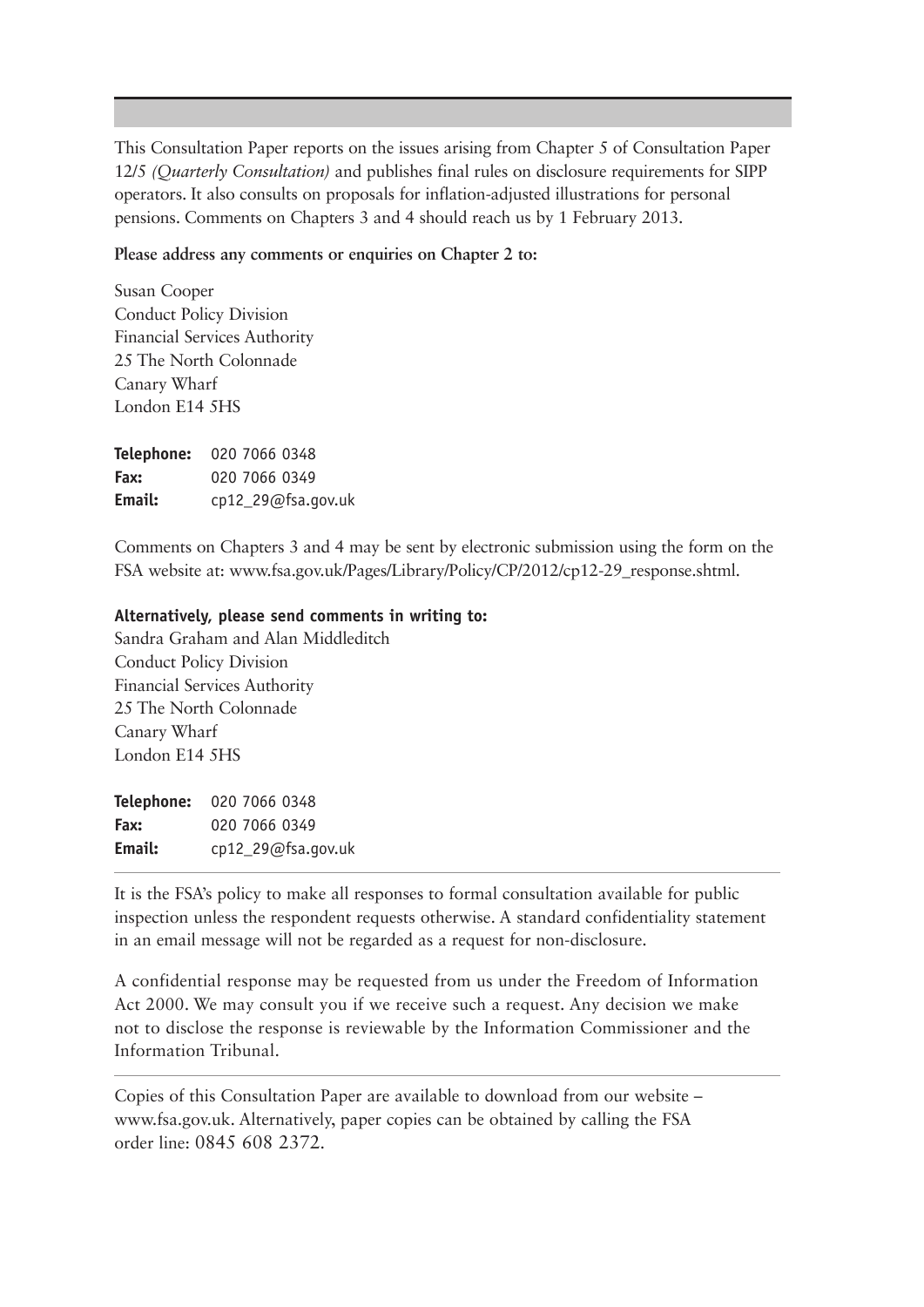This Consultation Paper reports on the issues arising from Chapter 5 of Consultation Paper 12/5 *(Quarterly Consultation)* and publishes final rules on disclosure requirements for SIPP operators. It also consults on proposals for inflation-adjusted illustrations for personal pensions. Comments on Chapters 3 and 4 should reach us by 1 February 2013.

**Please address any comments or enquiries on Chapter 2 to:**

Susan Cooper  
Conduct Policy Division  
Financial Services Authority  
25 The North Colonnade  
Canary Wharf  
London E14 5HS

**Telephone:** 020 7066 0348  
**Fax:** 020 7066 0349  
**Email:** cp12_29@fsa.gov.uk

Comments on Chapters 3 and 4 may be sent by electronic submission using the form on the FSA website at: www.fsa.gov.uk/Pages/Library/Policy/CP/2012/cp12-29_response.shtml.

**Alternatively, please send comments in writing to:**

Sandra Graham and Alan Middleditch  
Conduct Policy Division  
Financial Services Authority  
25 The North Colonnade  
Canary Wharf  
London E14 5HS

**Telephone:** 020 7066 0348  
**Fax:** 020 7066 0349  
**Email:** cp12_29@fsa.gov.uk

---

It is the FSA's policy to make all responses to formal consultation available for public inspection unless the respondent requests otherwise. A standard confidentiality statement in an email message will not be regarded as a request for non-disclosure.

A confidential response may be requested from us under the Freedom of Information Act 2000. We may consult you if we receive such a request. Any decision we make not to disclose the response is reviewable by the Information Commissioner and the Information Tribunal.

---

Copies of this Consultation Paper are available to download from our website – www.fsa.gov.uk. Alternatively, paper copies can be obtained by calling the FSA order line: 0845 608 2372.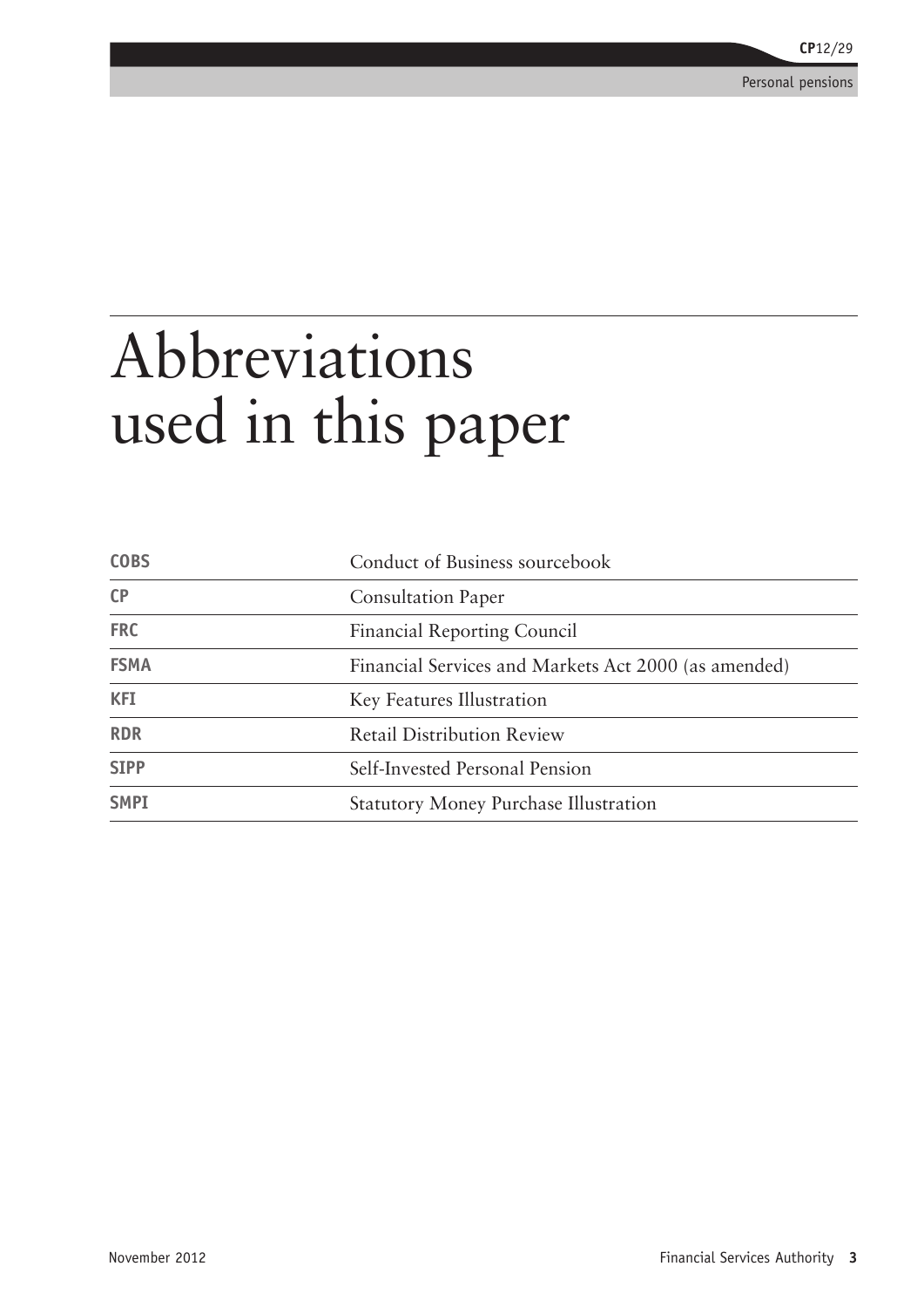# Abbreviations used in this paper

| | |
|---|---|
| **COBS** | Conduct of Business sourcebook |
| **CP** | Consultation Paper |
| **FRC** | Financial Reporting Council |
| **FSMA** | Financial Services and Markets Act 2000 (as amended) |
| **KFI** | Key Features Illustration |
| **RDR** | Retail Distribution Review |
| **SIPP** | Self-Invested Personal Pension |
| **SMPI** | Statutory Money Purchase Illustration |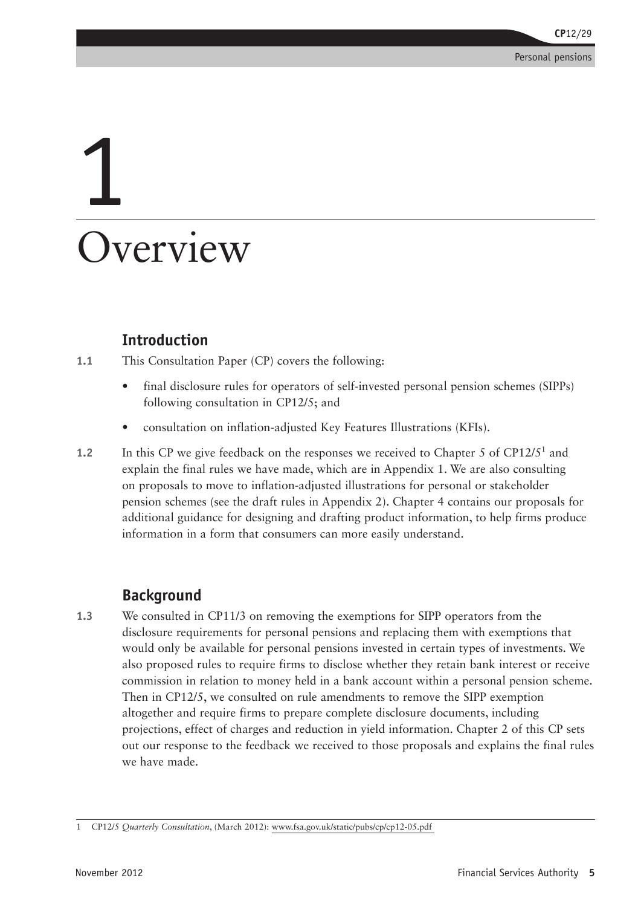# 1 Overview

## Introduction

**1.1** This Consultation Paper (CP) covers the following:

- final disclosure rules for operators of self-invested personal pension schemes (SIPPs) following consultation in CP12/5; and
- consultation on inflation-adjusted Key Features Illustrations (KFIs).

**1.2** In this CP we give feedback on the responses we received to Chapter 5 of CP12/5[1] and explain the final rules we have made, which are in Appendix 1. We are also consulting on proposals to move to inflation-adjusted illustrations for personal or stakeholder pension schemes (see the draft rules in Appendix 2). Chapter 4 contains our proposals for additional guidance for designing and drafting product information, to help firms produce information in a form that consumers can more easily understand.

## Background

**1.3** We consulted in CP11/3 on removing the exemptions for SIPP operators from the disclosure requirements for personal pensions and replacing them with exemptions that would only be available for personal pensions invested in certain types of investments. We also proposed rules to require firms to disclose whether they retain bank interest or receive commission in relation to money held in a bank account within a personal pension scheme. Then in CP12/5, we consulted on rule amendments to remove the SIPP exemption altogether and require firms to prepare complete disclosure documents, including projections, effect of charges and reduction in yield information. Chapter 2 of this CP sets out our response to the feedback we received to those proposals and explains the final rules we have made.

---

1 CP12/5 *Quarterly Consultation*, (March 2012): www.fsa.gov.uk/static/pubs/cp/cp12-05.pdf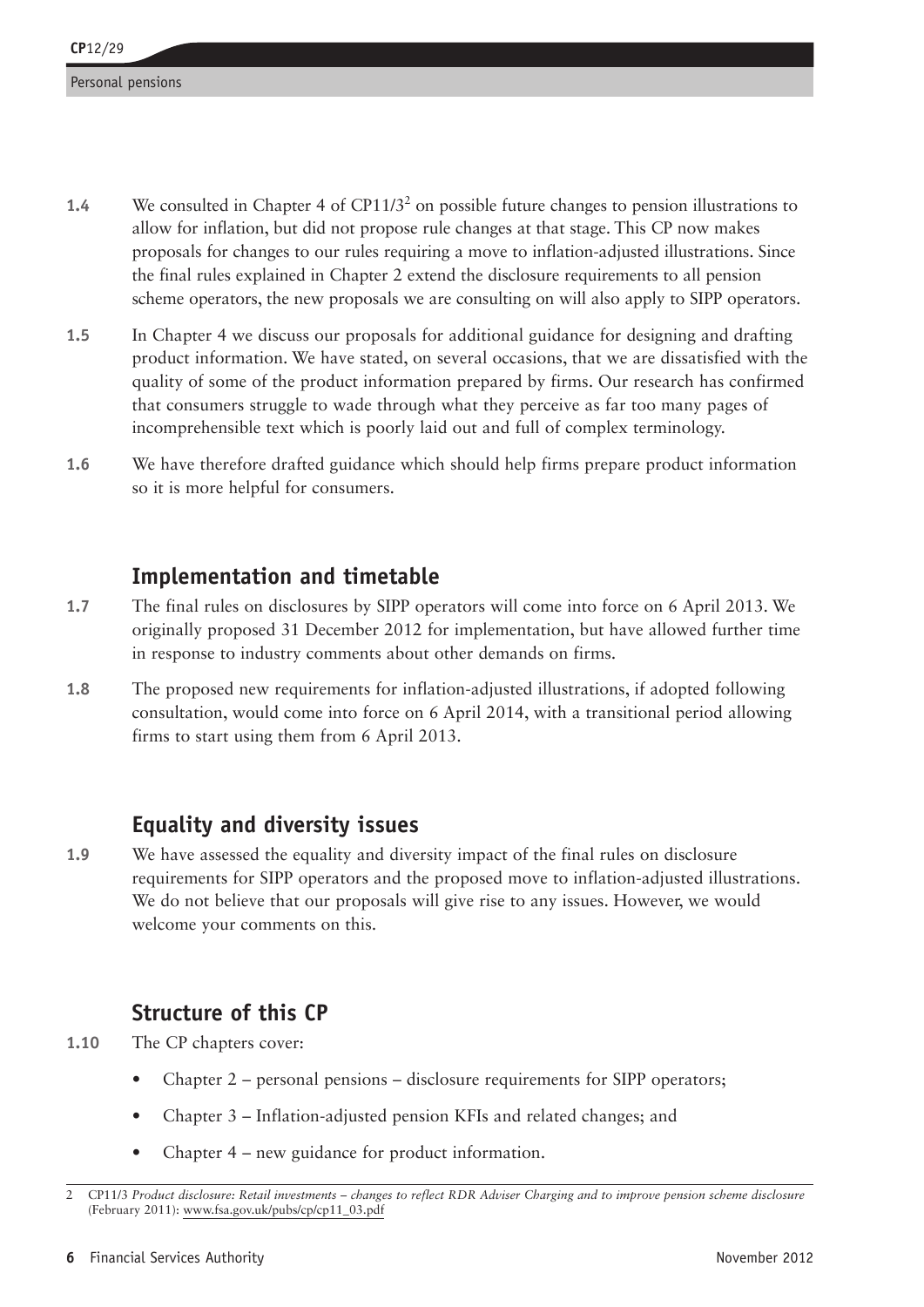**1.4** We consulted in Chapter 4 of CP11/3[2] on possible future changes to pension illustrations to allow for inflation, but did not propose rule changes at that stage. This CP now makes proposals for changes to our rules requiring a move to inflation-adjusted illustrations. Since the final rules explained in Chapter 2 extend the disclosure requirements to all pension scheme operators, the new proposals we are consulting on will also apply to SIPP operators.

**1.5** In Chapter 4 we discuss our proposals for additional guidance for designing and drafting product information. We have stated, on several occasions, that we are dissatisfied with the quality of some of the product information prepared by firms. Our research has confirmed that consumers struggle to wade through what they perceive as far too many pages of incomprehensible text which is poorly laid out and full of complex terminology.

**1.6** We have therefore drafted guidance which should help firms prepare product information so it is more helpful for consumers.

## Implementation and timetable

**1.7** The final rules on disclosures by SIPP operators will come into force on 6 April 2013. We originally proposed 31 December 2012 for implementation, but have allowed further time in response to industry comments about other demands on firms.

**1.8** The proposed new requirements for inflation-adjusted illustrations, if adopted following consultation, would come into force on 6 April 2014, with a transitional period allowing firms to start using them from 6 April 2013.

## Equality and diversity issues

**1.9** We have assessed the equality and diversity impact of the final rules on disclosure requirements for SIPP operators and the proposed move to inflation-adjusted illustrations. We do not believe that our proposals will give rise to any issues. However, we would welcome your comments on this.

## Structure of this CP

**1.10** The CP chapters cover:

- Chapter 2 – personal pensions – disclosure requirements for SIPP operators;
- Chapter 3 – Inflation-adjusted pension KFIs and related changes; and
- Chapter 4 – new guidance for product information.

---

2 CP11/3 *Product disclosure: Retail investments – changes to reflect RDR Adviser Charging and to improve pension scheme disclosure* (February 2011): www.fsa.gov.uk/pubs/cp/cp11_03.pdf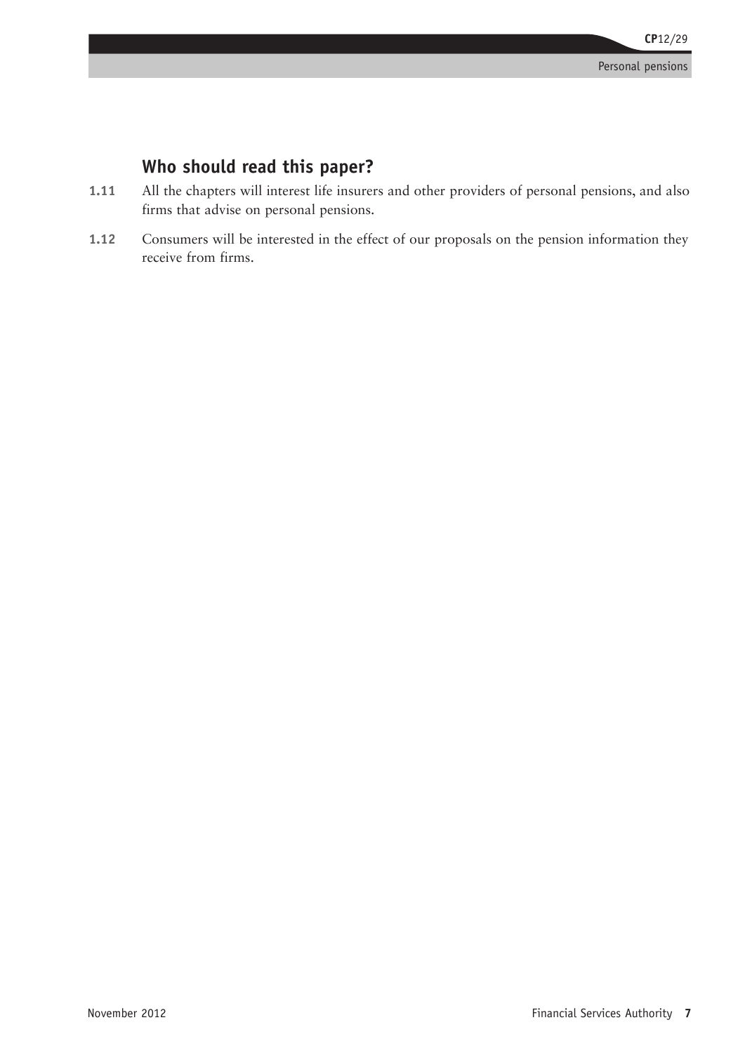## Who should read this paper?

**1.11** All the chapters will interest life insurers and other providers of personal pensions, and also firms that advise on personal pensions.

**1.12** Consumers will be interested in the effect of our proposals on the pension information they receive from firms.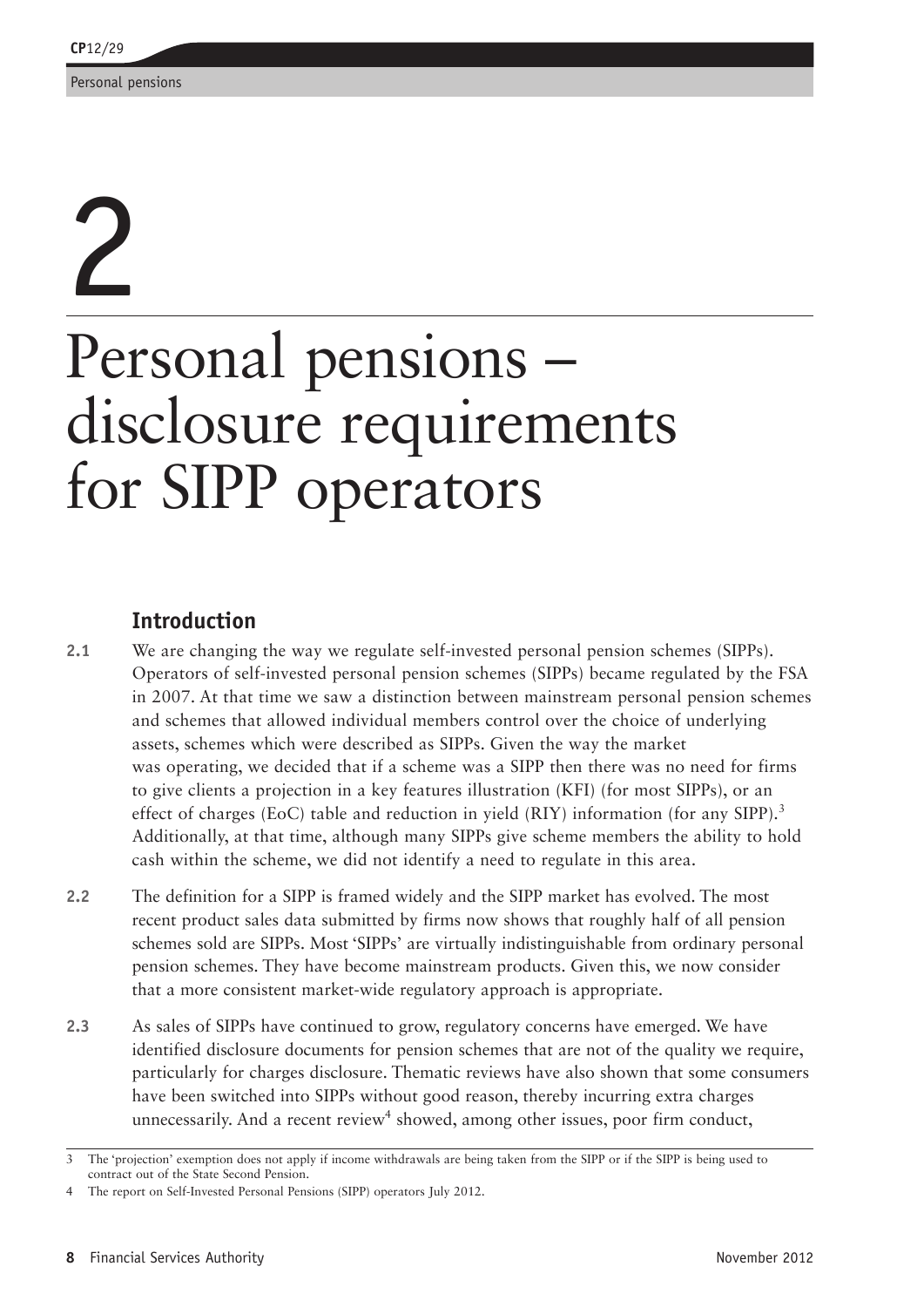# 2

# Personal pensions – disclosure requirements for SIPP operators

## Introduction

**2.1** We are changing the way we regulate self-invested personal pension schemes (SIPPs). Operators of self-invested personal pension schemes (SIPPs) became regulated by the FSA in 2007. At that time we saw a distinction between mainstream personal pension schemes and schemes that allowed individual members control over the choice of underlying assets, schemes which were described as SIPPs. Given the way the market was operating, we decided that if a scheme was a SIPP then there was no need for firms to give clients a projection in a key features illustration (KFI) (for most SIPPs), or an effect of charges (EoC) table and reduction in yield (RIY) information (for any SIPP).[3] Additionally, at that time, although many SIPPs give scheme members the ability to hold cash within the scheme, we did not identify a need to regulate in this area.

**2.2** The definition for a SIPP is framed widely and the SIPP market has evolved. The most recent product sales data submitted by firms now shows that roughly half of all pension schemes sold are SIPPs. Most 'SIPPs' are virtually indistinguishable from ordinary personal pension schemes. They have become mainstream products. Given this, we now consider that a more consistent market-wide regulatory approach is appropriate.

**2.3** As sales of SIPPs have continued to grow, regulatory concerns have emerged. We have identified disclosure documents for pension schemes that are not of the quality we require, particularly for charges disclosure. Thematic reviews have also shown that some consumers have been switched into SIPPs without good reason, thereby incurring extra charges unnecessarily. And a recent review[4] showed, among other issues, poor firm conduct,

3 The 'projection' exemption does not apply if income withdrawals are being taken from the SIPP or if the SIPP is being used to contract out of the State Second Pension.

4 The report on Self-Invested Personal Pensions (SIPP) operators July 2012.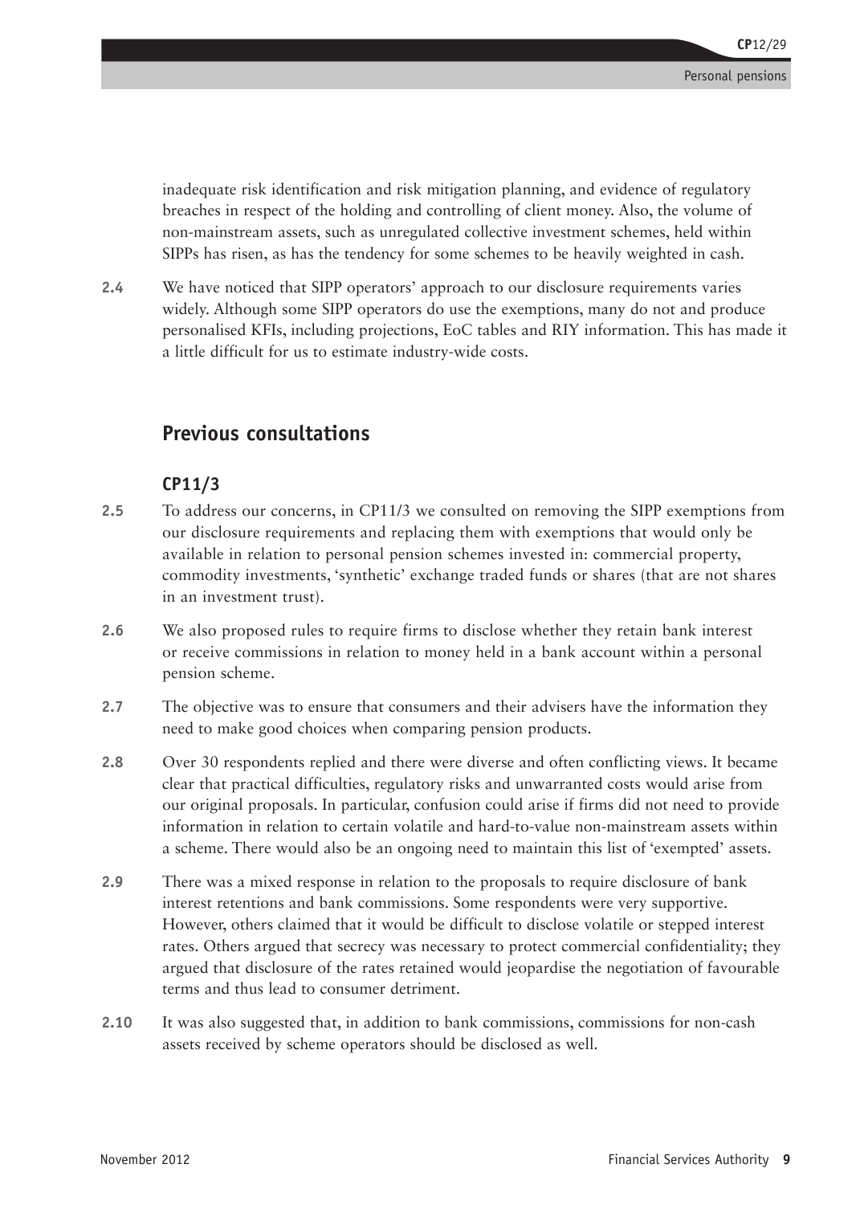inadequate risk identification and risk mitigation planning, and evidence of regulatory breaches in respect of the holding and controlling of client money. Also, the volume of non-mainstream assets, such as unregulated collective investment schemes, held within SIPPs has risen, as has the tendency for some schemes to be heavily weighted in cash.

**2.4** We have noticed that SIPP operators' approach to our disclosure requirements varies widely. Although some SIPP operators do use the exemptions, many do not and produce personalised KFIs, including projections, EoC tables and RIY information. This has made it a little difficult for us to estimate industry-wide costs.

## Previous consultations

### CP11/3

**2.5** To address our concerns, in CP11/3 we consulted on removing the SIPP exemptions from our disclosure requirements and replacing them with exemptions that would only be available in relation to personal pension schemes invested in: commercial property, commodity investments, 'synthetic' exchange traded funds or shares (that are not shares in an investment trust).

**2.6** We also proposed rules to require firms to disclose whether they retain bank interest or receive commissions in relation to money held in a bank account within a personal pension scheme.

**2.7** The objective was to ensure that consumers and their advisers have the information they need to make good choices when comparing pension products.

**2.8** Over 30 respondents replied and there were diverse and often conflicting views. It became clear that practical difficulties, regulatory risks and unwarranted costs would arise from our original proposals. In particular, confusion could arise if firms did not need to provide information in relation to certain volatile and hard-to-value non-mainstream assets within a scheme. There would also be an ongoing need to maintain this list of 'exempted' assets.

**2.9** There was a mixed response in relation to the proposals to require disclosure of bank interest retentions and bank commissions. Some respondents were very supportive. However, others claimed that it would be difficult to disclose volatile or stepped interest rates. Others argued that secrecy was necessary to protect commercial confidentiality; they argued that disclosure of the rates retained would jeopardise the negotiation of favourable terms and thus lead to consumer detriment.

**2.10** It was also suggested that, in addition to bank commissions, commissions for non-cash assets received by scheme operators should be disclosed as well.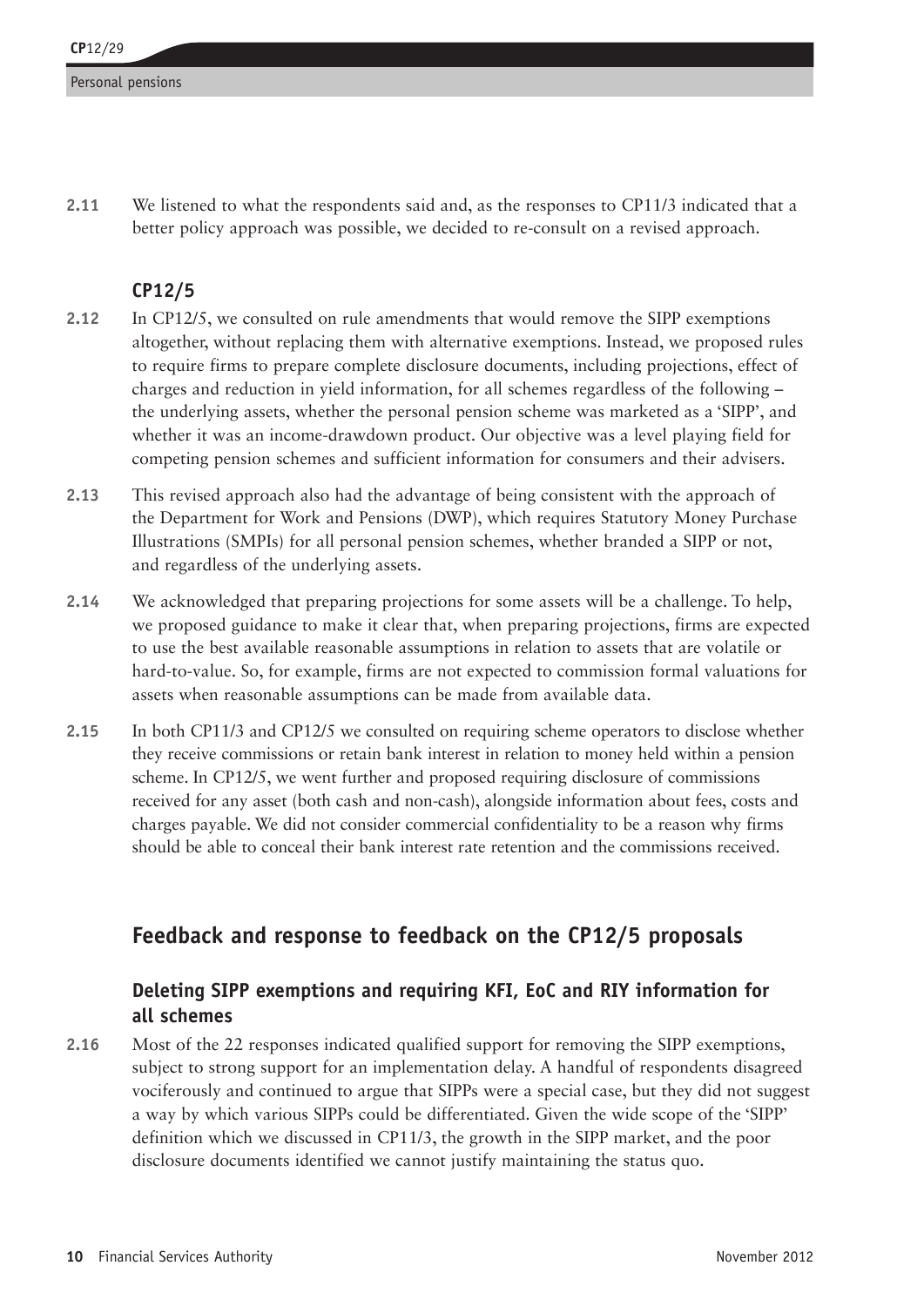**2.11** We listened to what the respondents said and, as the responses to CP11/3 indicated that a better policy approach was possible, we decided to re-consult on a revised approach.

### CP12/5

**2.12** In CP12/5, we consulted on rule amendments that would remove the SIPP exemptions altogether, without replacing them with alternative exemptions. Instead, we proposed rules to require firms to prepare complete disclosure documents, including projections, effect of charges and reduction in yield information, for all schemes regardless of the following – the underlying assets, whether the personal pension scheme was marketed as a 'SIPP', and whether it was an income-drawdown product. Our objective was a level playing field for competing pension schemes and sufficient information for consumers and their advisers.

**2.13** This revised approach also had the advantage of being consistent with the approach of the Department for Work and Pensions (DWP), which requires Statutory Money Purchase Illustrations (SMPIs) for all personal pension schemes, whether branded a SIPP or not, and regardless of the underlying assets.

**2.14** We acknowledged that preparing projections for some assets will be a challenge. To help, we proposed guidance to make it clear that, when preparing projections, firms are expected to use the best available reasonable assumptions in relation to assets that are volatile or hard-to-value. So, for example, firms are not expected to commission formal valuations for assets when reasonable assumptions can be made from available data.

**2.15** In both CP11/3 and CP12/5 we consulted on requiring scheme operators to disclose whether they receive commissions or retain bank interest in relation to money held within a pension scheme. In CP12/5, we went further and proposed requiring disclosure of commissions received for any asset (both cash and non-cash), alongside information about fees, costs and charges payable. We did not consider commercial confidentiality to be a reason why firms should be able to conceal their bank interest rate retention and the commissions received.

## Feedback and response to feedback on the CP12/5 proposals

### Deleting SIPP exemptions and requiring KFI, EoC and RIY information for all schemes

**2.16** Most of the 22 responses indicated qualified support for removing the SIPP exemptions, subject to strong support for an implementation delay. A handful of respondents disagreed vociferously and continued to argue that SIPPs were a special case, but they did not suggest a way by which various SIPPs could be differentiated. Given the wide scope of the 'SIPP' definition which we discussed in CP11/3, the growth in the SIPP market, and the poor disclosure documents identified we cannot justify maintaining the status quo.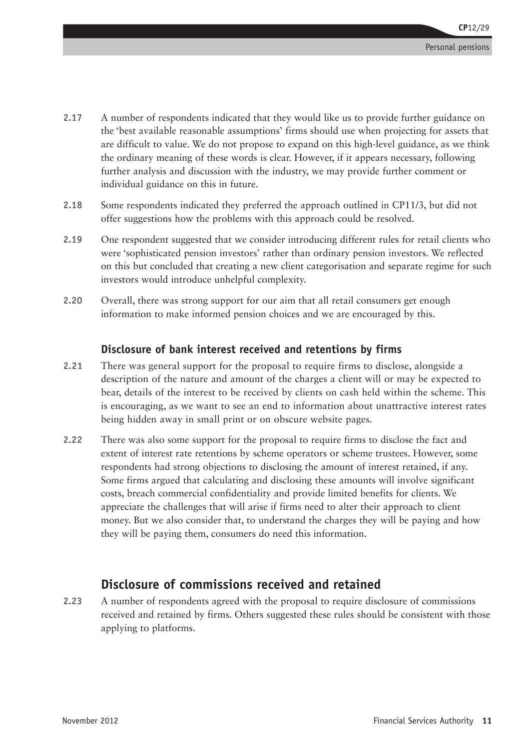**2.17** A number of respondents indicated that they would like us to provide further guidance on the 'best available reasonable assumptions' firms should use when projecting for assets that are difficult to value. We do not propose to expand on this high-level guidance, as we think the ordinary meaning of these words is clear. However, if it appears necessary, following further analysis and discussion with the industry, we may provide further comment or individual guidance on this in future.

**2.18** Some respondents indicated they preferred the approach outlined in CP11/3, but did not offer suggestions how the problems with this approach could be resolved.

**2.19** One respondent suggested that we consider introducing different rules for retail clients who were 'sophisticated pension investors' rather than ordinary pension investors. We reflected on this but concluded that creating a new client categorisation and separate regime for such investors would introduce unhelpful complexity.

**2.20** Overall, there was strong support for our aim that all retail consumers get enough information to make informed pension choices and we are encouraged by this.

### Disclosure of bank interest received and retentions by firms

**2.21** There was general support for the proposal to require firms to disclose, alongside a description of the nature and amount of the charges a client will or may be expected to bear, details of the interest to be received by clients on cash held within the scheme. This is encouraging, as we want to see an end to information about unattractive interest rates being hidden away in small print or on obscure website pages.

**2.22** There was also some support for the proposal to require firms to disclose the fact and extent of interest rate retentions by scheme operators or scheme trustees. However, some respondents had strong objections to disclosing the amount of interest retained, if any. Some firms argued that calculating and disclosing these amounts will involve significant costs, breach commercial confidentiality and provide limited benefits for clients. We appreciate the challenges that will arise if firms need to alter their approach to client money. But we also consider that, to understand the charges they will be paying and how they will be paying them, consumers do need this information.

## Disclosure of commissions received and retained

**2.23** A number of respondents agreed with the proposal to require disclosure of commissions received and retained by firms. Others suggested these rules should be consistent with those applying to platforms.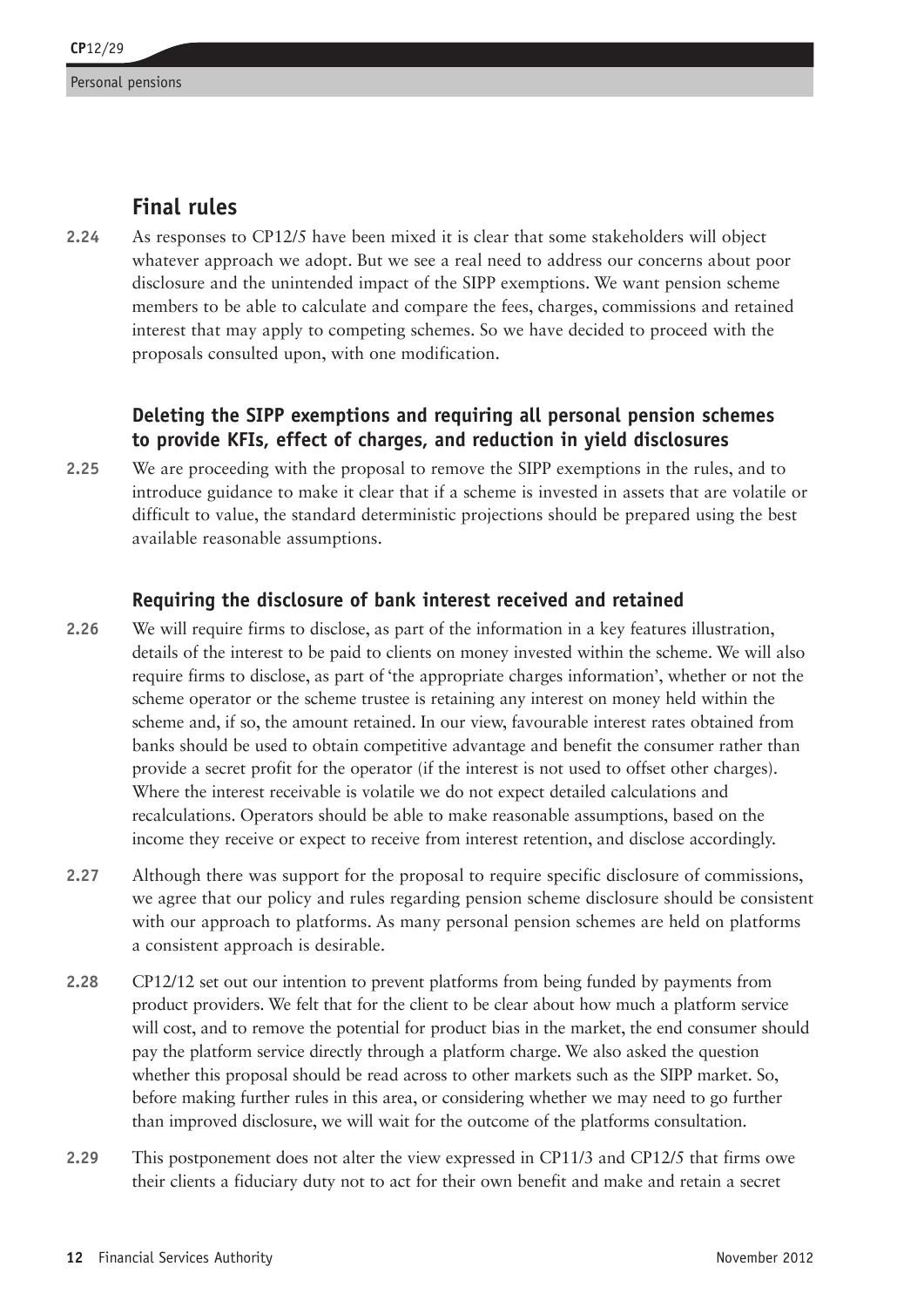## Final rules

**2.24** As responses to CP12/5 have been mixed it is clear that some stakeholders will object whatever approach we adopt. But we see a real need to address our concerns about poor disclosure and the unintended impact of the SIPP exemptions. We want pension scheme members to be able to calculate and compare the fees, charges, commissions and retained interest that may apply to competing schemes. So we have decided to proceed with the proposals consulted upon, with one modification.

### Deleting the SIPP exemptions and requiring all personal pension schemes to provide KFIs, effect of charges, and reduction in yield disclosures

**2.25** We are proceeding with the proposal to remove the SIPP exemptions in the rules, and to introduce guidance to make it clear that if a scheme is invested in assets that are volatile or difficult to value, the standard deterministic projections should be prepared using the best available reasonable assumptions.

### Requiring the disclosure of bank interest received and retained

**2.26** We will require firms to disclose, as part of the information in a key features illustration, details of the interest to be paid to clients on money invested within the scheme. We will also require firms to disclose, as part of 'the appropriate charges information', whether or not the scheme operator or the scheme trustee is retaining any interest on money held within the scheme and, if so, the amount retained. In our view, favourable interest rates obtained from banks should be used to obtain competitive advantage and benefit the consumer rather than provide a secret profit for the operator (if the interest is not used to offset other charges). Where the interest receivable is volatile we do not expect detailed calculations and recalculations. Operators should be able to make reasonable assumptions, based on the income they receive or expect to receive from interest retention, and disclose accordingly.

**2.27** Although there was support for the proposal to require specific disclosure of commissions, we agree that our policy and rules regarding pension scheme disclosure should be consistent with our approach to platforms. As many personal pension schemes are held on platforms a consistent approach is desirable.

**2.28** CP12/12 set out our intention to prevent platforms from being funded by payments from product providers. We felt that for the client to be clear about how much a platform service will cost, and to remove the potential for product bias in the market, the end consumer should pay the platform service directly through a platform charge. We also asked the question whether this proposal should be read across to other markets such as the SIPP market. So, before making further rules in this area, or considering whether we may need to go further than improved disclosure, we will wait for the outcome of the platforms consultation.

**2.29** This postponement does not alter the view expressed in CP11/3 and CP12/5 that firms owe their clients a fiduciary duty not to act for their own benefit and make and retain a secret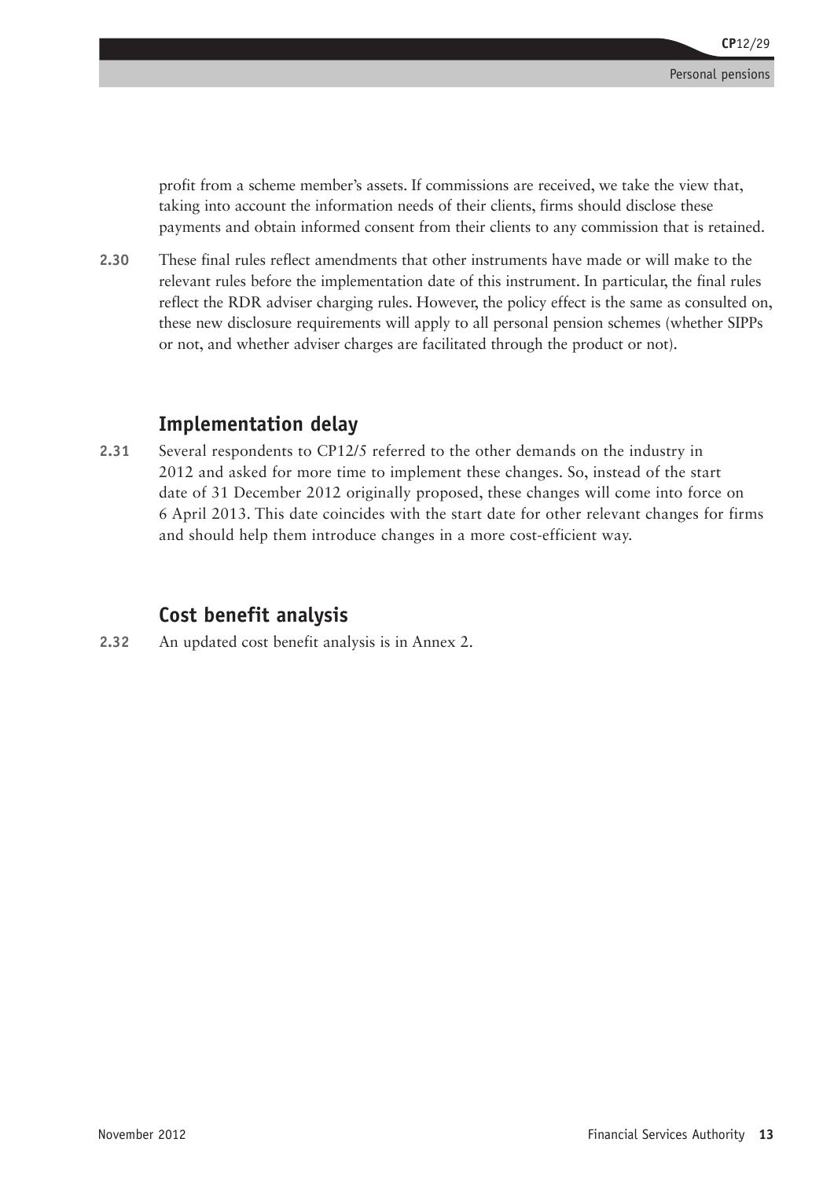profit from a scheme member's assets. If commissions are received, we take the view that, taking into account the information needs of their clients, firms should disclose these payments and obtain informed consent from their clients to any commission that is retained.

**2.30** These final rules reflect amendments that other instruments have made or will make to the relevant rules before the implementation date of this instrument. In particular, the final rules reflect the RDR adviser charging rules. However, the policy effect is the same as consulted on, these new disclosure requirements will apply to all personal pension schemes (whether SIPPs or not, and whether adviser charges are facilitated through the product or not).

## Implementation delay

**2.31** Several respondents to CP12/5 referred to the other demands on the industry in 2012 and asked for more time to implement these changes. So, instead of the start date of 31 December 2012 originally proposed, these changes will come into force on 6 April 2013. This date coincides with the start date for other relevant changes for firms and should help them introduce changes in a more cost-efficient way.

## Cost benefit analysis

**2.32** An updated cost benefit analysis is in Annex 2.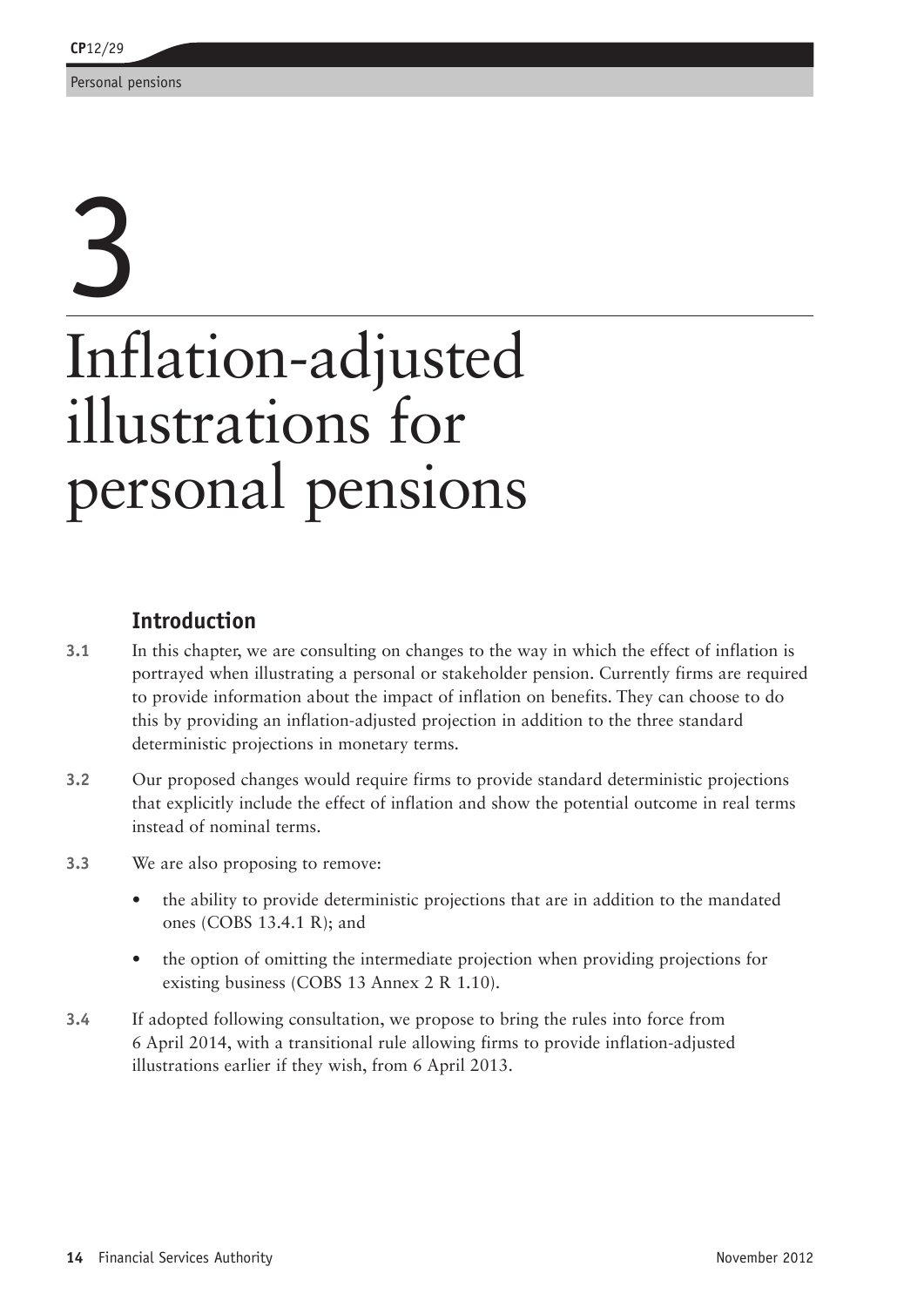# 3

# Inflation-adjusted illustrations for personal pensions

## Introduction

**3.1** In this chapter, we are consulting on changes to the way in which the effect of inflation is portrayed when illustrating a personal or stakeholder pension. Currently firms are required to provide information about the impact of inflation on benefits. They can choose to do this by providing an inflation-adjusted projection in addition to the three standard deterministic projections in monetary terms.

**3.2** Our proposed changes would require firms to provide standard deterministic projections that explicitly include the effect of inflation and show the potential outcome in real terms instead of nominal terms.

**3.3** We are also proposing to remove:

- the ability to provide deterministic projections that are in addition to the mandated ones (COBS 13.4.1 R); and
- the option of omitting the intermediate projection when providing projections for existing business (COBS 13 Annex 2 R 1.10).

**3.4** If adopted following consultation, we propose to bring the rules into force from 6 April 2014, with a transitional rule allowing firms to provide inflation-adjusted illustrations earlier if they wish, from 6 April 2013.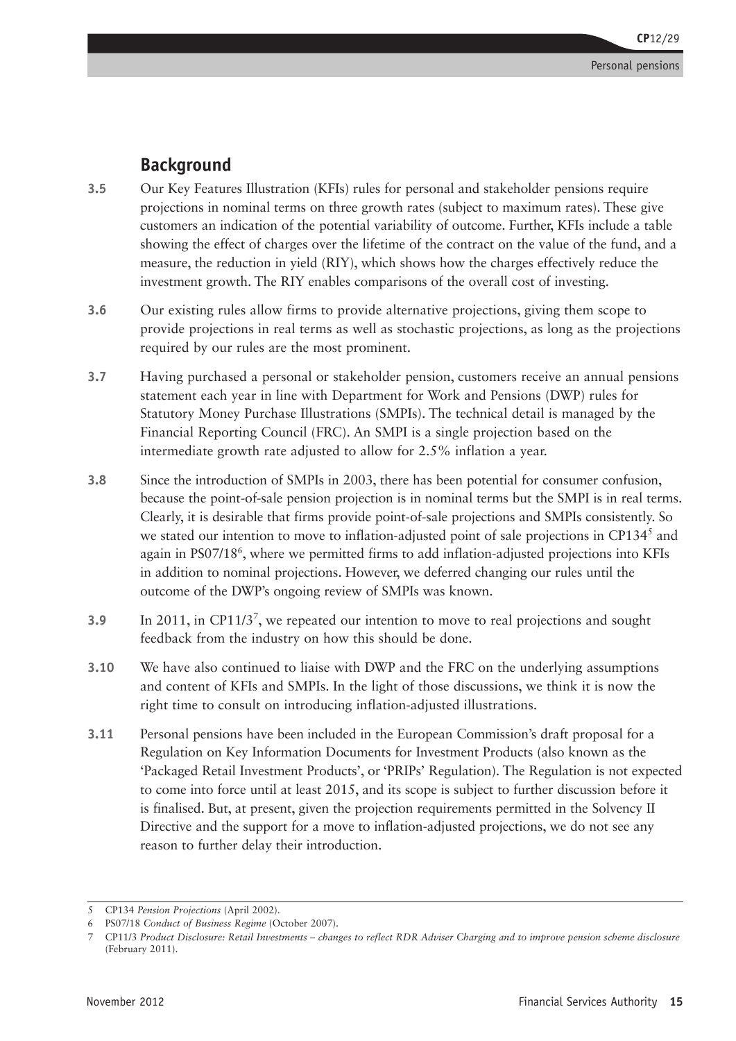## Background

3.5 Our Key Features Illustration (KFIs) rules for personal and stakeholder pensions require projections in nominal terms on three growth rates (subject to maximum rates). These give customers an indication of the potential variability of outcome. Further, KFIs include a table showing the effect of charges over the lifetime of the contract on the value of the fund, and a measure, the reduction in yield (RIY), which shows how the charges effectively reduce the investment growth. The RIY enables comparisons of the overall cost of investing.

3.6 Our existing rules allow firms to provide alternative projections, giving them scope to provide projections in real terms as well as stochastic projections, as long as the projections required by our rules are the most prominent.

3.7 Having purchased a personal or stakeholder pension, customers receive an annual pensions statement each year in line with Department for Work and Pensions (DWP) rules for Statutory Money Purchase Illustrations (SMPIs). The technical detail is managed by the Financial Reporting Council (FRC). An SMPI is a single projection based on the intermediate growth rate adjusted to allow for 2.5% inflation a year.

3.8 Since the introduction of SMPIs in 2003, there has been potential for consumer confusion, because the point-of-sale pension projection is in nominal terms but the SMPI is in real terms. Clearly, it is desirable that firms provide point-of-sale projections and SMPIs consistently. So we stated our intention to move to inflation-adjusted point of sale projections in CP134[5] and again in PS07/18[6], where we permitted firms to add inflation-adjusted projections into KFIs in addition to nominal projections. However, we deferred changing our rules until the outcome of the DWP's ongoing review of SMPIs was known.

3.9 In 2011, in CP11/3[7], we repeated our intention to move to real projections and sought feedback from the industry on how this should be done.

3.10 We have also continued to liaise with DWP and the FRC on the underlying assumptions and content of KFIs and SMPIs. In the light of those discussions, we think it is now the right time to consult on introducing inflation-adjusted illustrations.

3.11 Personal pensions have been included in the European Commission's draft proposal for a Regulation on Key Information Documents for Investment Products (also known as the 'Packaged Retail Investment Products', or 'PRIPs' Regulation). The Regulation is not expected to come into force until at least 2015, and its scope is subject to further discussion before it is finalised. But, at present, given the projection requirements permitted in the Solvency II Directive and the support for a move to inflation-adjusted projections, we do not see any reason to further delay their introduction.

---

5 CP134 *Pension Projections* (April 2002).

6 PS07/18 *Conduct of Business Regime* (October 2007).

7 CP11/3 *Product Disclosure: Retail Investments – changes to reflect RDR Adviser Charging and to improve pension scheme disclosure* (February 2011).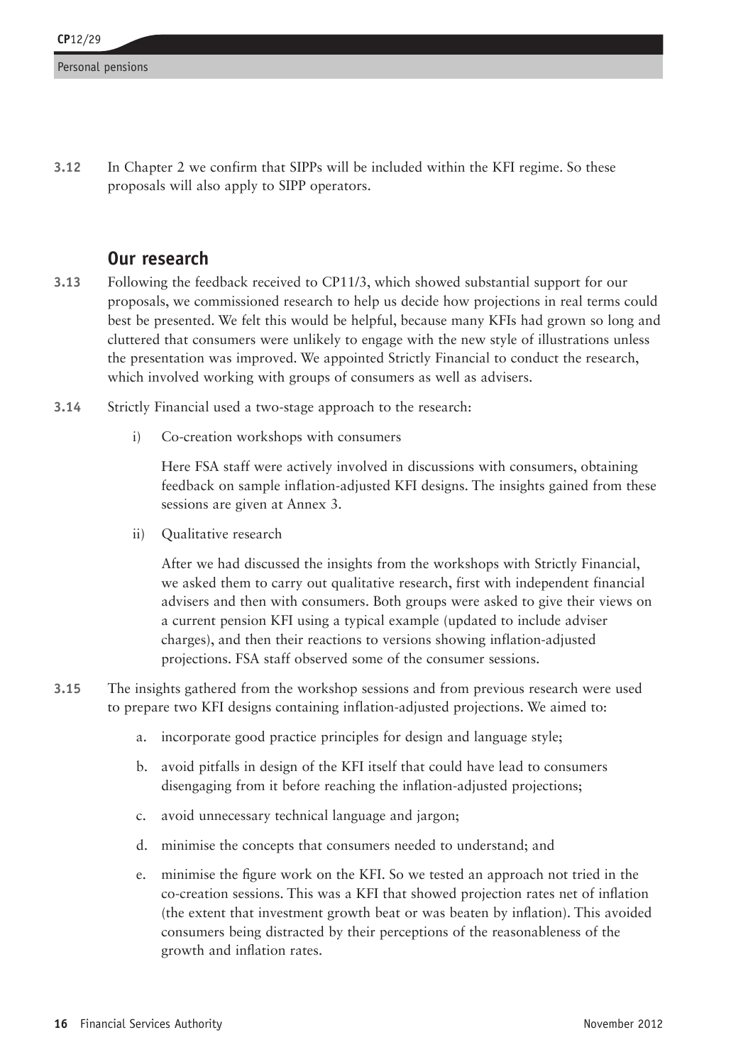**3.12** In Chapter 2 we confirm that SIPPs will be included within the KFI regime. So these proposals will also apply to SIPP operators.

## Our research

**3.13** Following the feedback received to CP11/3, which showed substantial support for our proposals, we commissioned research to help us decide how projections in real terms could best be presented. We felt this would be helpful, because many KFIs had grown so long and cluttered that consumers were unlikely to engage with the new style of illustrations unless the presentation was improved. We appointed Strictly Financial to conduct the research, which involved working with groups of consumers as well as advisers.

**3.14** Strictly Financial used a two-stage approach to the research:

i) Co-creation workshops with consumers

Here FSA staff were actively involved in discussions with consumers, obtaining feedback on sample inflation-adjusted KFI designs. The insights gained from these sessions are given at Annex 3.

ii) Qualitative research

After we had discussed the insights from the workshops with Strictly Financial, we asked them to carry out qualitative research, first with independent financial advisers and then with consumers. Both groups were asked to give their views on a current pension KFI using a typical example (updated to include adviser charges), and then their reactions to versions showing inflation-adjusted projections. FSA staff observed some of the consumer sessions.

**3.15** The insights gathered from the workshop sessions and from previous research were used to prepare two KFI designs containing inflation-adjusted projections. We aimed to:

a. incorporate good practice principles for design and language style;

b. avoid pitfalls in design of the KFI itself that could have lead to consumers disengaging from it before reaching the inflation-adjusted projections;

c. avoid unnecessary technical language and jargon;

d. minimise the concepts that consumers needed to understand; and

e. minimise the figure work on the KFI. So we tested an approach not tried in the co-creation sessions. This was a KFI that showed projection rates net of inflation (the extent that investment growth beat or was beaten by inflation). This avoided consumers being distracted by their perceptions of the reasonableness of the growth and inflation rates.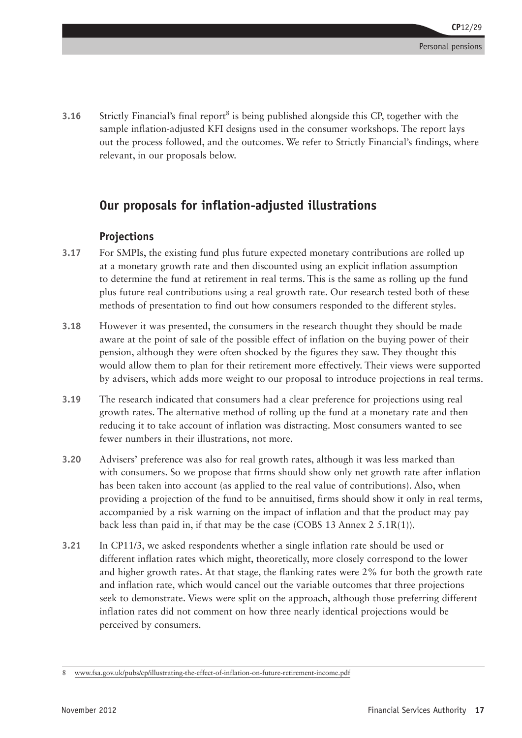**3.16** Strictly Financial's final report[8] is being published alongside this CP, together with the sample inflation-adjusted KFI designs used in the consumer workshops. The report lays out the process followed, and the outcomes. We refer to Strictly Financial's findings, where relevant, in our proposals below.

## Our proposals for inflation-adjusted illustrations

### Projections

**3.17** For SMPIs, the existing fund plus future expected monetary contributions are rolled up at a monetary growth rate and then discounted using an explicit inflation assumption to determine the fund at retirement in real terms. This is the same as rolling up the fund plus future real contributions using a real growth rate. Our research tested both of these methods of presentation to find out how consumers responded to the different styles.

**3.18** However it was presented, the consumers in the research thought they should be made aware at the point of sale of the possible effect of inflation on the buying power of their pension, although they were often shocked by the figures they saw. They thought this would allow them to plan for their retirement more effectively. Their views were supported by advisers, which adds more weight to our proposal to introduce projections in real terms.

**3.19** The research indicated that consumers had a clear preference for projections using real growth rates. The alternative method of rolling up the fund at a monetary rate and then reducing it to take account of inflation was distracting. Most consumers wanted to see fewer numbers in their illustrations, not more.

**3.20** Advisers' preference was also for real growth rates, although it was less marked than with consumers. So we propose that firms should show only net growth rate after inflation has been taken into account (as applied to the real value of contributions). Also, when providing a projection of the fund to be annuitised, firms should show it only in real terms, accompanied by a risk warning on the impact of inflation and that the product may pay back less than paid in, if that may be the case (COBS 13 Annex 2 5.1R(1)).

**3.21** In CP11/3, we asked respondents whether a single inflation rate should be used or different inflation rates which might, theoretically, more closely correspond to the lower and higher growth rates. At that stage, the flanking rates were 2% for both the growth rate and inflation rate, which would cancel out the variable outcomes that three projections seek to demonstrate. Views were split on the approach, although those preferring different inflation rates did not comment on how three nearly identical projections would be perceived by consumers.

---

8 www.fsa.gov.uk/pubs/cp/illustrating-the-effect-of-inflation-on-future-retirement-income.pdf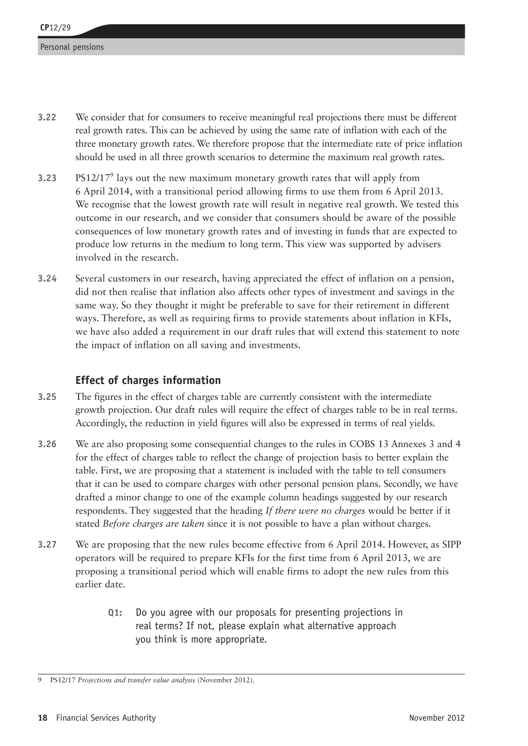**3.22** We consider that for consumers to receive meaningful real projections there must be different real growth rates. This can be achieved by using the same rate of inflation with each of the three monetary growth rates. We therefore propose that the intermediate rate of price inflation should be used in all three growth scenarios to determine the maximum real growth rates.

**3.23** PS12/17[9] lays out the new maximum monetary growth rates that will apply from 6 April 2014, with a transitional period allowing firms to use them from 6 April 2013. We recognise that the lowest growth rate will result in negative real growth. We tested this outcome in our research, and we consider that consumers should be aware of the possible consequences of low monetary growth rates and of investing in funds that are expected to produce low returns in the medium to long term. This view was supported by advisers involved in the research.

**3.24** Several customers in our research, having appreciated the effect of inflation on a pension, did not then realise that inflation also affects other types of investment and savings in the same way. So they thought it might be preferable to save for their retirement in different ways. Therefore, as well as requiring firms to provide statements about inflation in KFIs, we have also added a requirement in our draft rules that will extend this statement to note the impact of inflation on all saving and investments.

### Effect of charges information

**3.25** The figures in the effect of charges table are currently consistent with the intermediate growth projection. Our draft rules will require the effect of charges table to be in real terms. Accordingly, the reduction in yield figures will also be expressed in terms of real yields.

**3.26** We are also proposing some consequential changes to the rules in COBS 13 Annexes 3 and 4 for the effect of charges table to reflect the change of projection basis to better explain the table. First, we are proposing that a statement is included with the table to tell consumers that it can be used to compare charges with other personal pension plans. Secondly, we have drafted a minor change to one of the example column headings suggested by our research respondents. They suggested that the heading *If there were no charges* would be better if it stated *Before charges are taken* since it is not possible to have a plan without charges.

**3.27** We are proposing that the new rules become effective from 6 April 2014. However, as SIPP operators will be required to prepare KFIs for the first time from 6 April 2013, we are proposing a transitional period which will enable firms to adopt the new rules from this earlier date.

> **Q1:** Do you agree with our proposals for presenting projections in real terms? If not, please explain what alternative approach you think is more appropriate.

---

9 PS12/17 *Projections and transfer value analysis* (November 2012).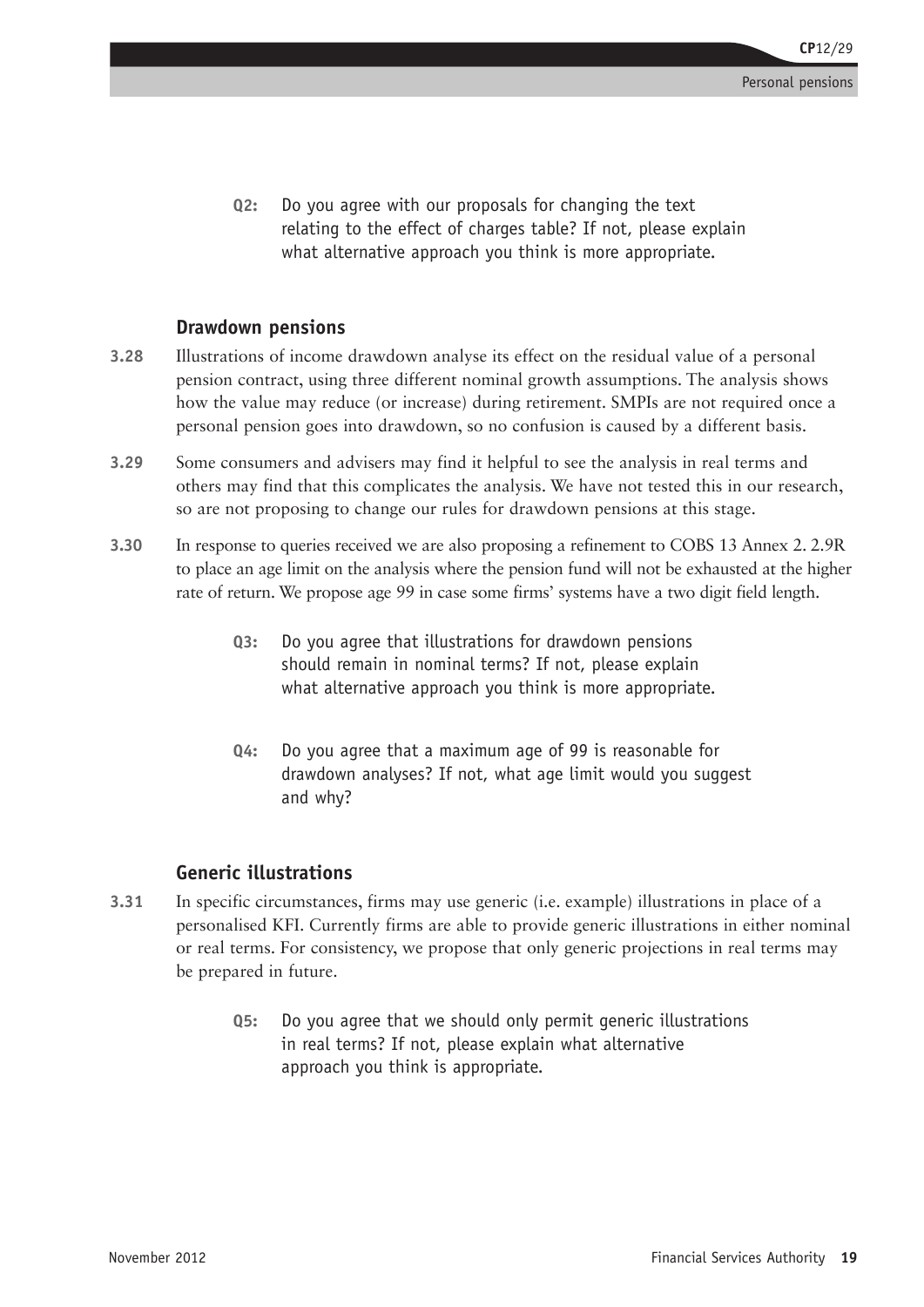**Q2:** Do you agree with our proposals for changing the text relating to the effect of charges table? If not, please explain what alternative approach you think is more appropriate.

## Drawdown pensions

**3.28** Illustrations of income drawdown analyse its effect on the residual value of a personal pension contract, using three different nominal growth assumptions. The analysis shows how the value may reduce (or increase) during retirement. SMPIs are not required once a personal pension goes into drawdown, so no confusion is caused by a different basis.

**3.29** Some consumers and advisers may find it helpful to see the analysis in real terms and others may find that this complicates the analysis. We have not tested this in our research, so are not proposing to change our rules for drawdown pensions at this stage.

**3.30** In response to queries received we are also proposing a refinement to COBS 13 Annex 2. 2.9R to place an age limit on the analysis where the pension fund will not be exhausted at the higher rate of return. We propose age 99 in case some firms' systems have a two digit field length.

**Q3:** Do you agree that illustrations for drawdown pensions should remain in nominal terms? If not, please explain what alternative approach you think is more appropriate.

**Q4:** Do you agree that a maximum age of 99 is reasonable for drawdown analyses? If not, what age limit would you suggest and why?

## Generic illustrations

**3.31** In specific circumstances, firms may use generic (i.e. example) illustrations in place of a personalised KFI. Currently firms are able to provide generic illustrations in either nominal or real terms. For consistency, we propose that only generic projections in real terms may be prepared in future.

**Q5:** Do you agree that we should only permit generic illustrations in real terms? If not, please explain what alternative approach you think is appropriate.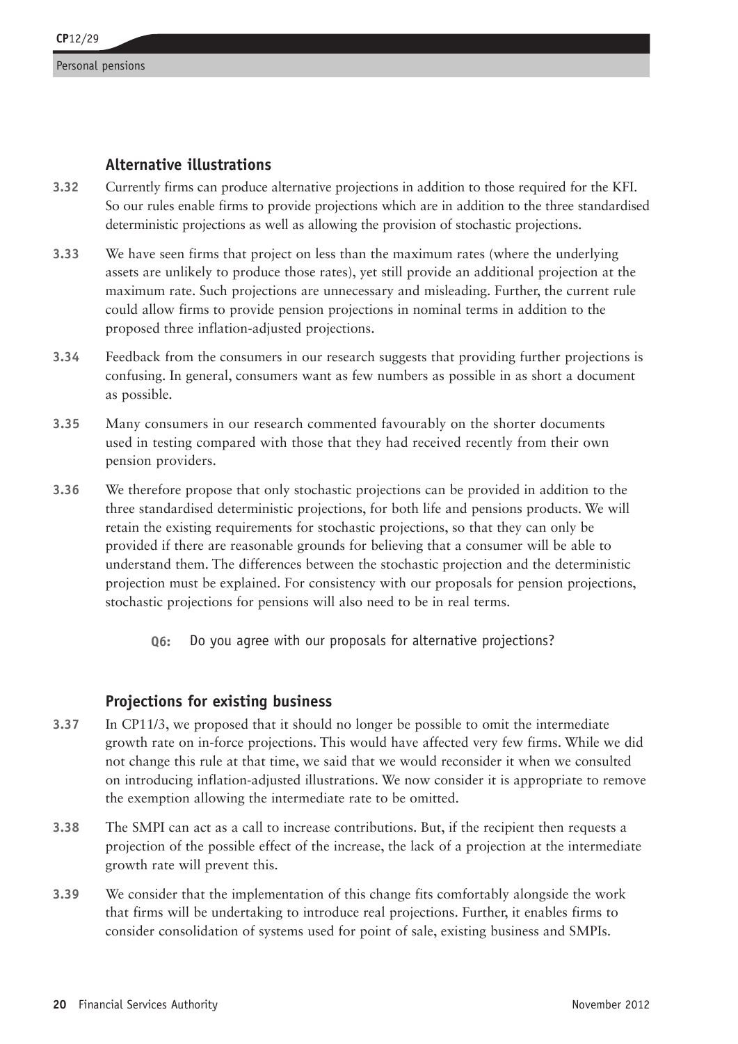## Alternative illustrations

**3.32** Currently firms can produce alternative projections in addition to those required for the KFI. So our rules enable firms to provide projections which are in addition to the three standardised deterministic projections as well as allowing the provision of stochastic projections.

**3.33** We have seen firms that project on less than the maximum rates (where the underlying assets are unlikely to produce those rates), yet still provide an additional projection at the maximum rate. Such projections are unnecessary and misleading. Further, the current rule could allow firms to provide pension projections in nominal terms in addition to the proposed three inflation-adjusted projections.

**3.34** Feedback from the consumers in our research suggests that providing further projections is confusing. In general, consumers want as few numbers as possible in as short a document as possible.

**3.35** Many consumers in our research commented favourably on the shorter documents used in testing compared with those that they had received recently from their own pension providers.

**3.36** We therefore propose that only stochastic projections can be provided in addition to the three standardised deterministic projections, for both life and pensions products. We will retain the existing requirements for stochastic projections, so that they can only be provided if there are reasonable grounds for believing that a consumer will be able to understand them. The differences between the stochastic projection and the deterministic projection must be explained. For consistency with our proposals for pension projections, stochastic projections for pensions will also need to be in real terms.

> **Q6:** Do you agree with our proposals for alternative projections?

## Projections for existing business

**3.37** In CP11/3, we proposed that it should no longer be possible to omit the intermediate growth rate on in-force projections. This would have affected very few firms. While we did not change this rule at that time, we said that we would reconsider it when we consulted on introducing inflation-adjusted illustrations. We now consider it is appropriate to remove the exemption allowing the intermediate rate to be omitted.

**3.38** The SMPI can act as a call to increase contributions. But, if the recipient then requests a projection of the possible effect of the increase, the lack of a projection at the intermediate growth rate will prevent this.

**3.39** We consider that the implementation of this change fits comfortably alongside the work that firms will be undertaking to introduce real projections. Further, it enables firms to consider consolidation of systems used for point of sale, existing business and SMPIs.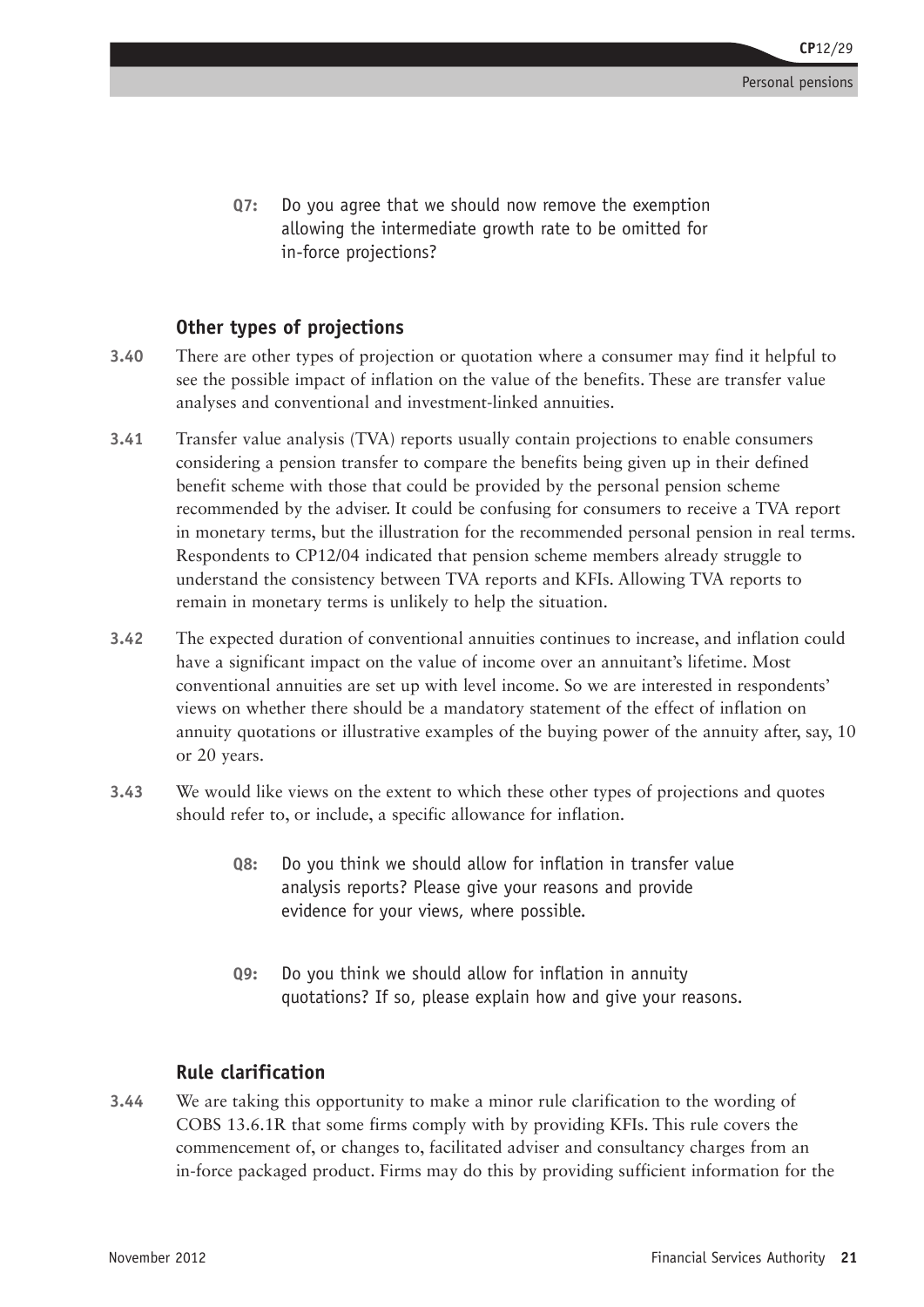**Q7:** Do you agree that we should now remove the exemption allowing the intermediate growth rate to be omitted for in-force projections?

### Other types of projections

**3.40** There are other types of projection or quotation where a consumer may find it helpful to see the possible impact of inflation on the value of the benefits. These are transfer value analyses and conventional and investment-linked annuities.

**3.41** Transfer value analysis (TVA) reports usually contain projections to enable consumers considering a pension transfer to compare the benefits being given up in their defined benefit scheme with those that could be provided by the personal pension scheme recommended by the adviser. It could be confusing for consumers to receive a TVA report in monetary terms, but the illustration for the recommended personal pension in real terms. Respondents to CP12/04 indicated that pension scheme members already struggle to understand the consistency between TVA reports and KFIs. Allowing TVA reports to remain in monetary terms is unlikely to help the situation.

**3.42** The expected duration of conventional annuities continues to increase, and inflation could have a significant impact on the value of income over an annuitant's lifetime. Most conventional annuities are set up with level income. So we are interested in respondents' views on whether there should be a mandatory statement of the effect of inflation on annuity quotations or illustrative examples of the buying power of the annuity after, say, 10 or 20 years.

**3.43** We would like views on the extent to which these other types of projections and quotes should refer to, or include, a specific allowance for inflation.

**Q8:** Do you think we should allow for inflation in transfer value analysis reports? Please give your reasons and provide evidence for your views, where possible.

**Q9:** Do you think we should allow for inflation in annuity quotations? If so, please explain how and give your reasons.

### Rule clarification

**3.44** We are taking this opportunity to make a minor rule clarification to the wording of COBS 13.6.1R that some firms comply with by providing KFIs. This rule covers the commencement of, or changes to, facilitated adviser and consultancy charges from an in-force packaged product. Firms may do this by providing sufficient information for the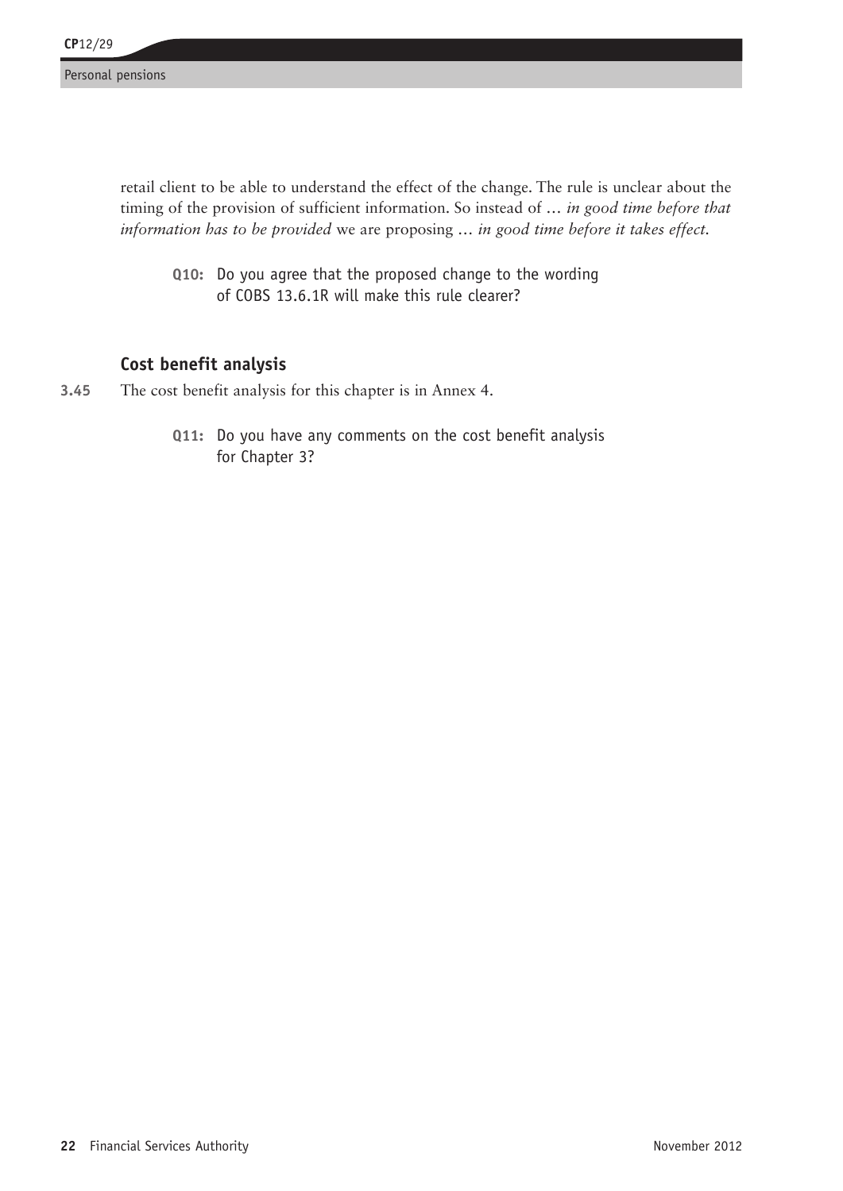retail client to be able to understand the effect of the change. The rule is unclear about the timing of the provision of sufficient information. So instead of … *in good time before that information has to be provided* we are proposing … *in good time before it takes effect.*

> **Q10:** Do you agree that the proposed change to the wording of COBS 13.6.1R will make this rule clearer?

### Cost benefit analysis

**3.45** The cost benefit analysis for this chapter is in Annex 4.

> **Q11:** Do you have any comments on the cost benefit analysis for Chapter 3?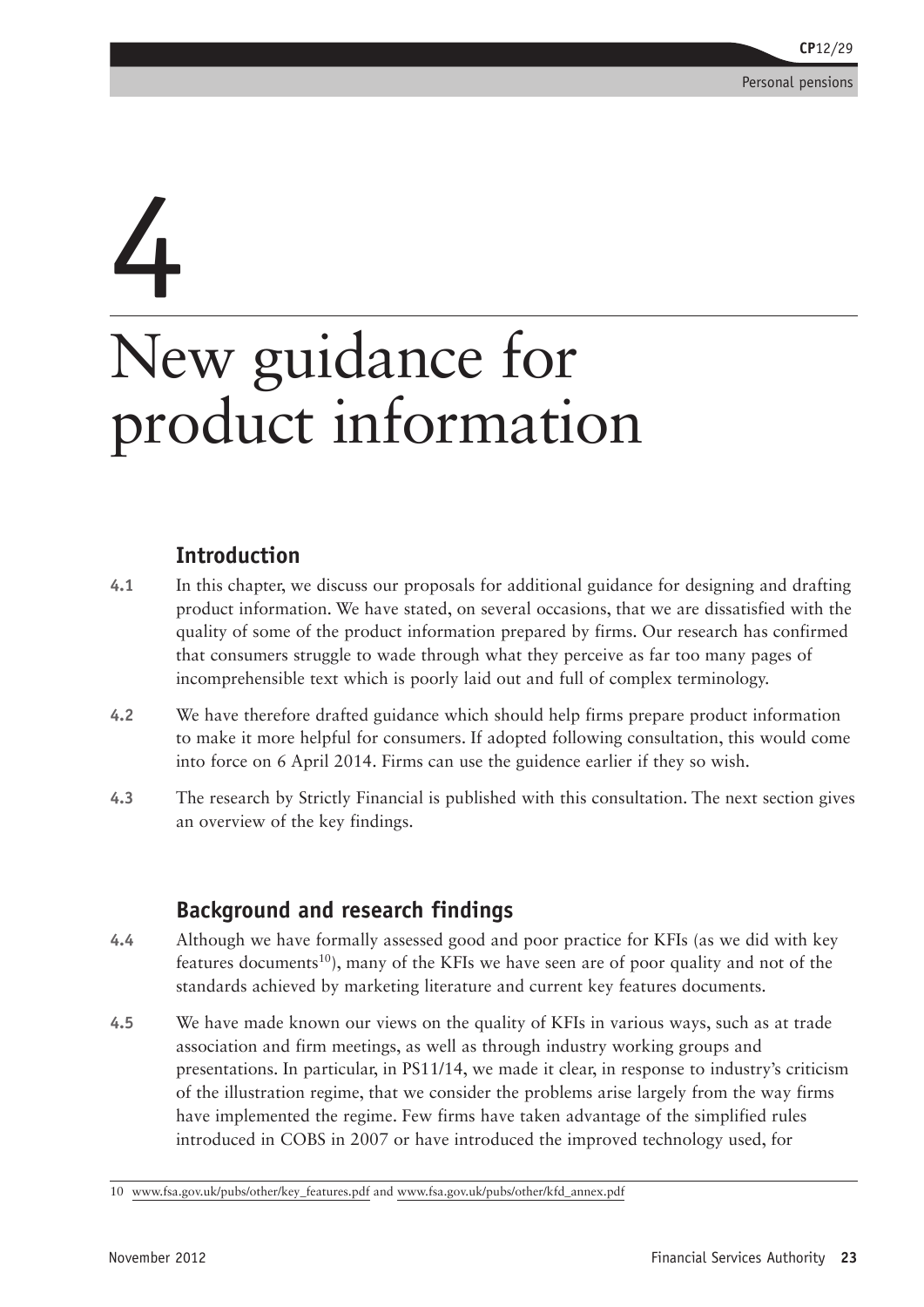# 4

# New guidance for product information

## Introduction

**4.1** In this chapter, we discuss our proposals for additional guidance for designing and drafting product information. We have stated, on several occasions, that we are dissatisfied with the quality of some of the product information prepared by firms. Our research has confirmed that consumers struggle to wade through what they perceive as far too many pages of incomprehensible text which is poorly laid out and full of complex terminology.

**4.2** We have therefore drafted guidance which should help firms prepare product information to make it more helpful for consumers. If adopted following consultation, this would come into force on 6 April 2014. Firms can use the guidence earlier if they so wish.

**4.3** The research by Strictly Financial is published with this consultation. The next section gives an overview of the key findings.

## Background and research findings

**4.4** Although we have formally assessed good and poor practice for KFIs (as we did with key features documents[10]), many of the KFIs we have seen are of poor quality and not of the standards achieved by marketing literature and current key features documents.

**4.5** We have made known our views on the quality of KFIs in various ways, such as at trade association and firm meetings, as well as through industry working groups and presentations. In particular, in PS11/14, we made it clear, in response to industry's criticism of the illustration regime, that we consider the problems arise largely from the way firms have implemented the regime. Few firms have taken advantage of the simplified rules introduced in COBS in 2007 or have introduced the improved technology used, for

---

10 www.fsa.gov.uk/pubs/other/key_features.pdf and www.fsa.gov.uk/pubs/other/kfd_annex.pdf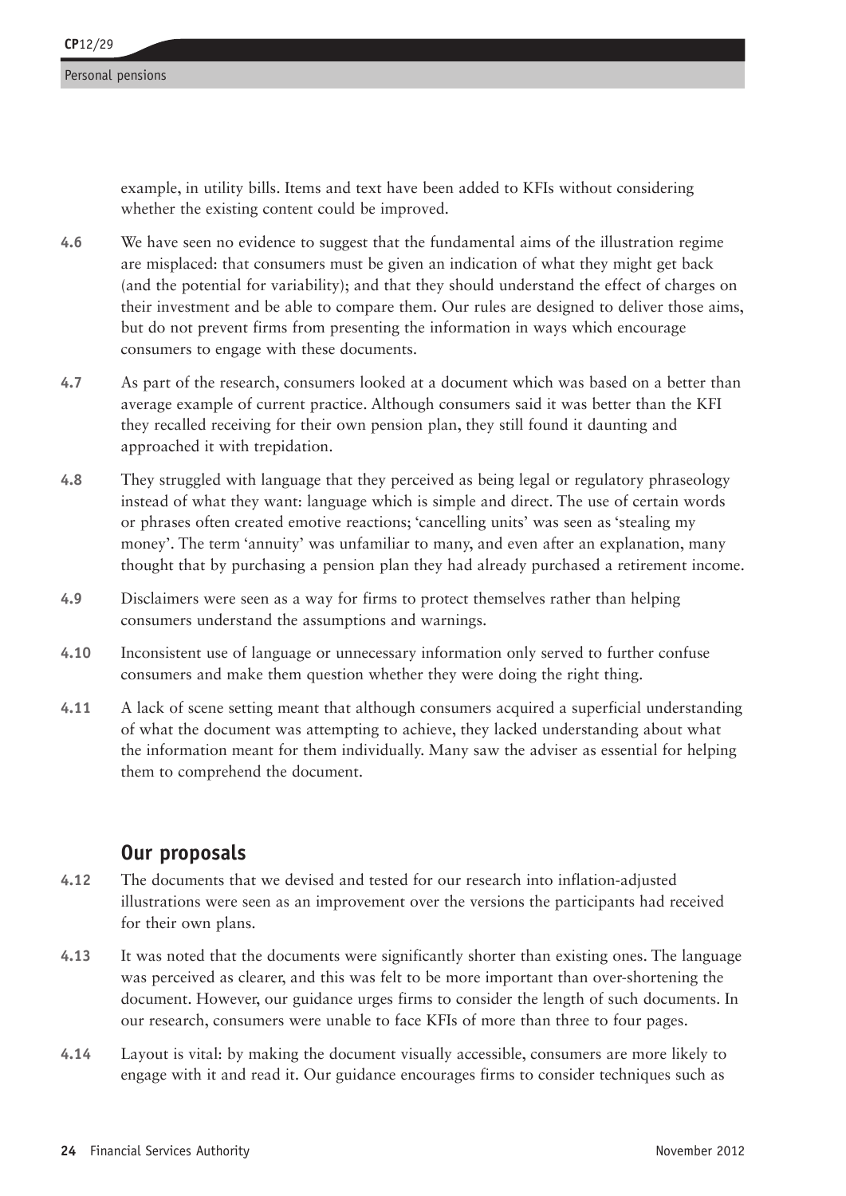example, in utility bills. Items and text have been added to KFIs without considering whether the existing content could be improved.

**4.6** We have seen no evidence to suggest that the fundamental aims of the illustration regime are misplaced: that consumers must be given an indication of what they might get back (and the potential for variability); and that they should understand the effect of charges on their investment and be able to compare them. Our rules are designed to deliver those aims, but do not prevent firms from presenting the information in ways which encourage consumers to engage with these documents.

**4.7** As part of the research, consumers looked at a document which was based on a better than average example of current practice. Although consumers said it was better than the KFI they recalled receiving for their own pension plan, they still found it daunting and approached it with trepidation.

**4.8** They struggled with language that they perceived as being legal or regulatory phraseology instead of what they want: language which is simple and direct. The use of certain words or phrases often created emotive reactions; 'cancelling units' was seen as 'stealing my money'. The term 'annuity' was unfamiliar to many, and even after an explanation, many thought that by purchasing a pension plan they had already purchased a retirement income.

**4.9** Disclaimers were seen as a way for firms to protect themselves rather than helping consumers understand the assumptions and warnings.

**4.10** Inconsistent use of language or unnecessary information only served to further confuse consumers and make them question whether they were doing the right thing.

**4.11** A lack of scene setting meant that although consumers acquired a superficial understanding of what the document was attempting to achieve, they lacked understanding about what the information meant for them individually. Many saw the adviser as essential for helping them to comprehend the document.

## Our proposals

**4.12** The documents that we devised and tested for our research into inflation-adjusted illustrations were seen as an improvement over the versions the participants had received for their own plans.

**4.13** It was noted that the documents were significantly shorter than existing ones. The language was perceived as clearer, and this was felt to be more important than over-shortening the document. However, our guidance urges firms to consider the length of such documents. In our research, consumers were unable to face KFIs of more than three to four pages.

**4.14** Layout is vital: by making the document visually accessible, consumers are more likely to engage with it and read it. Our guidance encourages firms to consider techniques such as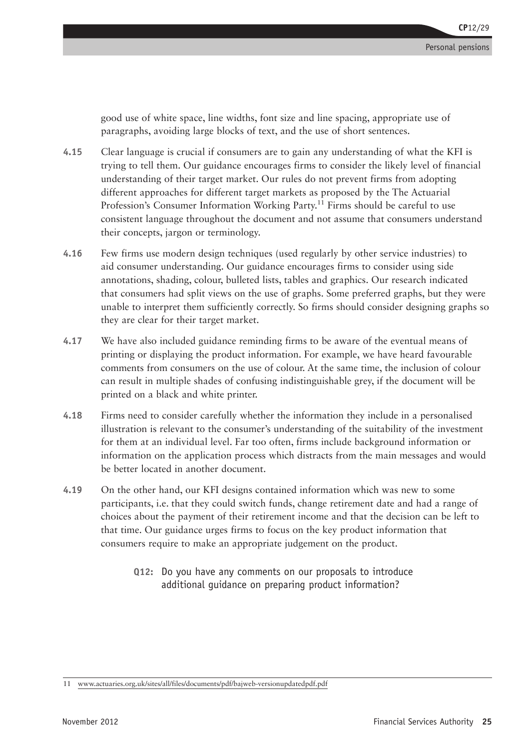good use of white space, line widths, font size and line spacing, appropriate use of paragraphs, avoiding large blocks of text, and the use of short sentences.

**4.15** Clear language is crucial if consumers are to gain any understanding of what the KFI is trying to tell them. Our guidance encourages firms to consider the likely level of financial understanding of their target market. Our rules do not prevent firms from adopting different approaches for different target markets as proposed by the The Actuarial Profession's Consumer Information Working Party.[11] Firms should be careful to use consistent language throughout the document and not assume that consumers understand their concepts, jargon or terminology.

**4.16** Few firms use modern design techniques (used regularly by other service industries) to aid consumer understanding. Our guidance encourages firms to consider using side annotations, shading, colour, bulleted lists, tables and graphics. Our research indicated that consumers had split views on the use of graphs. Some preferred graphs, but they were unable to interpret them sufficiently correctly. So firms should consider designing graphs so they are clear for their target market.

**4.17** We have also included guidance reminding firms to be aware of the eventual means of printing or displaying the product information. For example, we have heard favourable comments from consumers on the use of colour. At the same time, the inclusion of colour can result in multiple shades of confusing indistinguishable grey, if the document will be printed on a black and white printer.

**4.18** Firms need to consider carefully whether the information they include in a personalised illustration is relevant to the consumer's understanding of the suitability of the investment for them at an individual level. Far too often, firms include background information or information on the application process which distracts from the main messages and would be better located in another document.

**4.19** On the other hand, our KFI designs contained information which was new to some participants, i.e. that they could switch funds, change retirement date and had a range of choices about the payment of their retirement income and that the decision can be left to that time. Our guidance urges firms to focus on the key product information that consumers require to make an appropriate judgement on the product.

> **Q12:** Do you have any comments on our proposals to introduce additional guidance on preparing product information?

---

11 www.actuaries.org.uk/sites/all/files/documents/pdf/bajweb-versionupdatedpdf.pdf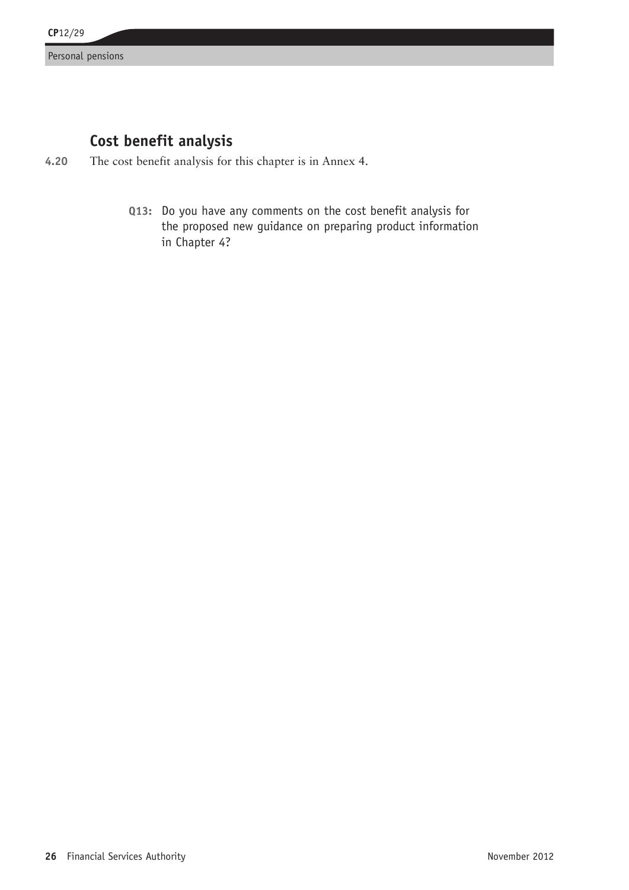## Cost benefit analysis

**4.20** The cost benefit analysis for this chapter is in Annex 4.

> **Q13:** Do you have any comments on the cost benefit analysis for the proposed new guidance on preparing product information in Chapter 4?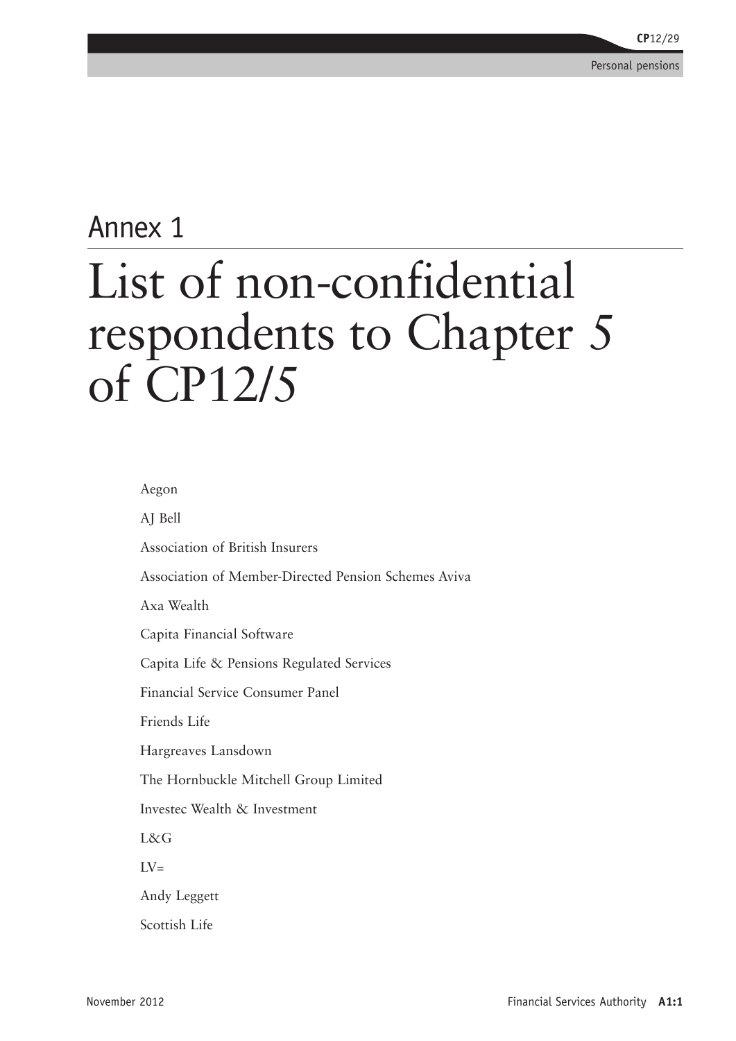# Annex 1

# List of non-confidential respondents to Chapter 5 of CP12/5

Aegon

AJ Bell

Association of British Insurers

Association of Member-Directed Pension Schemes Aviva

Axa Wealth

Capita Financial Software

Capita Life & Pensions Regulated Services

Financial Service Consumer Panel

Friends Life

Hargreaves Lansdown

The Hornbuckle Mitchell Group Limited

Investec Wealth & Investment

L&G

LV=

Andy Leggett

Scottish Life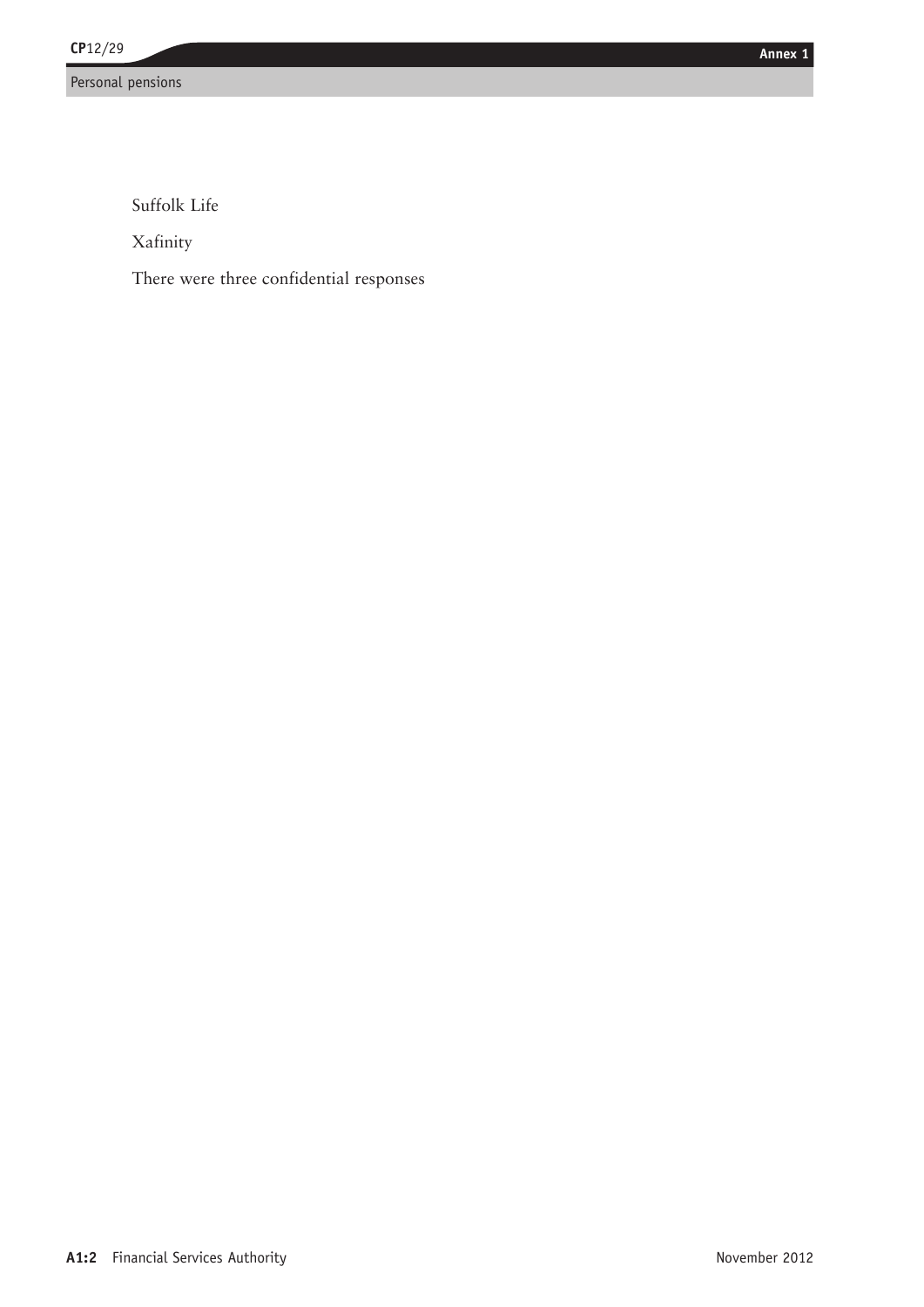Suffolk Life

Xafinity

There were three confidential responses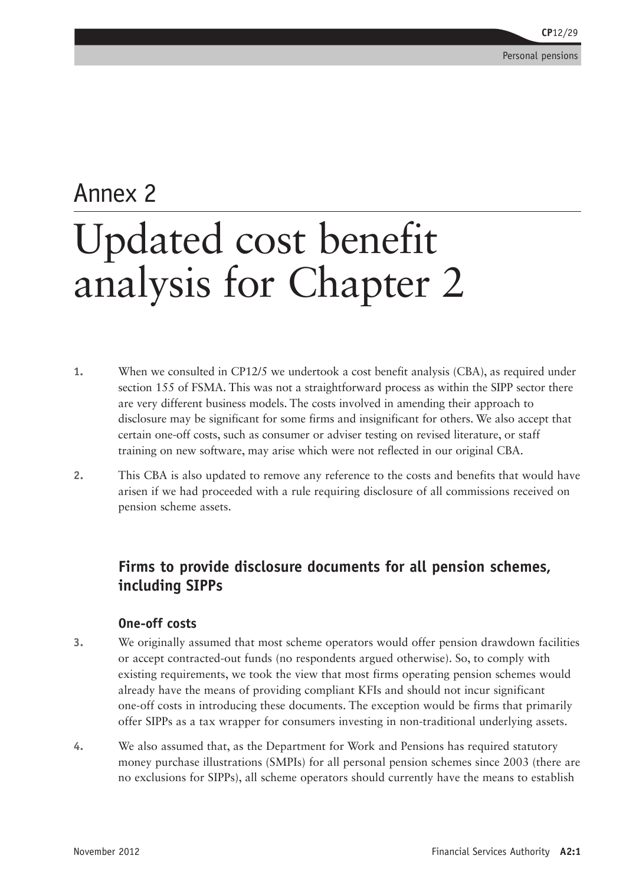# Annex 2

# Updated cost benefit analysis for Chapter 2

1. When we consulted in CP12/5 we undertook a cost benefit analysis (CBA), as required under section 155 of FSMA. This was not a straightforward process as within the SIPP sector there are very different business models. The costs involved in amending their approach to disclosure may be significant for some firms and insignificant for others. We also accept that certain one-off costs, such as consumer or adviser testing on revised literature, or staff training on new software, may arise which were not reflected in our original CBA.

2. This CBA is also updated to remove any reference to the costs and benefits that would have arisen if we had proceeded with a rule requiring disclosure of all commissions received on pension scheme assets.

## Firms to provide disclosure documents for all pension schemes, including SIPPs

### One-off costs

3. We originally assumed that most scheme operators would offer pension drawdown facilities or accept contracted-out funds (no respondents argued otherwise). So, to comply with existing requirements, we took the view that most firms operating pension schemes would already have the means of providing compliant KFIs and should not incur significant one-off costs in introducing these documents. The exception would be firms that primarily offer SIPPs as a tax wrapper for consumers investing in non-traditional underlying assets.

4. We also assumed that, as the Department for Work and Pensions has required statutory money purchase illustrations (SMPIs) for all personal pension schemes since 2003 (there are no exclusions for SIPPs), all scheme operators should currently have the means to establish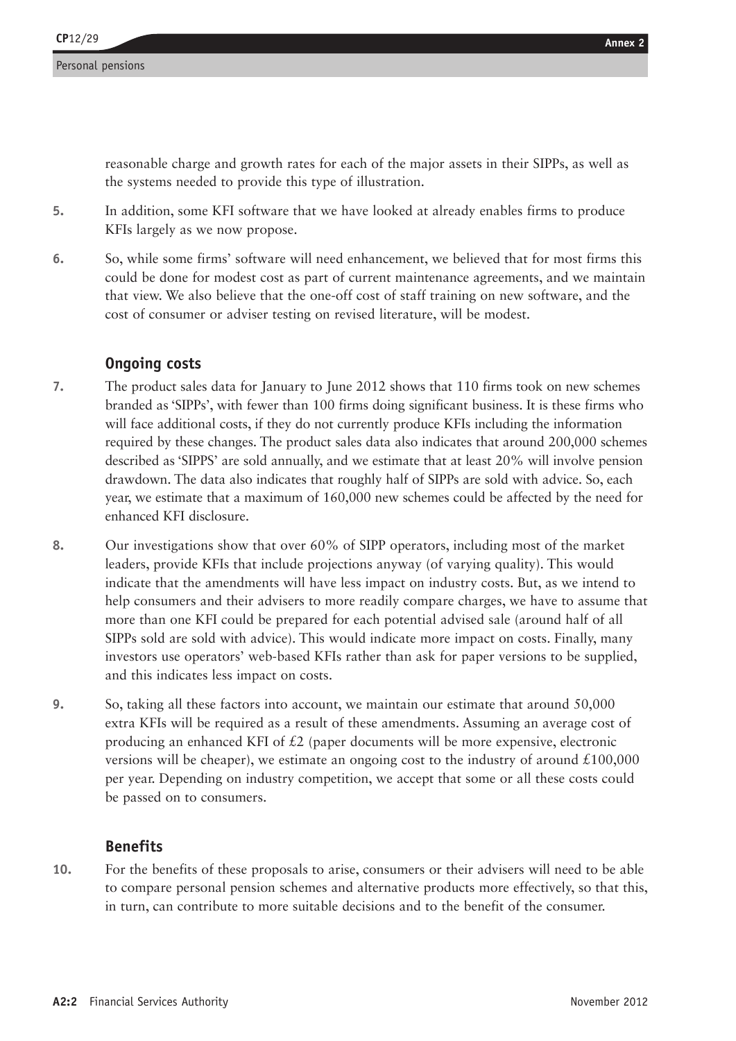reasonable charge and growth rates for each of the major assets in their SIPPs, as well as the systems needed to provide this type of illustration.

**5.** In addition, some KFI software that we have looked at already enables firms to produce KFIs largely as we now propose.

**6.** So, while some firms' software will need enhancement, we believed that for most firms this could be done for modest cost as part of current maintenance agreements, and we maintain that view. We also believe that the one-off cost of staff training on new software, and the cost of consumer or adviser testing on revised literature, will be modest.

### Ongoing costs

**7.** The product sales data for January to June 2012 shows that 110 firms took on new schemes branded as 'SIPPs', with fewer than 100 firms doing significant business. It is these firms who will face additional costs, if they do not currently produce KFIs including the information required by these changes. The product sales data also indicates that around 200,000 schemes described as 'SIPPS' are sold annually, and we estimate that at least 20% will involve pension drawdown. The data also indicates that roughly half of SIPPs are sold with advice. So, each year, we estimate that a maximum of 160,000 new schemes could be affected by the need for enhanced KFI disclosure.

**8.** Our investigations show that over 60% of SIPP operators, including most of the market leaders, provide KFIs that include projections anyway (of varying quality). This would indicate that the amendments will have less impact on industry costs. But, as we intend to help consumers and their advisers to more readily compare charges, we have to assume that more than one KFI could be prepared for each potential advised sale (around half of all SIPPs sold are sold with advice). This would indicate more impact on costs. Finally, many investors use operators' web-based KFIs rather than ask for paper versions to be supplied, and this indicates less impact on costs.

**9.** So, taking all these factors into account, we maintain our estimate that around 50,000 extra KFIs will be required as a result of these amendments. Assuming an average cost of producing an enhanced KFI of £2 (paper documents will be more expensive, electronic versions will be cheaper), we estimate an ongoing cost to the industry of around £100,000 per year. Depending on industry competition, we accept that some or all these costs could be passed on to consumers.

### Benefits

**10.** For the benefits of these proposals to arise, consumers or their advisers will need to be able to compare personal pension schemes and alternative products more effectively, so that this, in turn, can contribute to more suitable decisions and to the benefit of the consumer.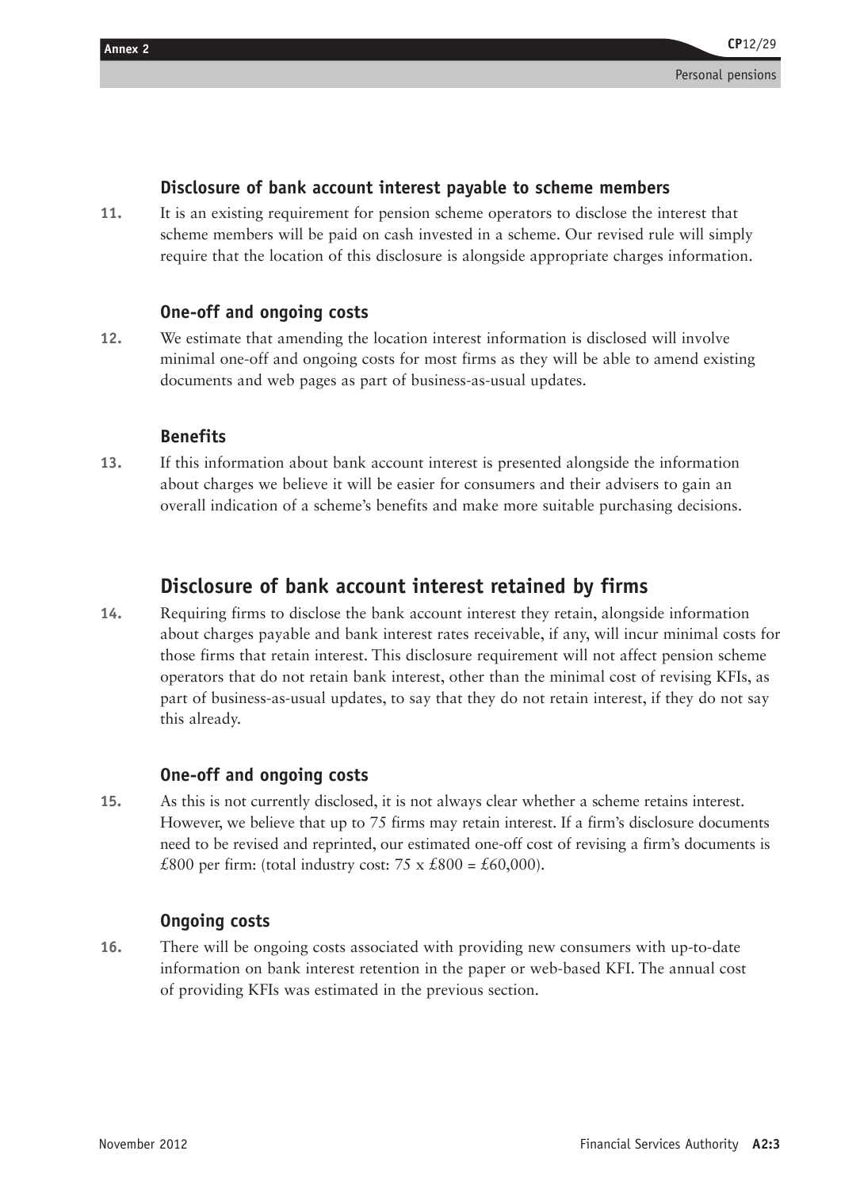### Disclosure of bank account interest payable to scheme members

11. It is an existing requirement for pension scheme operators to disclose the interest that scheme members will be paid on cash invested in a scheme. Our revised rule will simply require that the location of this disclosure is alongside appropriate charges information.

### One-off and ongoing costs

12. We estimate that amending the location interest information is disclosed will involve minimal one-off and ongoing costs for most firms as they will be able to amend existing documents and web pages as part of business-as-usual updates.

### Benefits

13. If this information about bank account interest is presented alongside the information about charges we believe it will be easier for consumers and their advisers to gain an overall indication of a scheme's benefits and make more suitable purchasing decisions.

## Disclosure of bank account interest retained by firms

14. Requiring firms to disclose the bank account interest they retain, alongside information about charges payable and bank interest rates receivable, if any, will incur minimal costs for those firms that retain interest. This disclosure requirement will not affect pension scheme operators that do not retain bank interest, other than the minimal cost of revising KFIs, as part of business-as-usual updates, to say that they do not retain interest, if they do not say this already.

### One-off and ongoing costs

15. As this is not currently disclosed, it is not always clear whether a scheme retains interest. However, we believe that up to 75 firms may retain interest. If a firm's disclosure documents need to be revised and reprinted, our estimated one-off cost of revising a firm's documents is £800 per firm: (total industry cost: 75 x £800 = £60,000).

### Ongoing costs

16. There will be ongoing costs associated with providing new consumers with up-to-date information on bank interest retention in the paper or web-based KFI. The annual cost of providing KFIs was estimated in the previous section.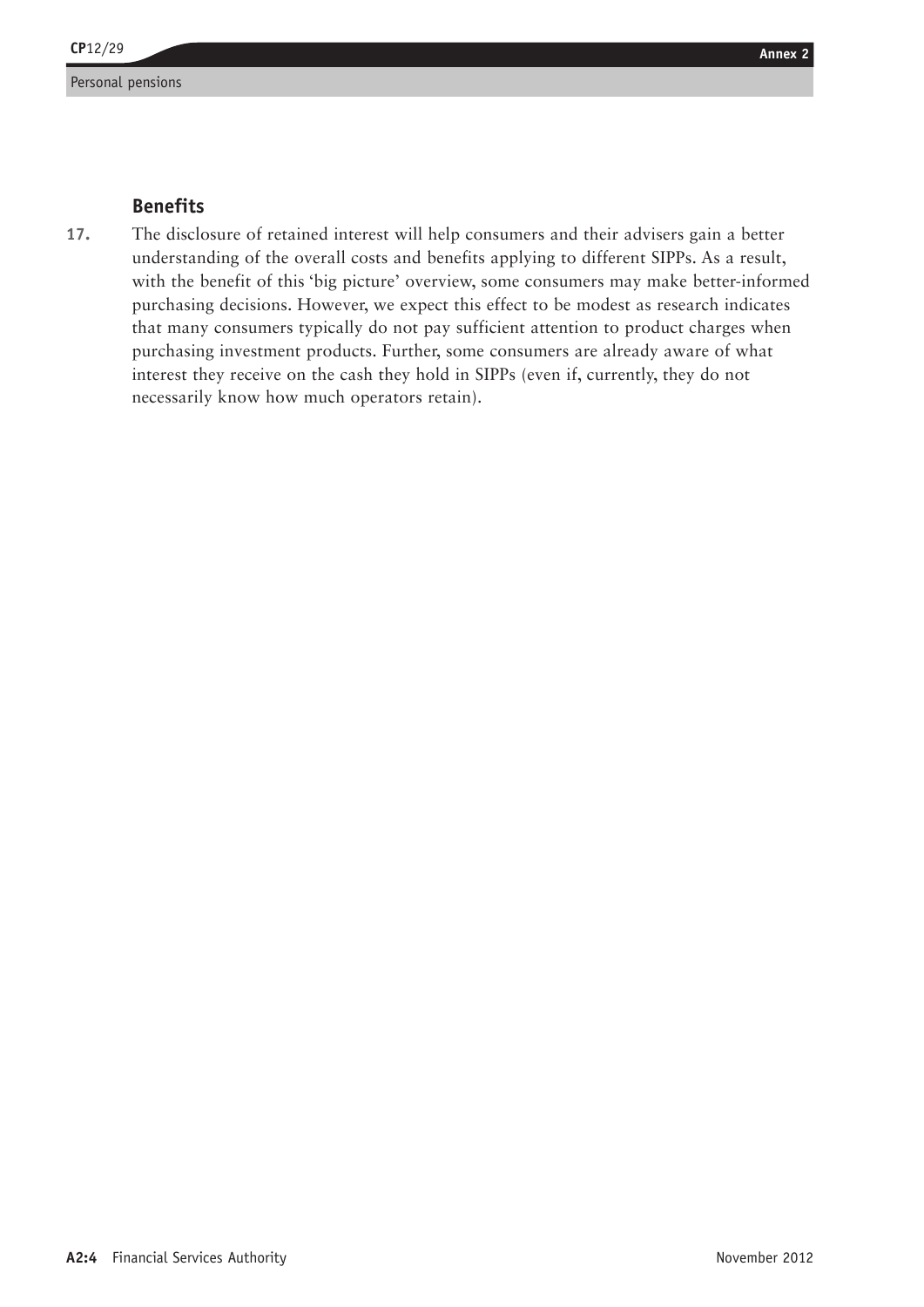### Benefits

17. The disclosure of retained interest will help consumers and their advisers gain a better understanding of the overall costs and benefits applying to different SIPPs. As a result, with the benefit of this 'big picture' overview, some consumers may make better-informed purchasing decisions. However, we expect this effect to be modest as research indicates that many consumers typically do not pay sufficient attention to product charges when purchasing investment products. Further, some consumers are already aware of what interest they receive on the cash they hold in SIPPs (even if, currently, they do not necessarily know how much operators retain).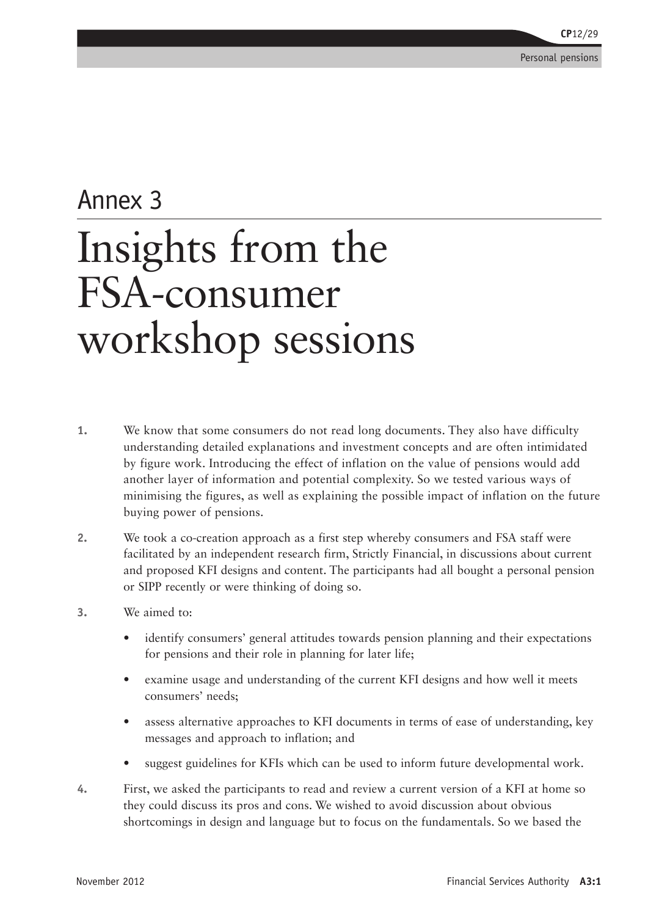## Annex 3

# Insights from the FSA-consumer workshop sessions

1. We know that some consumers do not read long documents. They also have difficulty understanding detailed explanations and investment concepts and are often intimidated by figure work. Introducing the effect of inflation on the value of pensions would add another layer of information and potential complexity. So we tested various ways of minimising the figures, as well as explaining the possible impact of inflation on the future buying power of pensions.

2. We took a co-creation approach as a first step whereby consumers and FSA staff were facilitated by an independent research firm, Strictly Financial, in discussions about current and proposed KFI designs and content. The participants had all bought a personal pension or SIPP recently or were thinking of doing so.

3. We aimed to:

   - identify consumers' general attitudes towards pension planning and their expectations for pensions and their role in planning for later life;
   - examine usage and understanding of the current KFI designs and how well it meets consumers' needs;
   - assess alternative approaches to KFI documents in terms of ease of understanding, key messages and approach to inflation; and
   - suggest guidelines for KFIs which can be used to inform future developmental work.

4. First, we asked the participants to read and review a current version of a KFI at home so they could discuss its pros and cons. We wished to avoid discussion about obvious shortcomings in design and language but to focus on the fundamentals. So we based the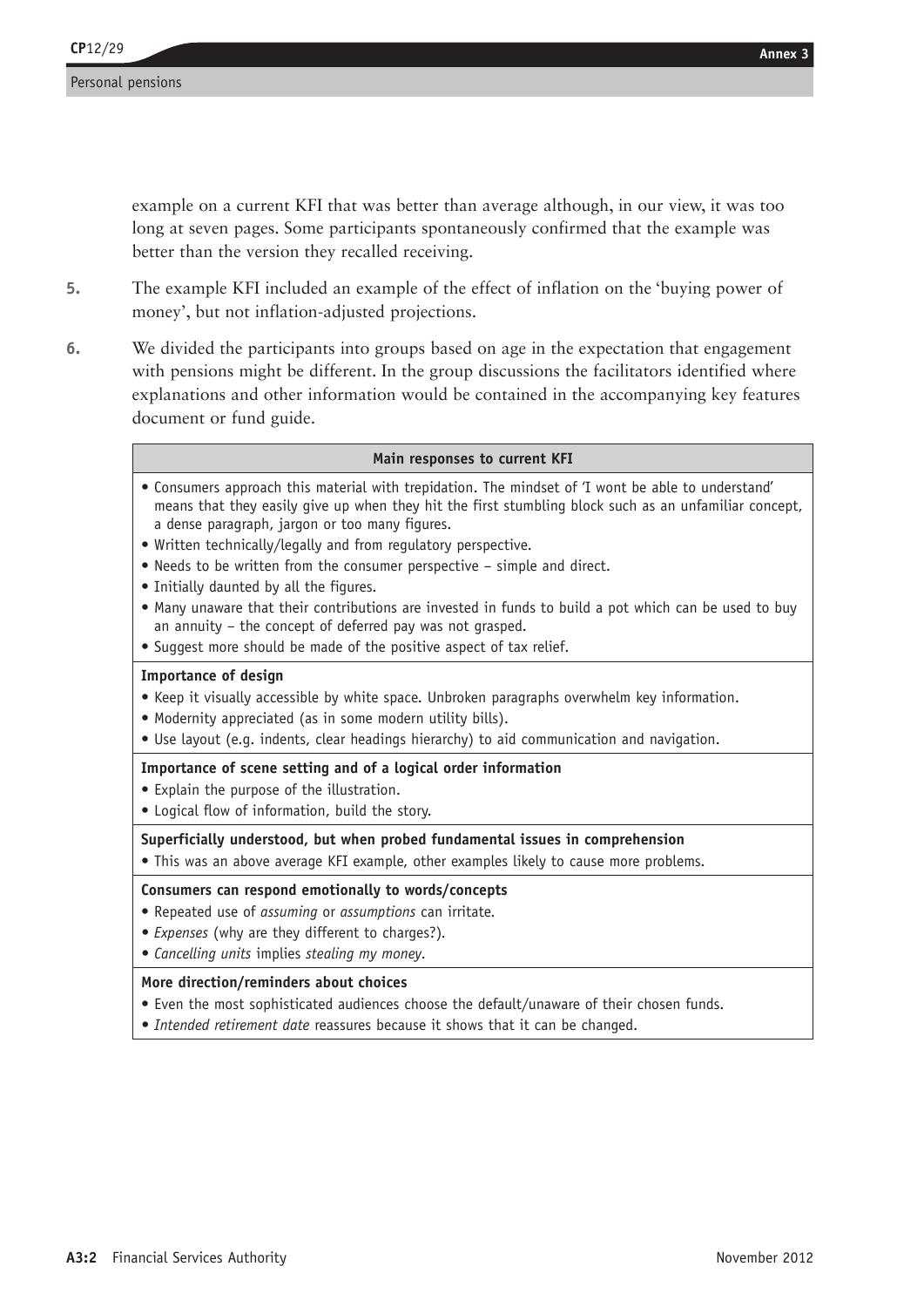example on a current KFI that was better than average although, in our view, it was too long at seven pages. Some participants spontaneously confirmed that the example was better than the version they recalled receiving.

5. The example KFI included an example of the effect of inflation on the 'buying power of money', but not inflation-adjusted projections.

6. We divided the participants into groups based on age in the expectation that engagement with pensions might be different. In the group discussions the facilitators identified where explanations and other information would be contained in the accompanying key features document or fund guide.

| Main responses to current KFI |
|---|
| • Consumers approach this material with trepidation. The mindset of 'I wont be able to understand' means that they easily give up when they hit the first stumbling block such as an unfamiliar concept, a dense paragraph, jargon or too many figures.<br>• Written technically/legally and from regulatory perspective.<br>• Needs to be written from the consumer perspective – simple and direct.<br>• Initially daunted by all the figures.<br>• Many unaware that their contributions are invested in funds to build a pot which can be used to buy an annuity – the concept of deferred pay was not grasped.<br>• Suggest more should be made of the positive aspect of tax relief. |
| **Importance of design**<br>• Keep it visually accessible by white space. Unbroken paragraphs overwhelm key information.<br>• Modernity appreciated (as in some modern utility bills).<br>• Use layout (e.g. indents, clear headings hierarchy) to aid communication and navigation. |
| **Importance of scene setting and of a logical order information**<br>• Explain the purpose of the illustration.<br>• Logical flow of information, build the story. |
| **Superficially understood, but when probed fundamental issues in comprehension**<br>• This was an above average KFI example, other examples likely to cause more problems. |
| **Consumers can respond emotionally to words/concepts**<br>• Repeated use of *assuming* or *assumptions* can irritate.<br>• *Expenses* (why are they different to charges?).<br>• *Cancelling units* implies *stealing my money*. |
| **More direction/reminders about choices**<br>• Even the most sophisticated audiences choose the default/unaware of their chosen funds.<br>• *Intended retirement date* reassures because it shows that it can be changed. |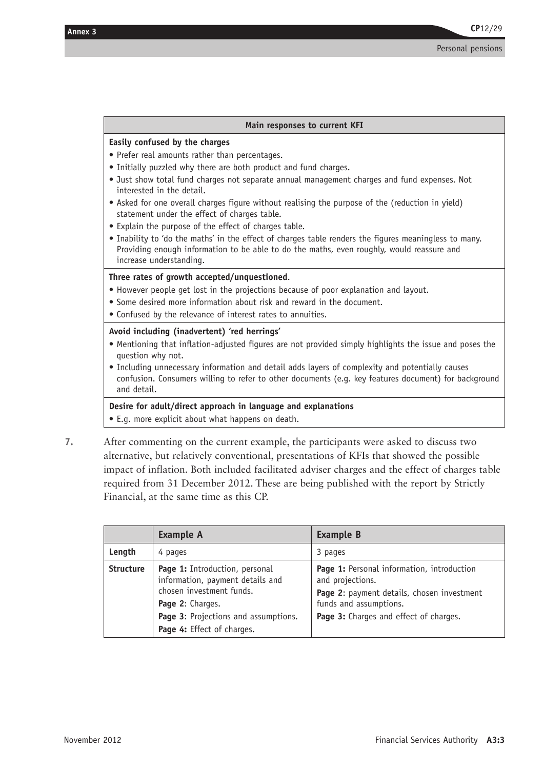| Main responses to current KFI |
| --- |
| **Easily confused by the charges**<br>• Prefer real amounts rather than percentages.<br>• Initially puzzled why there are both product and fund charges.<br>• Just show total fund charges not separate annual management charges and fund expenses. Not interested in the detail.<br>• Asked for one overall charges figure without realising the purpose of the (reduction in yield) statement under the effect of charges table.<br>• Explain the purpose of the effect of charges table.<br>• Inability to 'do the maths' in the effect of charges table renders the figures meaningless to many. Providing enough information to be able to do the maths, even roughly, would reassure and increase understanding. |
| **Three rates of growth accepted/unquestioned**.<br>• However people get lost in the projections because of poor explanation and layout.<br>• Some desired more information about risk and reward in the document.<br>• Confused by the relevance of interest rates to annuities. |
| **Avoid including (inadvertent) 'red herrings'**<br>• Mentioning that inflation-adjusted figures are not provided simply highlights the issue and poses the question why not.<br>• Including unnecessary information and detail adds layers of complexity and potentially causes confusion. Consumers willing to refer to other documents (e.g. key features document) for background and detail. |
| **Desire for adult/direct approach in language and explanations**<br>• E.g. more explicit about what happens on death. |

7. After commenting on the current example, the participants were asked to discuss two alternative, but relatively conventional, presentations of KFIs that showed the possible impact of inflation. Both included facilitated adviser charges and the effect of charges table required from 31 December 2012. These are being published with the report by Strictly Financial, at the same time as this CP.

| | Example A | Example B |
| --- | --- | --- |
| **Length** | 4 pages | 3 pages |
| **Structure** | **Page 1:** Introduction, personal information, payment details and chosen investment funds.<br>**Page 2**: Charges.<br>**Page 3**: Projections and assumptions.<br>**Page 4:** Effect of charges. | **Page 1:** Personal information, introduction and projections.<br>**Page 2**: payment details, chosen investment funds and assumptions.<br>**Page 3:** Charges and effect of charges. |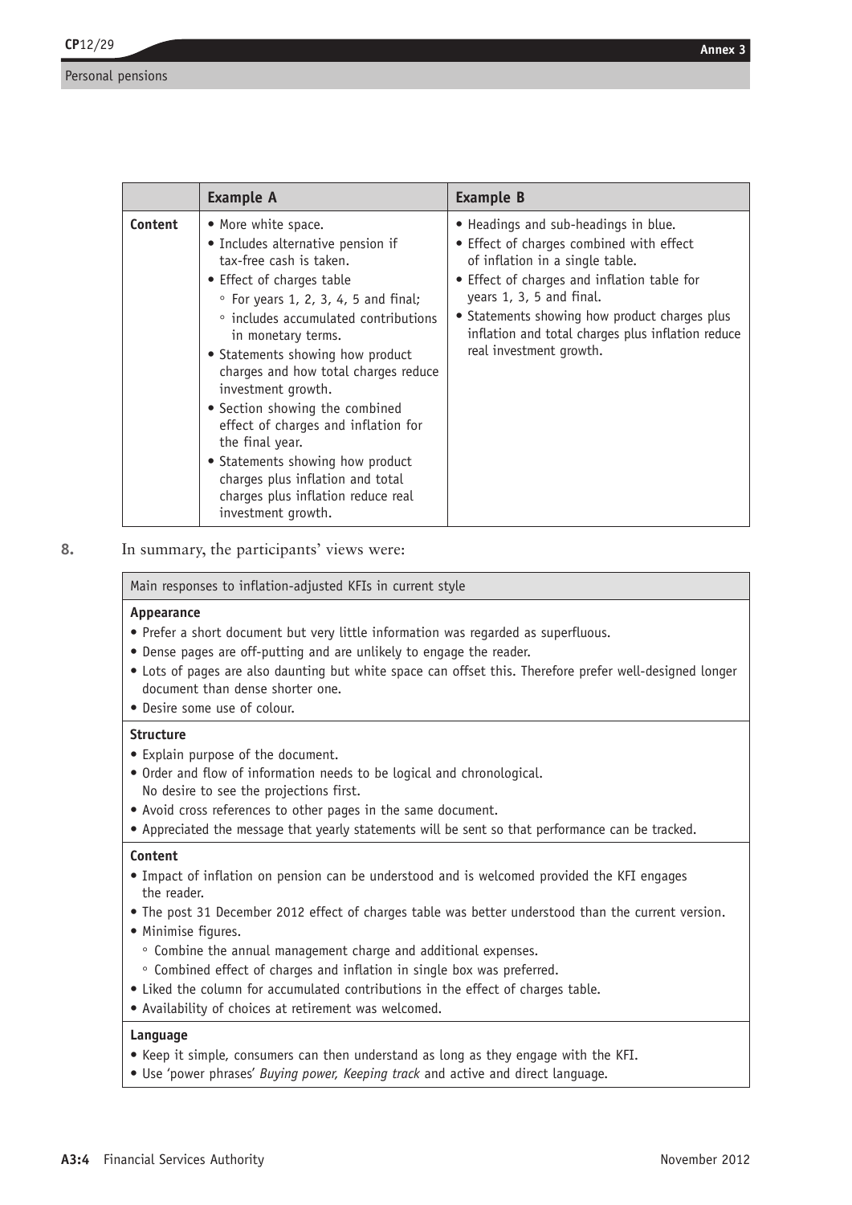| | Example A | Example B |
|---|---|---|
| Content | • More white space.<br>• Includes alternative pension if tax-free cash is taken.<br>• Effect of charges table<br>◦ For years 1, 2, 3, 4, 5 and final;<br>◦ includes accumulated contributions in monetary terms.<br>• Statements showing how product charges and how total charges reduce investment growth.<br>• Section showing the combined effect of charges and inflation for the final year.<br>• Statements showing how product charges plus inflation and total charges plus inflation reduce real investment growth. | • Headings and sub-headings in blue.<br>• Effect of charges combined with effect of inflation in a single table.<br>• Effect of charges and inflation table for years 1, 3, 5 and final.<br>• Statements showing how product charges plus inflation and total charges plus inflation reduce real investment growth. |

**8.** In summary, the participants' views were:

| Main responses to inflation-adjusted KFIs in current style |
|---|
| **Appearance**<br>• Prefer a short document but very little information was regarded as superfluous.<br>• Dense pages are off-putting and are unlikely to engage the reader.<br>• Lots of pages are also daunting but white space can offset this. Therefore prefer well-designed longer document than dense shorter one.<br>• Desire some use of colour. |
| **Structure**<br>• Explain purpose of the document.<br>• Order and flow of information needs to be logical and chronological. No desire to see the projections first.<br>• Avoid cross references to other pages in the same document.<br>• Appreciated the message that yearly statements will be sent so that performance can be tracked. |
| **Content**<br>• Impact of inflation on pension can be understood and is welcomed provided the KFI engages the reader.<br>• The post 31 December 2012 effect of charges table was better understood than the current version.<br>• Minimise figures.<br>◦ Combine the annual management charge and additional expenses.<br>◦ Combined effect of charges and inflation in single box was preferred.<br>• Liked the column for accumulated contributions in the effect of charges table.<br>• Availability of choices at retirement was welcomed. |
| **Language**<br>• Keep it simple, consumers can then understand as long as they engage with the KFI.<br>• Use 'power phrases' *Buying power, Keeping track* and active and direct language. |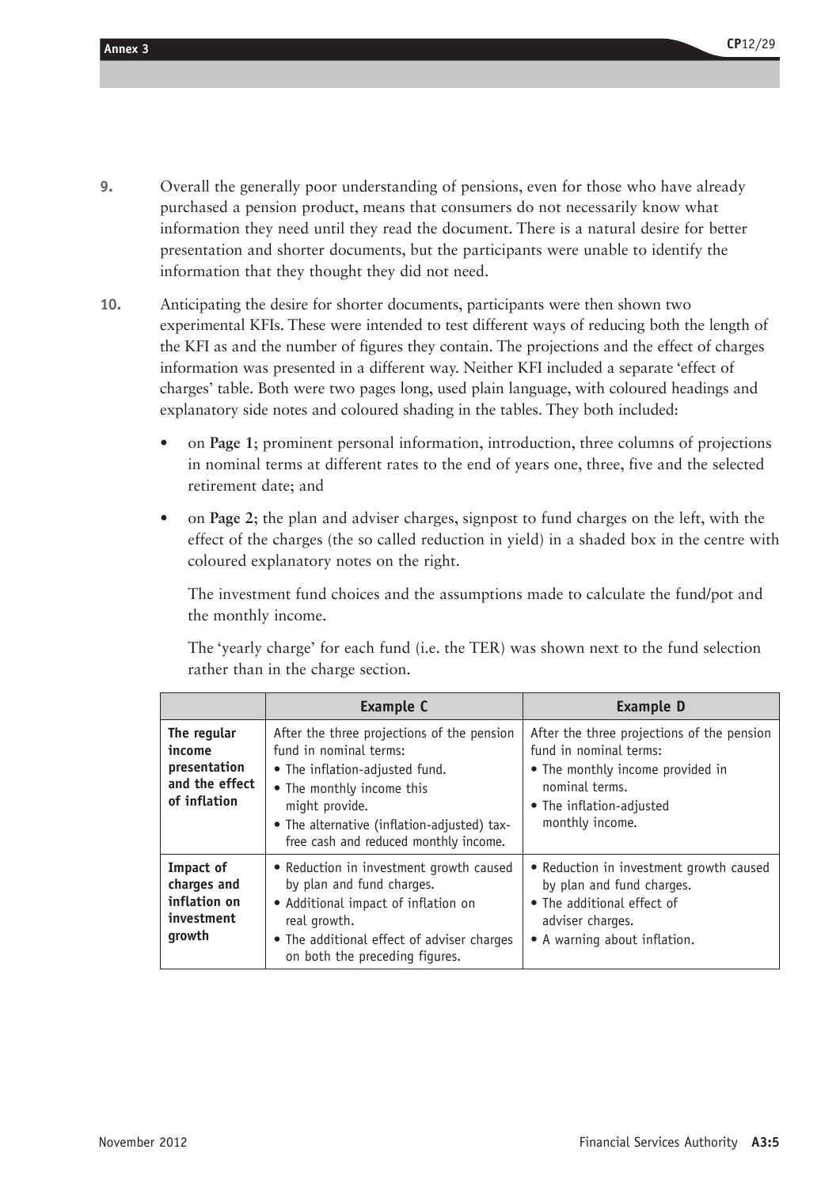9. Overall the generally poor understanding of pensions, even for those who have already purchased a pension product, means that consumers do not necessarily know what information they need until they read the document. There is a natural desire for better presentation and shorter documents, but the participants were unable to identify the information that they thought they did not need.

10. Anticipating the desire for shorter documents, participants were then shown two experimental KFIs. These were intended to test different ways of reducing both the length of the KFI as and the number of figures they contain. The projections and the effect of charges information was presented in a different way. Neither KFI included a separate 'effect of charges' table. Both were two pages long, used plain language, with coloured headings and explanatory side notes and coloured shading in the tables. They both included:

    - on **Page 1**; prominent personal information, introduction, three columns of projections in nominal terms at different rates to the end of years one, three, five and the selected retirement date; and
    - on **Page 2**; the plan and adviser charges, signpost to fund charges on the left, with the effect of the charges (the so called reduction in yield) in a shaded box in the centre with coloured explanatory notes on the right.

      The investment fund choices and the assumptions made to calculate the fund/pot and the monthly income.

      The 'yearly charge' for each fund (i.e. the TER) was shown next to the fund selection rather than in the charge section.

| | **Example C** | **Example D** |
|---|---|---|
| **The regular income presentation and the effect of inflation** | After the three projections of the pension fund in nominal terms:<br>• The inflation-adjusted fund.<br>• The monthly income this might provide.<br>• The alternative (inflation-adjusted) tax-free cash and reduced monthly income. | After the three projections of the pension fund in nominal terms:<br>• The monthly income provided in nominal terms.<br>• The inflation-adjusted monthly income. |
| **Impact of charges and inflation on investment growth** | • Reduction in investment growth caused by plan and fund charges.<br>• Additional impact of inflation on real growth.<br>• The additional effect of adviser charges on both the preceding figures. | • Reduction in investment growth caused by plan and fund charges.<br>• The additional effect of adviser charges.<br>• A warning about inflation. |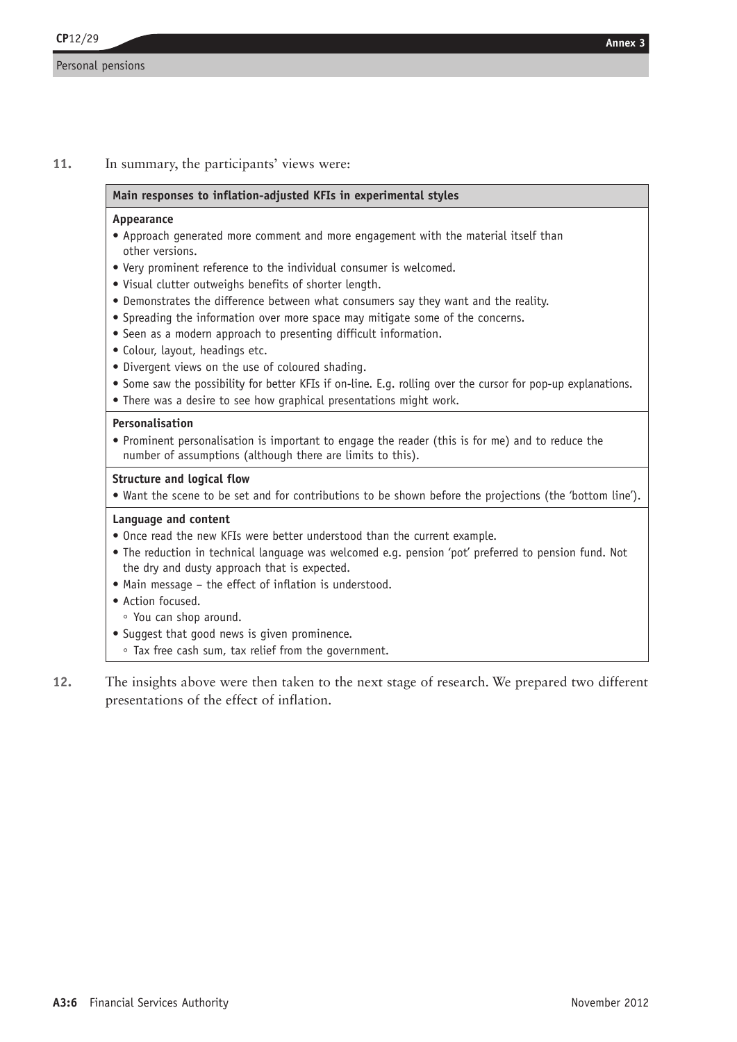**11.** In summary, the participants' views were:

**Main responses to inflation-adjusted KFIs in experimental styles**

**Appearance**

- Approach generated more comment and more engagement with the material itself than other versions.
- Very prominent reference to the individual consumer is welcomed.
- Visual clutter outweighs benefits of shorter length.
- Demonstrates the difference between what consumers say they want and the reality.
- Spreading the information over more space may mitigate some of the concerns.
- Seen as a modern approach to presenting difficult information.
- Colour, layout, headings etc.
- Divergent views on the use of coloured shading.
- Some saw the possibility for better KFIs if on-line. E.g. rolling over the cursor for pop-up explanations.
- There was a desire to see how graphical presentations might work.

**Personalisation**

- Prominent personalisation is important to engage the reader (this is for me) and to reduce the number of assumptions (although there are limits to this).

**Structure and logical flow**

- Want the scene to be set and for contributions to be shown before the projections (the 'bottom line').

**Language and content**

- Once read the new KFIs were better understood than the current example.
- The reduction in technical language was welcomed e.g. pension 'pot' preferred to pension fund. Not the dry and dusty approach that is expected.
- Main message – the effect of inflation is understood.
- Action focused.
    - You can shop around.
- Suggest that good news is given prominence.
    - Tax free cash sum, tax relief from the government.

**12.** The insights above were then taken to the next stage of research. We prepared two different presentations of the effect of inflation.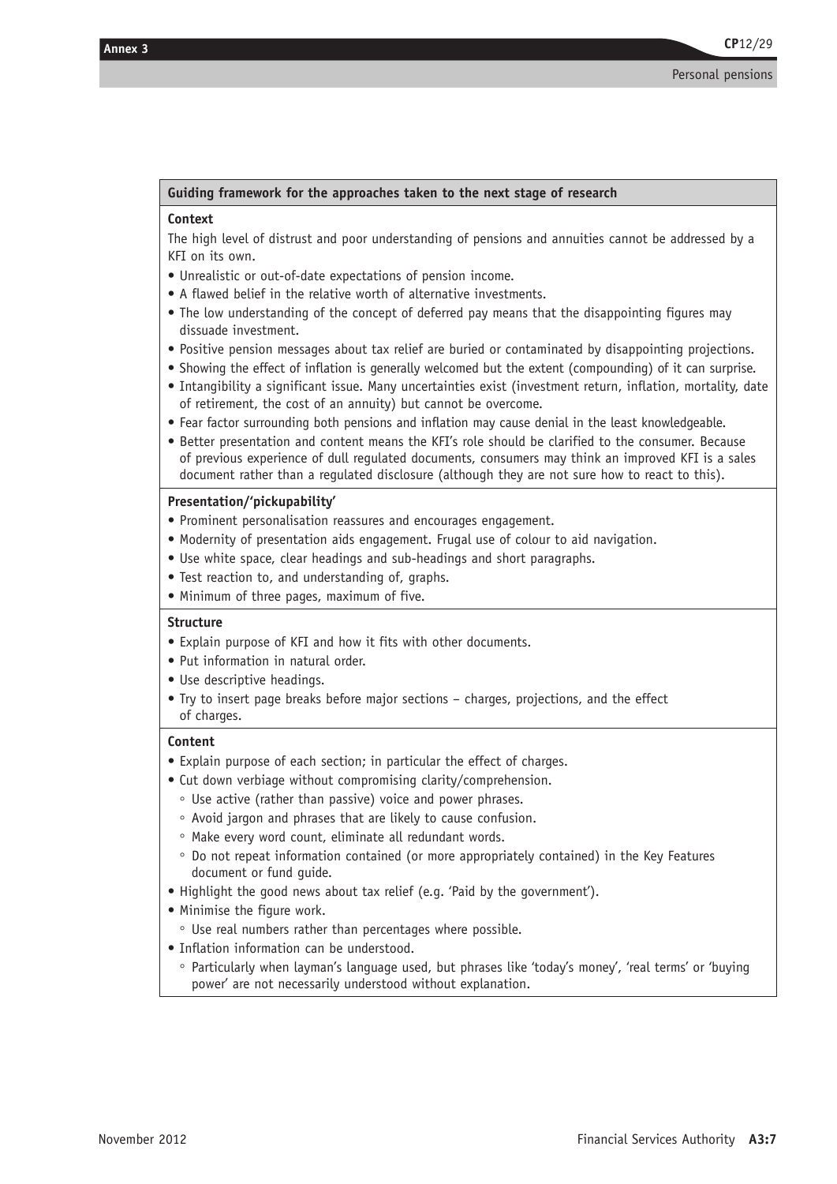## Guiding framework for the approaches taken to the next stage of research

### Context

The high level of distrust and poor understanding of pensions and annuities cannot be addressed by a KFI on its own.

- Unrealistic or out-of-date expectations of pension income.
- A flawed belief in the relative worth of alternative investments.
- The low understanding of the concept of deferred pay means that the disappointing figures may dissuade investment.
- Positive pension messages about tax relief are buried or contaminated by disappointing projections.
- Showing the effect of inflation is generally welcomed but the extent (compounding) of it can surprise.
- Intangibility a significant issue. Many uncertainties exist (investment return, inflation, mortality, date of retirement, the cost of an annuity) but cannot be overcome.
- Fear factor surrounding both pensions and inflation may cause denial in the least knowledgeable.
- Better presentation and content means the KFI's role should be clarified to the consumer. Because of previous experience of dull regulated documents, consumers may think an improved KFI is a sales document rather than a regulated disclosure (although they are not sure how to react to this).

### Presentation/'pickupability'

- Prominent personalisation reassures and encourages engagement.
- Modernity of presentation aids engagement. Frugal use of colour to aid navigation.
- Use white space, clear headings and sub-headings and short paragraphs.
- Test reaction to, and understanding of, graphs.
- Minimum of three pages, maximum of five.

### Structure

- Explain purpose of KFI and how it fits with other documents.
- Put information in natural order.
- Use descriptive headings.
- Try to insert page breaks before major sections – charges, projections, and the effect of charges.

### Content

- Explain purpose of each section; in particular the effect of charges.
- Cut down verbiage without compromising clarity/comprehension.
  - Use active (rather than passive) voice and power phrases.
  - Avoid jargon and phrases that are likely to cause confusion.
  - Make every word count, eliminate all redundant words.
  - Do not repeat information contained (or more appropriately contained) in the Key Features document or fund guide.
- Highlight the good news about tax relief (e.g. 'Paid by the government').
- Minimise the figure work.
  - Use real numbers rather than percentages where possible.
- Inflation information can be understood.
  - Particularly when layman's language used, but phrases like 'today's money', 'real terms' or 'buying power' are not necessarily understood without explanation.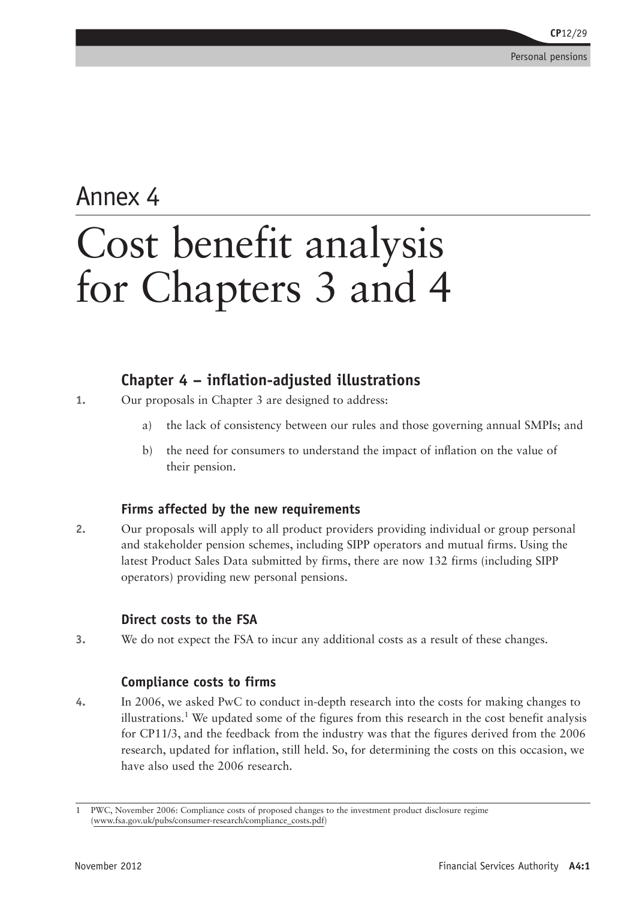# Annex 4

# Cost benefit analysis for Chapters 3 and 4

## Chapter 4 – inflation-adjusted illustrations

**1.** Our proposals in Chapter 3 are designed to address:

a) the lack of consistency between our rules and those governing annual SMPIs; and

b) the need for consumers to understand the impact of inflation on the value of their pension.

### Firms affected by the new requirements

**2.** Our proposals will apply to all product providers providing individual or group personal and stakeholder pension schemes, including SIPP operators and mutual firms. Using the latest Product Sales Data submitted by firms, there are now 132 firms (including SIPP operators) providing new personal pensions.

### Direct costs to the FSA

**3.** We do not expect the FSA to incur any additional costs as a result of these changes.

### Compliance costs to firms

**4.** In 2006, we asked PwC to conduct in-depth research into the costs for making changes to illustrations.[1] We updated some of the figures from this research in the cost benefit analysis for CP11/3, and the feedback from the industry was that the figures derived from the 2006 research, updated for inflation, still held. So, for determining the costs on this occasion, we have also used the 2006 research.

---

1 PWC, November 2006: Compliance costs of proposed changes to the investment product disclosure regime (www.fsa.gov.uk/pubs/consumer-research/compliance_costs.pdf)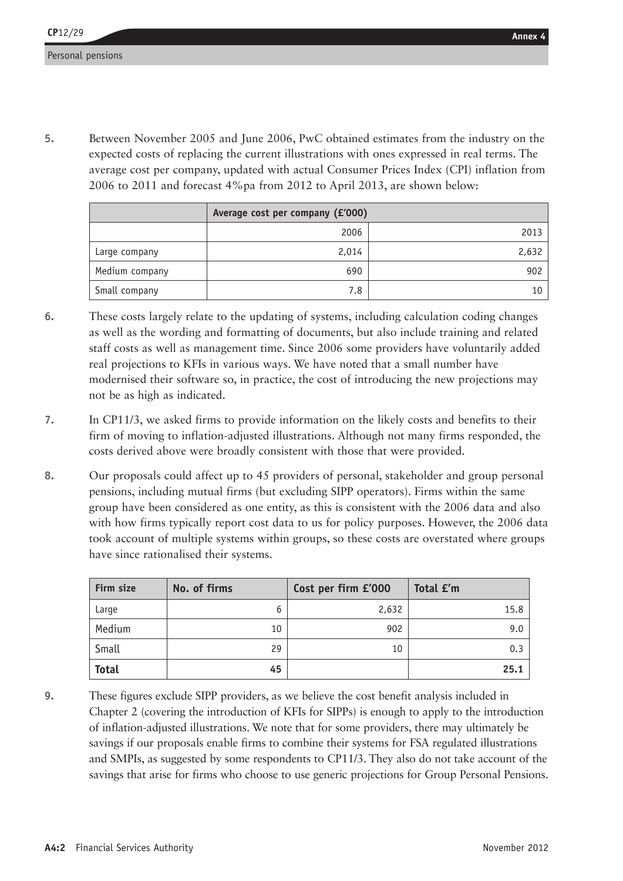5. Between November 2005 and June 2006, PwC obtained estimates from the industry on the expected costs of replacing the current illustrations with ones expressed in real terms. The average cost per company, updated with actual Consumer Prices Index (CPI) inflation from 2006 to 2011 and forecast 4%pa from 2012 to April 2013, are shown below:

| | Average cost per company (£'000) | |
|---|---|---|
| | 2006 | 2013 |
| Large company | 2,014 | 2,632 |
| Medium company | 690 | 902 |
| Small company | 7.8 | 10 |

6. These costs largely relate to the updating of systems, including calculation coding changes as well as the wording and formatting of documents, but also include training and related staff costs as well as management time. Since 2006 some providers have voluntarily added real projections to KFIs in various ways. We have noted that a small number have modernised their software so, in practice, the cost of introducing the new projections may not be as high as indicated.

7. In CP11/3, we asked firms to provide information on the likely costs and benefits to their firm of moving to inflation-adjusted illustrations. Although not many firms responded, the costs derived above were broadly consistent with those that were provided.

8. Our proposals could affect up to 45 providers of personal, stakeholder and group personal pensions, including mutual firms (but excluding SIPP operators). Firms within the same group have been considered as one entity, as this is consistent with the 2006 data and also with how firms typically report cost data to us for policy purposes. However, the 2006 data took account of multiple systems within groups, so these costs are overstated where groups have since rationalised their systems.

| Firm size | No. of firms | Cost per firm £'000 | Total £'m |
|---|---|---|---|
| Large | 6 | 2,632 | 15.8 |
| Medium | 10 | 902 | 9.0 |
| Small | 29 | 10 | 0.3 |
| **Total** | **45** | | **25.1** |

9. These figures exclude SIPP providers, as we believe the cost benefit analysis included in Chapter 2 (covering the introduction of KFIs for SIPPs) is enough to apply to the introduction of inflation-adjusted illustrations. We note that for some providers, there may ultimately be savings if our proposals enable firms to combine their systems for FSA regulated illustrations and SMPIs, as suggested by some respondents to CP11/3. They also do not take account of the savings that arise for firms who choose to use generic projections for Group Personal Pensions.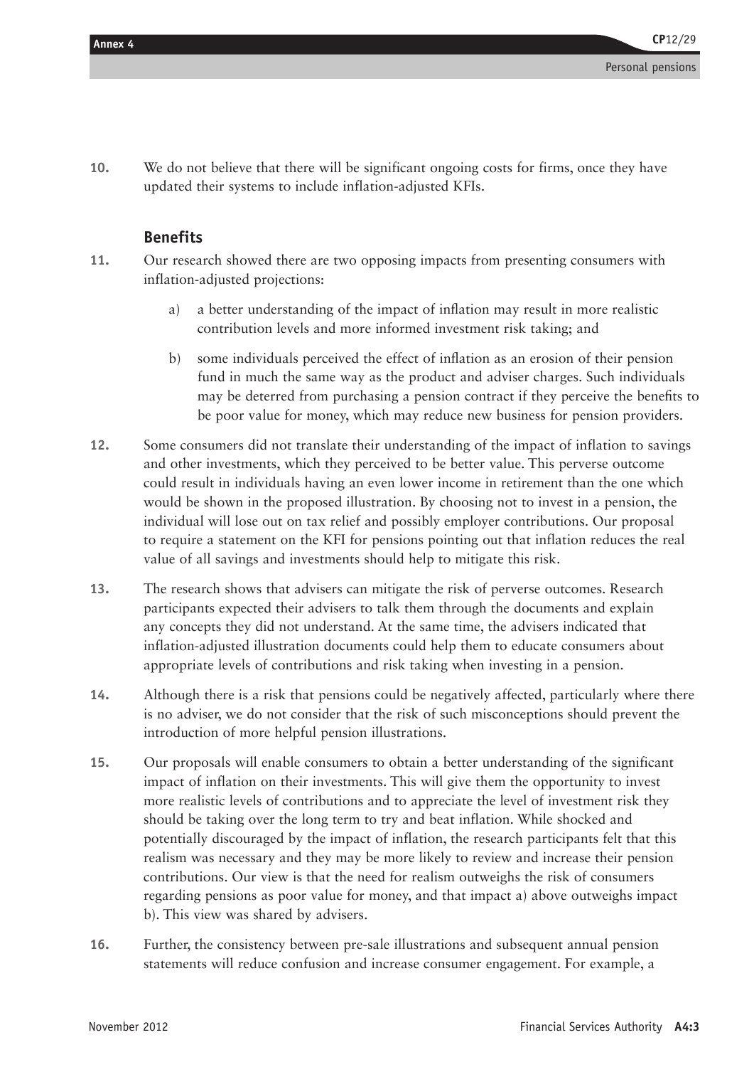10. We do not believe that there will be significant ongoing costs for firms, once they have updated their systems to include inflation-adjusted KFIs.

### Benefits

11. Our research showed there are two opposing impacts from presenting consumers with inflation-adjusted projections:

    a) a better understanding of the impact of inflation may result in more realistic contribution levels and more informed investment risk taking; and

    b) some individuals perceived the effect of inflation as an erosion of their pension fund in much the same way as the product and adviser charges. Such individuals may be deterred from purchasing a pension contract if they perceive the benefits to be poor value for money, which may reduce new business for pension providers.

12. Some consumers did not translate their understanding of the impact of inflation to savings and other investments, which they perceived to be better value. This perverse outcome could result in individuals having an even lower income in retirement than the one which would be shown in the proposed illustration. By choosing not to invest in a pension, the individual will lose out on tax relief and possibly employer contributions. Our proposal to require a statement on the KFI for pensions pointing out that inflation reduces the real value of all savings and investments should help to mitigate this risk.

13. The research shows that advisers can mitigate the risk of perverse outcomes. Research participants expected their advisers to talk them through the documents and explain any concepts they did not understand. At the same time, the advisers indicated that inflation-adjusted illustration documents could help them to educate consumers about appropriate levels of contributions and risk taking when investing in a pension.

14. Although there is a risk that pensions could be negatively affected, particularly where there is no adviser, we do not consider that the risk of such misconceptions should prevent the introduction of more helpful pension illustrations.

15. Our proposals will enable consumers to obtain a better understanding of the significant impact of inflation on their investments. This will give them the opportunity to invest more realistic levels of contributions and to appreciate the level of investment risk they should be taking over the long term to try and beat inflation. While shocked and potentially discouraged by the impact of inflation, the research participants felt that this realism was necessary and they may be more likely to review and increase their pension contributions. Our view is that the need for realism outweighs the risk of consumers regarding pensions as poor value for money, and that impact a) above outweighs impact b). This view was shared by advisers.

16. Further, the consistency between pre-sale illustrations and subsequent annual pension statements will reduce confusion and increase consumer engagement. For example, a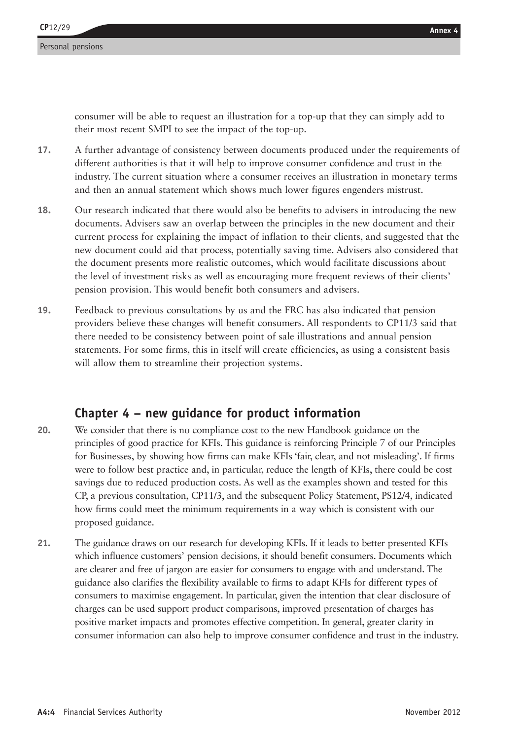consumer will be able to request an illustration for a top-up that they can simply add to their most recent SMPI to see the impact of the top-up.

**17.** A further advantage of consistency between documents produced under the requirements of different authorities is that it will help to improve consumer confidence and trust in the industry. The current situation where a consumer receives an illustration in monetary terms and then an annual statement which shows much lower figures engenders mistrust.

**18.** Our research indicated that there would also be benefits to advisers in introducing the new documents. Advisers saw an overlap between the principles in the new document and their current process for explaining the impact of inflation to their clients, and suggested that the new document could aid that process, potentially saving time. Advisers also considered that the document presents more realistic outcomes, which would facilitate discussions about the level of investment risks as well as encouraging more frequent reviews of their clients' pension provision. This would benefit both consumers and advisers.

**19.** Feedback to previous consultations by us and the FRC has also indicated that pension providers believe these changes will benefit consumers. All respondents to CP11/3 said that there needed to be consistency between point of sale illustrations and annual pension statements. For some firms, this in itself will create efficiencies, as using a consistent basis will allow them to streamline their projection systems.

## Chapter 4 – new guidance for product information

**20.** We consider that there is no compliance cost to the new Handbook guidance on the principles of good practice for KFIs. This guidance is reinforcing Principle 7 of our Principles for Businesses, by showing how firms can make KFIs 'fair, clear, and not misleading'. If firms were to follow best practice and, in particular, reduce the length of KFIs, there could be cost savings due to reduced production costs. As well as the examples shown and tested for this CP, a previous consultation, CP11/3, and the subsequent Policy Statement, PS12/4, indicated how firms could meet the minimum requirements in a way which is consistent with our proposed guidance.

**21.** The guidance draws on our research for developing KFIs. If it leads to better presented KFIs which influence customers' pension decisions, it should benefit consumers. Documents which are clearer and free of jargon are easier for consumers to engage with and understand. The guidance also clarifies the flexibility available to firms to adapt KFIs for different types of consumers to maximise engagement. In particular, given the intention that clear disclosure of charges can be used support product comparisons, improved presentation of charges has positive market impacts and promotes effective competition. In general, greater clarity in consumer information can also help to improve consumer confidence and trust in the industry.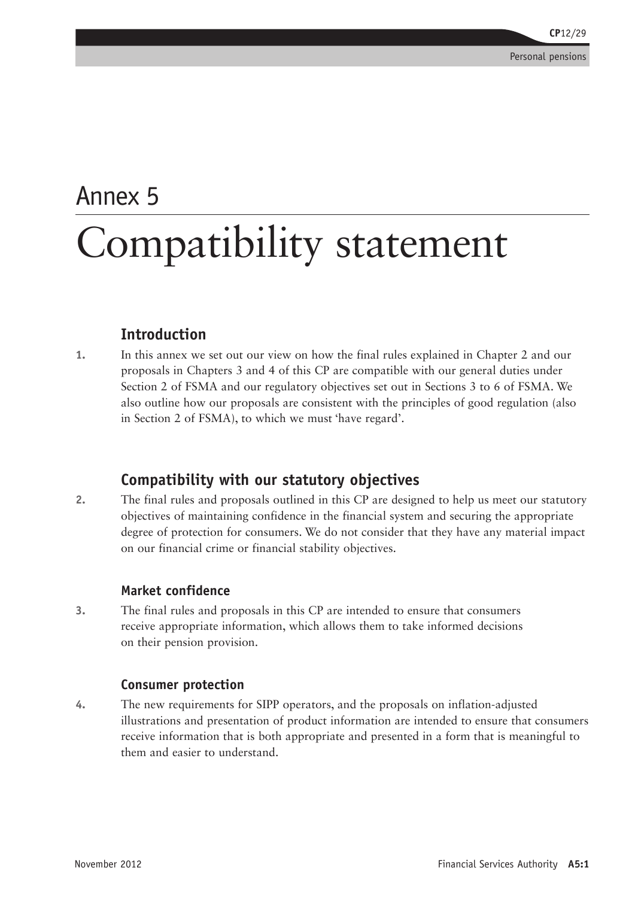# Annex 5

# Compatibility statement

## Introduction

1. In this annex we set out our view on how the final rules explained in Chapter 2 and our proposals in Chapters 3 and 4 of this CP are compatible with our general duties under Section 2 of FSMA and our regulatory objectives set out in Sections 3 to 6 of FSMA. We also outline how our proposals are consistent with the principles of good regulation (also in Section 2 of FSMA), to which we must 'have regard'.

## Compatibility with our statutory objectives

2. The final rules and proposals outlined in this CP are designed to help us meet our statutory objectives of maintaining confidence in the financial system and securing the appropriate degree of protection for consumers. We do not consider that they have any material impact on our financial crime or financial stability objectives.

### Market confidence

3. The final rules and proposals in this CP are intended to ensure that consumers receive appropriate information, which allows them to take informed decisions on their pension provision.

### Consumer protection

4. The new requirements for SIPP operators, and the proposals on inflation-adjusted illustrations and presentation of product information are intended to ensure that consumers receive information that is both appropriate and presented in a form that is meaningful to them and easier to understand.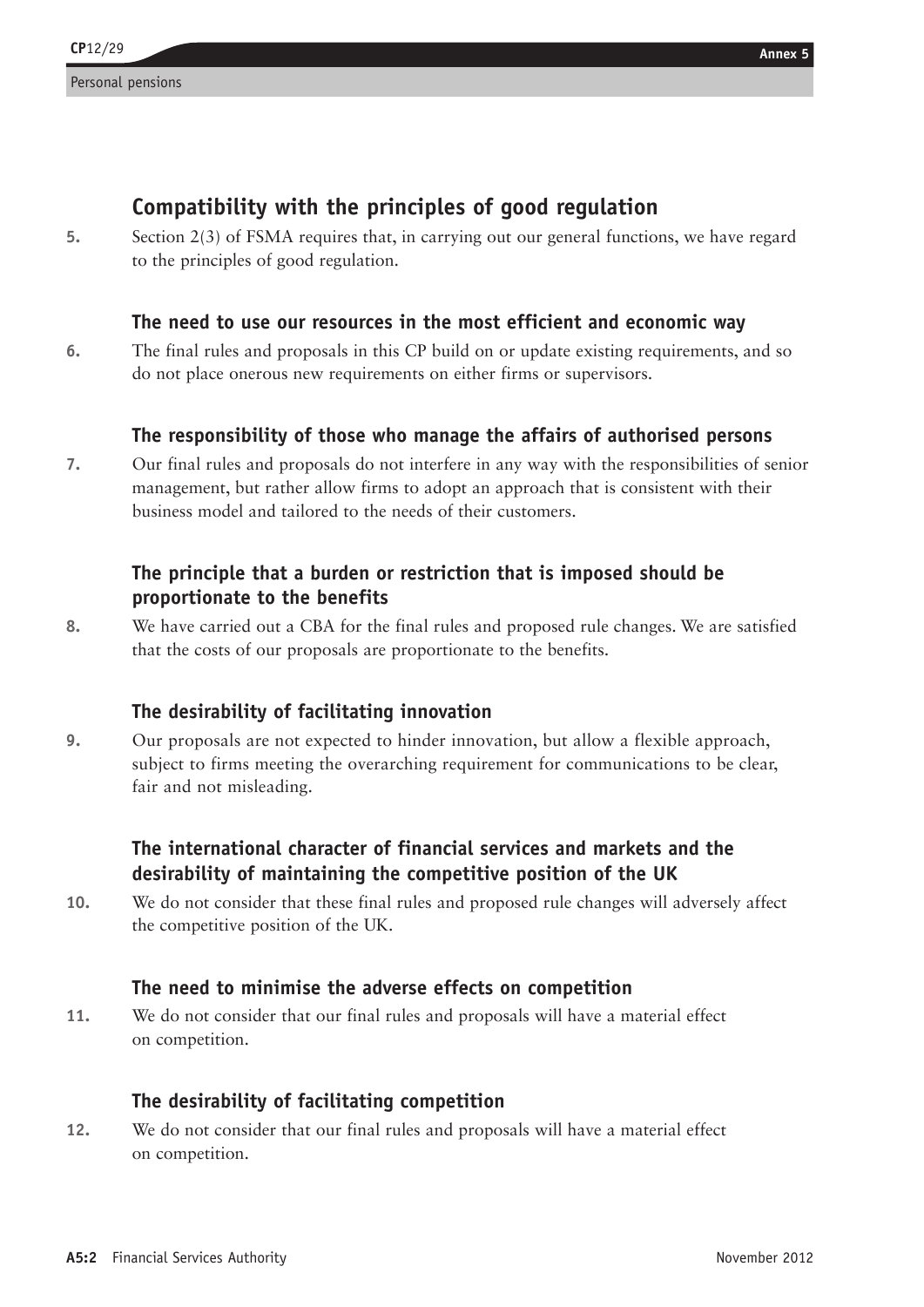## Compatibility with the principles of good regulation

5. Section 2(3) of FSMA requires that, in carrying out our general functions, we have regard to the principles of good regulation.

### The need to use our resources in the most efficient and economic way

6. The final rules and proposals in this CP build on or update existing requirements, and so do not place onerous new requirements on either firms or supervisors.

### The responsibility of those who manage the affairs of authorised persons

7. Our final rules and proposals do not interfere in any way with the responsibilities of senior management, but rather allow firms to adopt an approach that is consistent with their business model and tailored to the needs of their customers.

### The principle that a burden or restriction that is imposed should be proportionate to the benefits

8. We have carried out a CBA for the final rules and proposed rule changes. We are satisfied that the costs of our proposals are proportionate to the benefits.

### The desirability of facilitating innovation

9. Our proposals are not expected to hinder innovation, but allow a flexible approach, subject to firms meeting the overarching requirement for communications to be clear, fair and not misleading.

### The international character of financial services and markets and the desirability of maintaining the competitive position of the UK

10. We do not consider that these final rules and proposed rule changes will adversely affect the competitive position of the UK.

### The need to minimise the adverse effects on competition

11. We do not consider that our final rules and proposals will have a material effect on competition.

### The desirability of facilitating competition

12. We do not consider that our final rules and proposals will have a material effect on competition.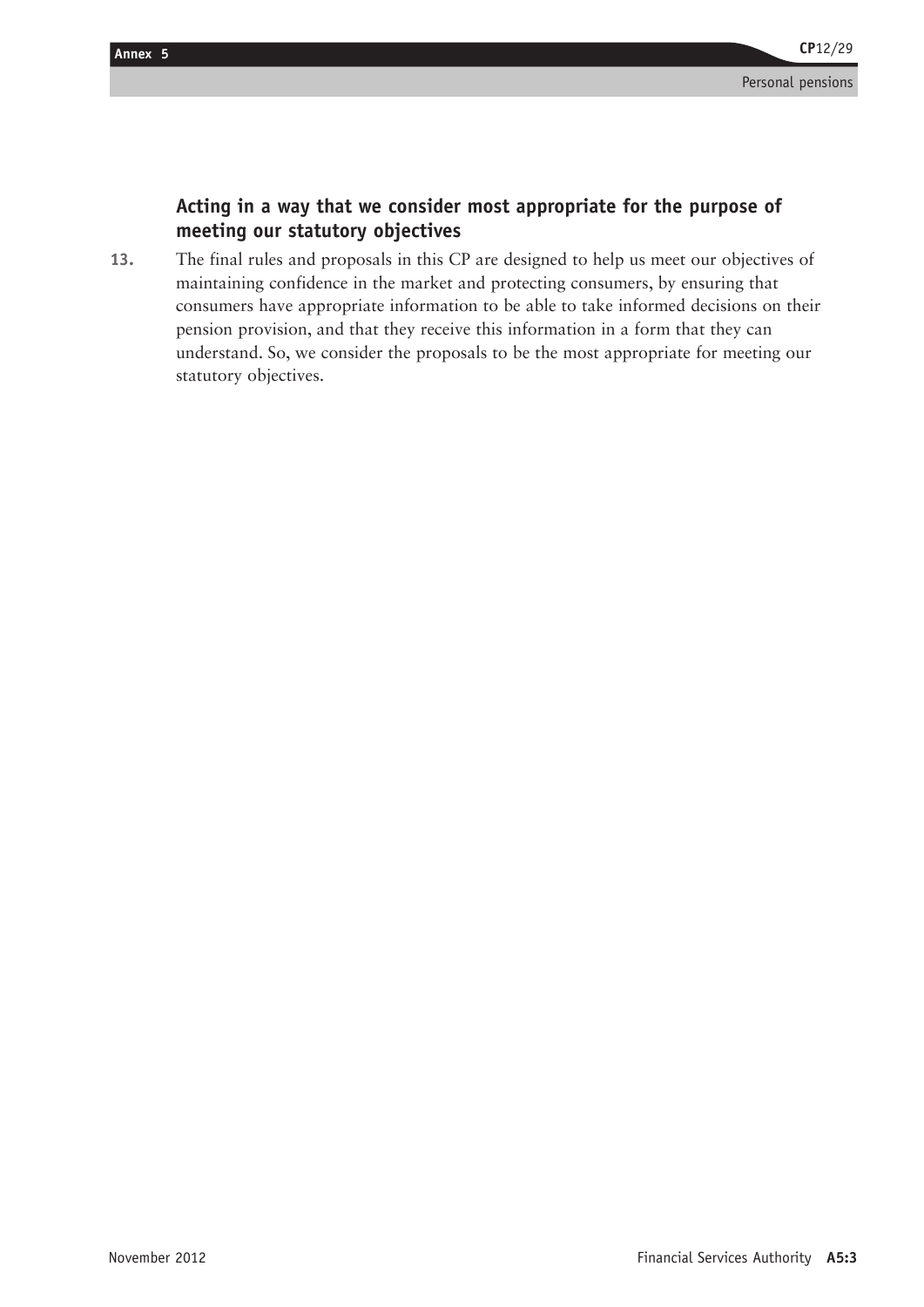### Acting in a way that we consider most appropriate for the purpose of meeting our statutory objectives

13. The final rules and proposals in this CP are designed to help us meet our objectives of maintaining confidence in the market and protecting consumers, by ensuring that consumers have appropriate information to be able to take informed decisions on their pension provision, and that they receive this information in a form that they can understand. So, we consider the proposals to be the most appropriate for meeting our statutory objectives.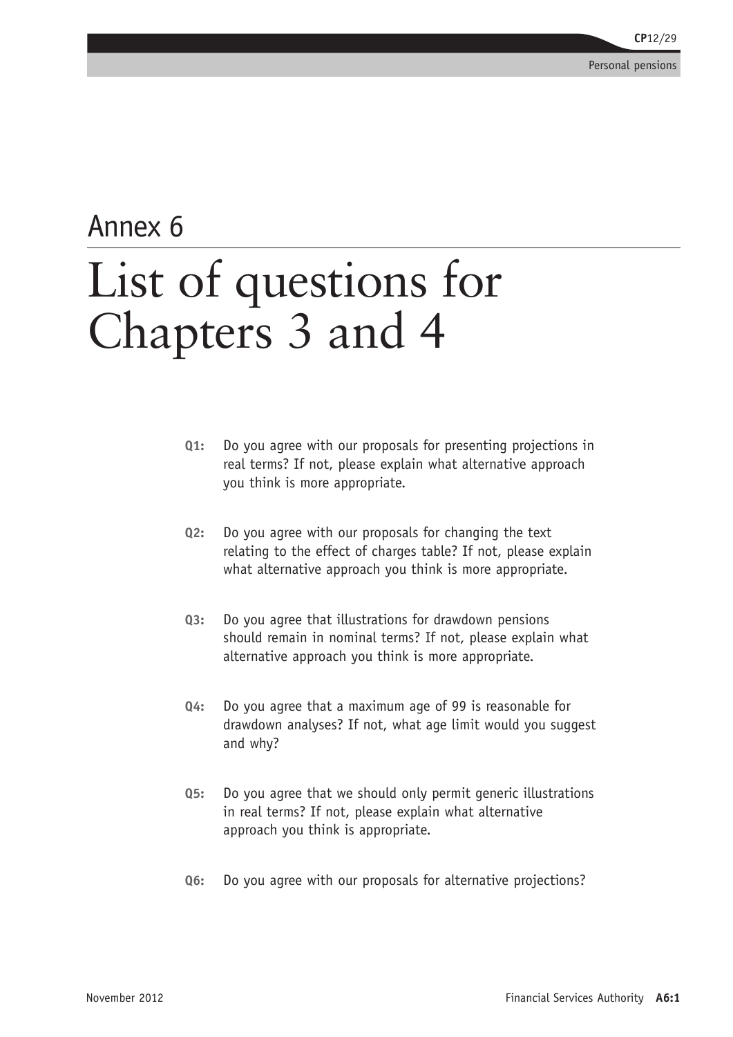# Annex 6

# List of questions for Chapters 3 and 4

**Q1:** Do you agree with our proposals for presenting projections in real terms? If not, please explain what alternative approach you think is more appropriate.

**Q2:** Do you agree with our proposals for changing the text relating to the effect of charges table? If not, please explain what alternative approach you think is more appropriate.

**Q3:** Do you agree that illustrations for drawdown pensions should remain in nominal terms? If not, please explain what alternative approach you think is more appropriate.

**Q4:** Do you agree that a maximum age of 99 is reasonable for drawdown analyses? If not, what age limit would you suggest and why?

**Q5:** Do you agree that we should only permit generic illustrations in real terms? If not, please explain what alternative approach you think is appropriate.

**Q6:** Do you agree with our proposals for alternative projections?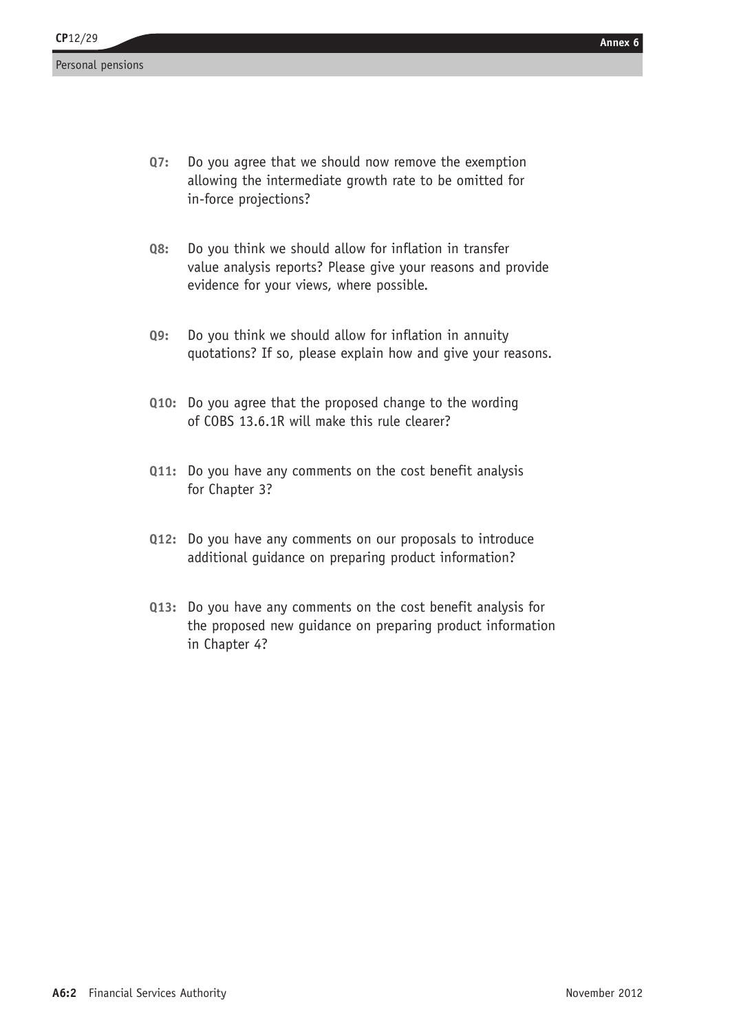**Q7:** Do you agree that we should now remove the exemption allowing the intermediate growth rate to be omitted for in-force projections?

**Q8:** Do you think we should allow for inflation in transfer value analysis reports? Please give your reasons and provide evidence for your views, where possible.

**Q9:** Do you think we should allow for inflation in annuity quotations? If so, please explain how and give your reasons.

**Q10:** Do you agree that the proposed change to the wording of COBS 13.6.1R will make this rule clearer?

**Q11:** Do you have any comments on the cost benefit analysis for Chapter 3?

**Q12:** Do you have any comments on our proposals to introduce additional guidance on preparing product information?

**Q13:** Do you have any comments on the cost benefit analysis for the proposed new guidance on preparing product information in Chapter 4?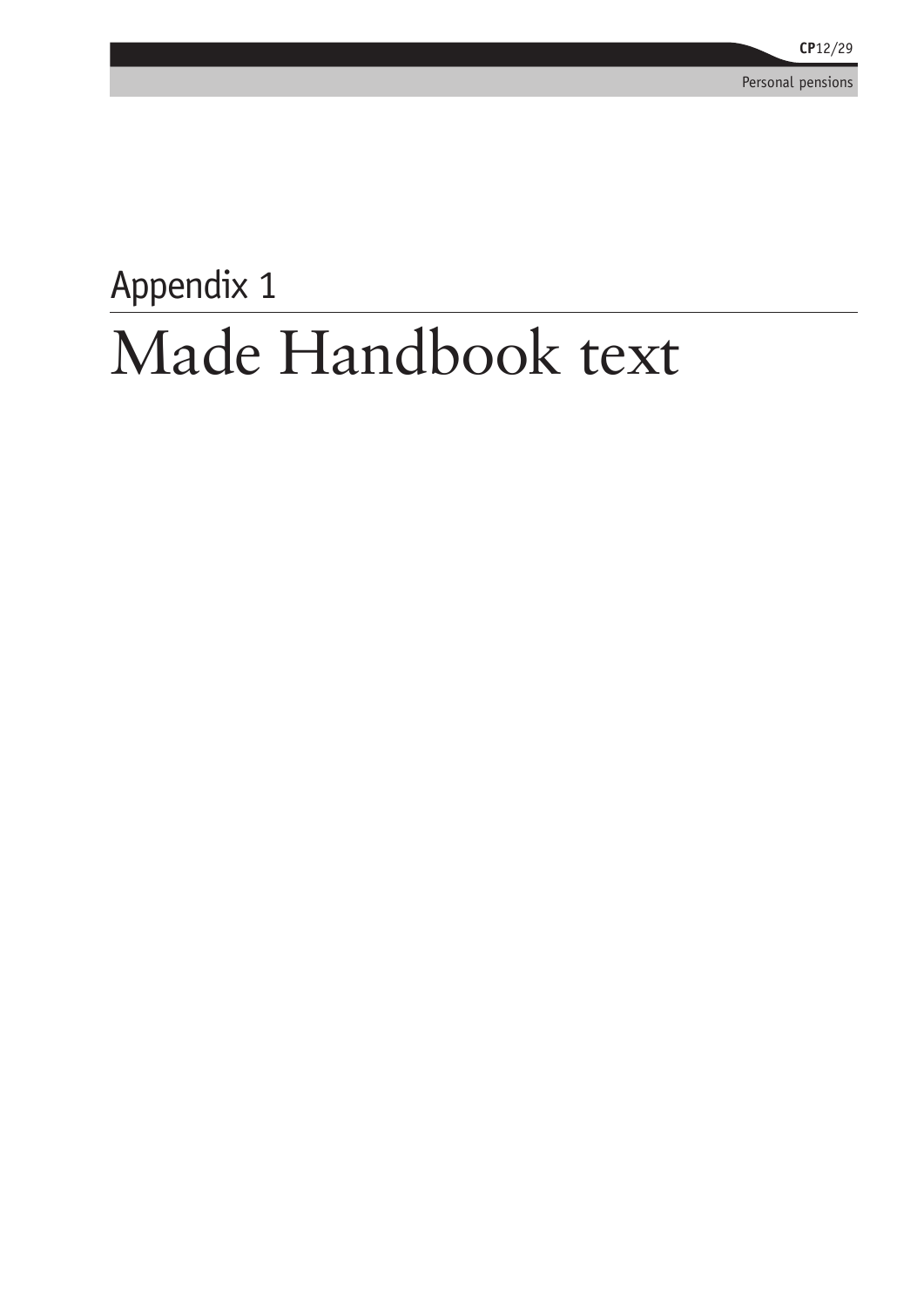# Appendix 1

# Made Handbook text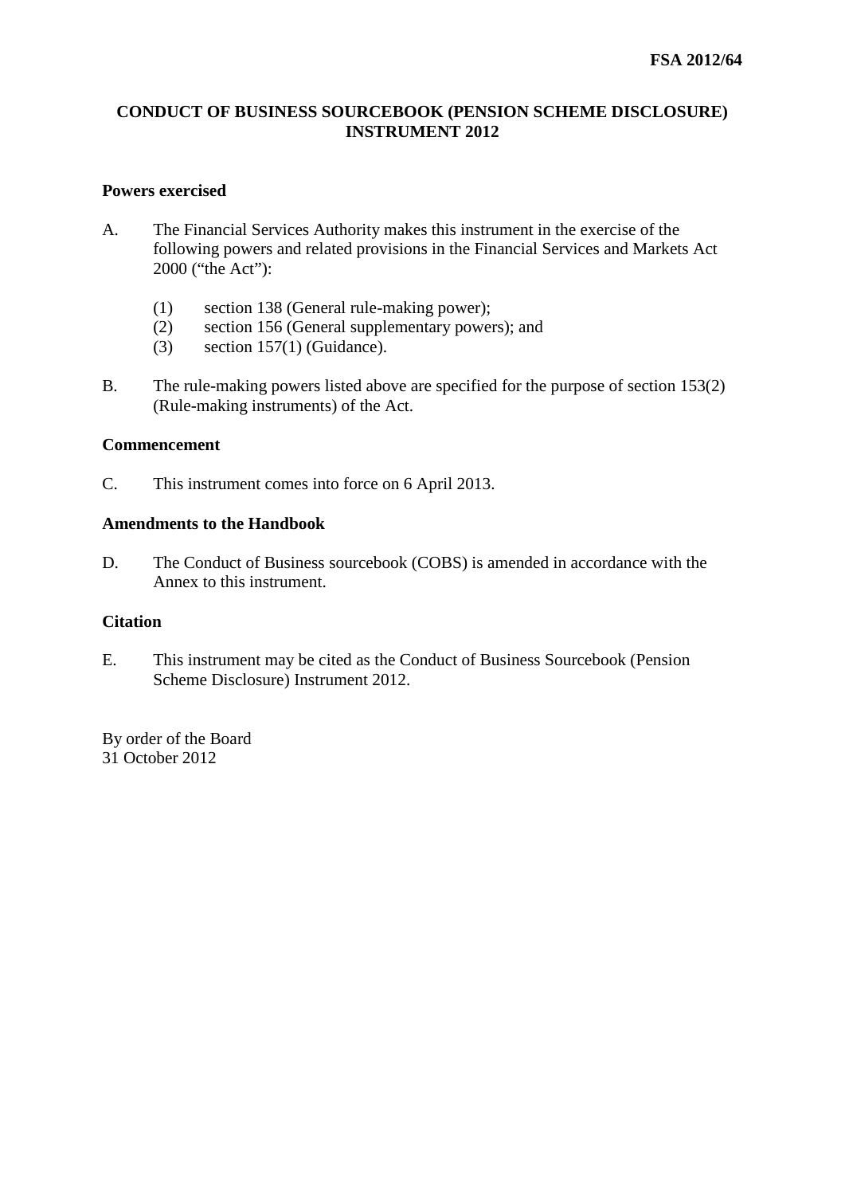**FSA 2012/64**

# CONDUCT OF BUSINESS SOURCEBOOK (PENSION SCHEME DISCLOSURE) INSTRUMENT 2012

## Powers exercised

A. The Financial Services Authority makes this instrument in the exercise of the following powers and related provisions in the Financial Services and Markets Act 2000 ("the Act"):

(1) section 138 (General rule-making power);
(2) section 156 (General supplementary powers); and
(3) section 157(1) (Guidance).

B. The rule-making powers listed above are specified for the purpose of section 153(2) (Rule-making instruments) of the Act.

## Commencement

C. This instrument comes into force on 6 April 2013.

## Amendments to the Handbook

D. The Conduct of Business sourcebook (COBS) is amended in accordance with the Annex to this instrument.

## Citation

E. This instrument may be cited as the Conduct of Business Sourcebook (Pension Scheme Disclosure) Instrument 2012.

By order of the Board
31 October 2012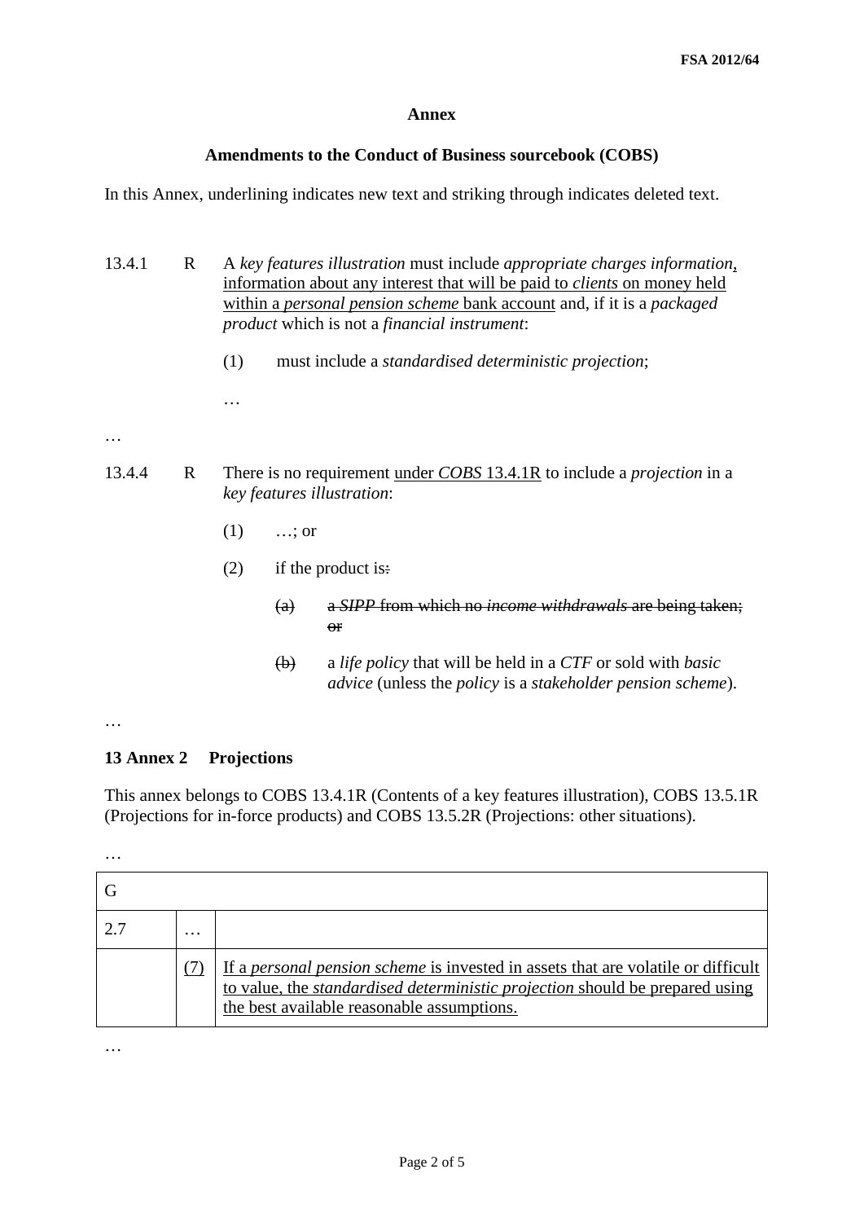**Annex**

**Amendments to the Conduct of Business sourcebook (COBS)**

In this Annex, underlining indicates new text and striking through indicates deleted text.

13.4.1 R A *key features illustration* must include *appropriate charges information*<u>, information about any interest that will be paid to *clients* on money held within a *personal pension scheme* bank account</u> and, if it is a *packaged product* which is not a *financial instrument*:

(1) must include a *standardised deterministic projection*;

…

…

13.4.4 R There is no requirement <u>under *COBS* 13.4.1R</u> to include a *projection* in a *key features illustration*:

(1) …; or

(2) if the product is~~:~~

~~(a) a *SIPP* from which no *income withdrawals* are being taken; or~~

~~(b)~~ a *life policy* that will be held in a *CTF* or sold with *basic advice* (unless the *policy* is a *stakeholder pension scheme*).

…

**13 Annex 2 Projections**

This annex belongs to COBS 13.4.1R (Contents of a key features illustration), COBS 13.5.1R (Projections for in-force products) and COBS 13.5.2R (Projections: other situations).

…

| G | | |
|---|---|---|
| 2.7 | … | |
| | <u>(7)</u> | <u>If a *personal pension scheme* is invested in assets that are volatile or difficult to value, the *standardised deterministic projection* should be prepared using the best available reasonable assumptions.</u> |

…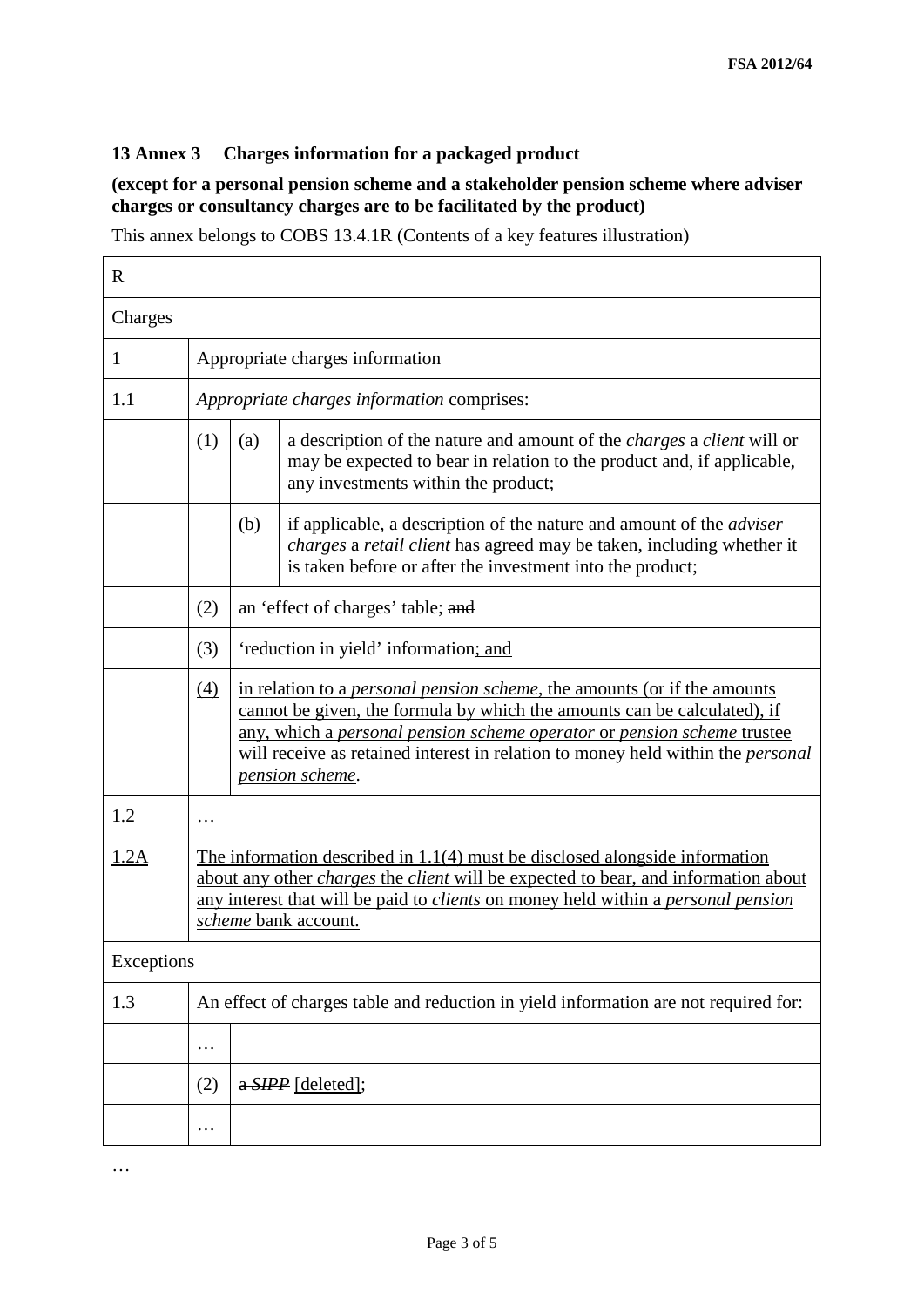**13 Annex 3 Charges information for a packaged product**

**(except for a personal pension scheme and a stakeholder pension scheme where adviser charges or consultancy charges are to be facilitated by the product)**

This annex belongs to COBS 13.4.1R (Contents of a key features illustration)

| R | | | |
|---|---|---|---|
| Charges | | | |
| 1 | Appropriate charges information | | |
| 1.1 | *Appropriate charges information* comprises: | | |
| | (1) | (a) | a description of the nature and amount of the *charges* a *client* will or may be expected to bear in relation to the product and, if applicable, any investments within the product; |
| | | (b) | if applicable, a description of the nature and amount of the *adviser charges* a *retail client* has agreed may be taken, including whether it is taken before or after the investment into the product; |
| | (2) | an 'effect of charges' table; ~~and~~ | |
| | (3) | 'reduction in yield' information; and | |
| | (4) | in relation to a *personal pension scheme*, the amounts (or if the amounts cannot be given, the formula by which the amounts can be calculated), if any, which a *personal pension scheme operator* or *pension scheme* trustee will receive as retained interest in relation to money held within the *personal pension scheme*. | |
| 1.2 | … | | |
| 1.2A | The information described in 1.1(4) must be disclosed alongside information about any other *charges* the *client* will be expected to bear, and information about any interest that will be paid to *clients* on money held within a *personal pension scheme* bank account. | | |
| Exceptions | | | |
| 1.3 | An effect of charges table and reduction in yield information are not required for: | | |
| | … | | |
| | (2) | ~~a *SIPP*~~ [deleted]; | |
| | … | | |

…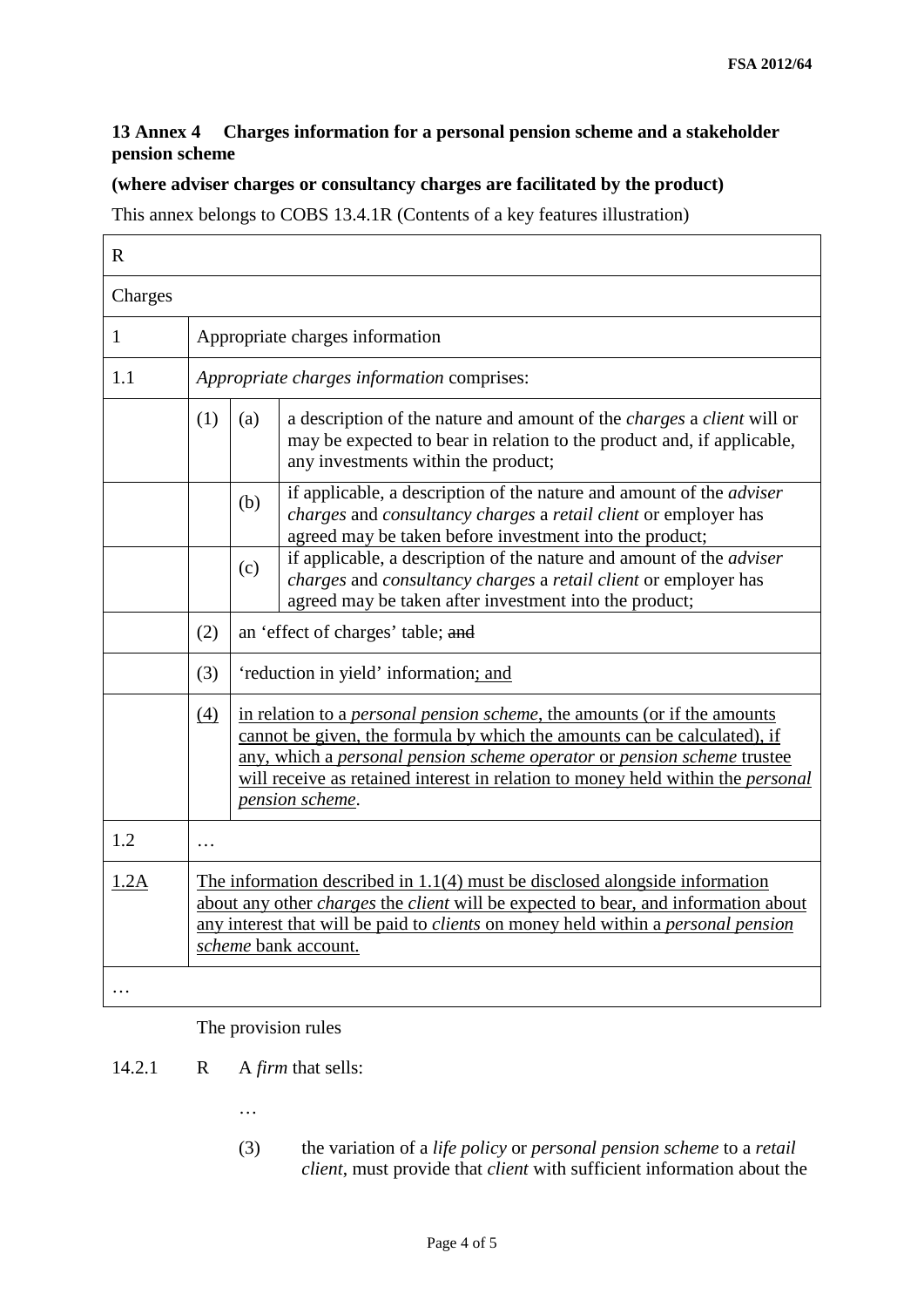**13 Annex 4 Charges information for a personal pension scheme and a stakeholder pension scheme**

**(where adviser charges or consultancy charges are facilitated by the product)**

This annex belongs to COBS 13.4.1R (Contents of a key features illustration)

| R | | | |
|---|---|---|---|
| Charges | | | |
| 1 | Appropriate charges information | | |
| 1.1 | *Appropriate charges information* comprises: | | |
| | (1) | (a) | a description of the nature and amount of the *charges* a *client* will or may be expected to bear in relation to the product and, if applicable, any investments within the product; |
| | | (b) | if applicable, a description of the nature and amount of the *adviser charges* and *consultancy charges* a *retail client* or employer has agreed may be taken before investment into the product; |
| | | (c) | if applicable, a description of the nature and amount of the *adviser charges* and *consultancy charges* a *retail client* or employer has agreed may be taken after investment into the product; |
| | (2) | an 'effect of charges' table; ~~and~~ | |
| | (3) | 'reduction in yield' information<u>; and</u> | |
| | <u>(4)</u> | <u>in relation to a *personal pension scheme*, the amounts (or if the amounts cannot be given, the formula by which the amounts can be calculated), if any, which a *personal pension scheme operator* or *pension scheme* trustee will receive as retained interest in relation to money held within the *personal pension scheme*.</u> | |
| 1.2 | … | | |
| <u>1.2A</u> | <u>The information described in 1.1(4) must be disclosed alongside information about any other *charges* the *client* will be expected to bear, and information about any interest that will be paid to *clients* on money held within a *personal pension scheme* bank account.</u> | | |
| … | | | |

The provision rules

14.2.1 R A *firm* that sells:

…

(3) the variation of a *life policy* or *personal pension scheme* to a *retail client*, must provide that *client* with sufficient information about the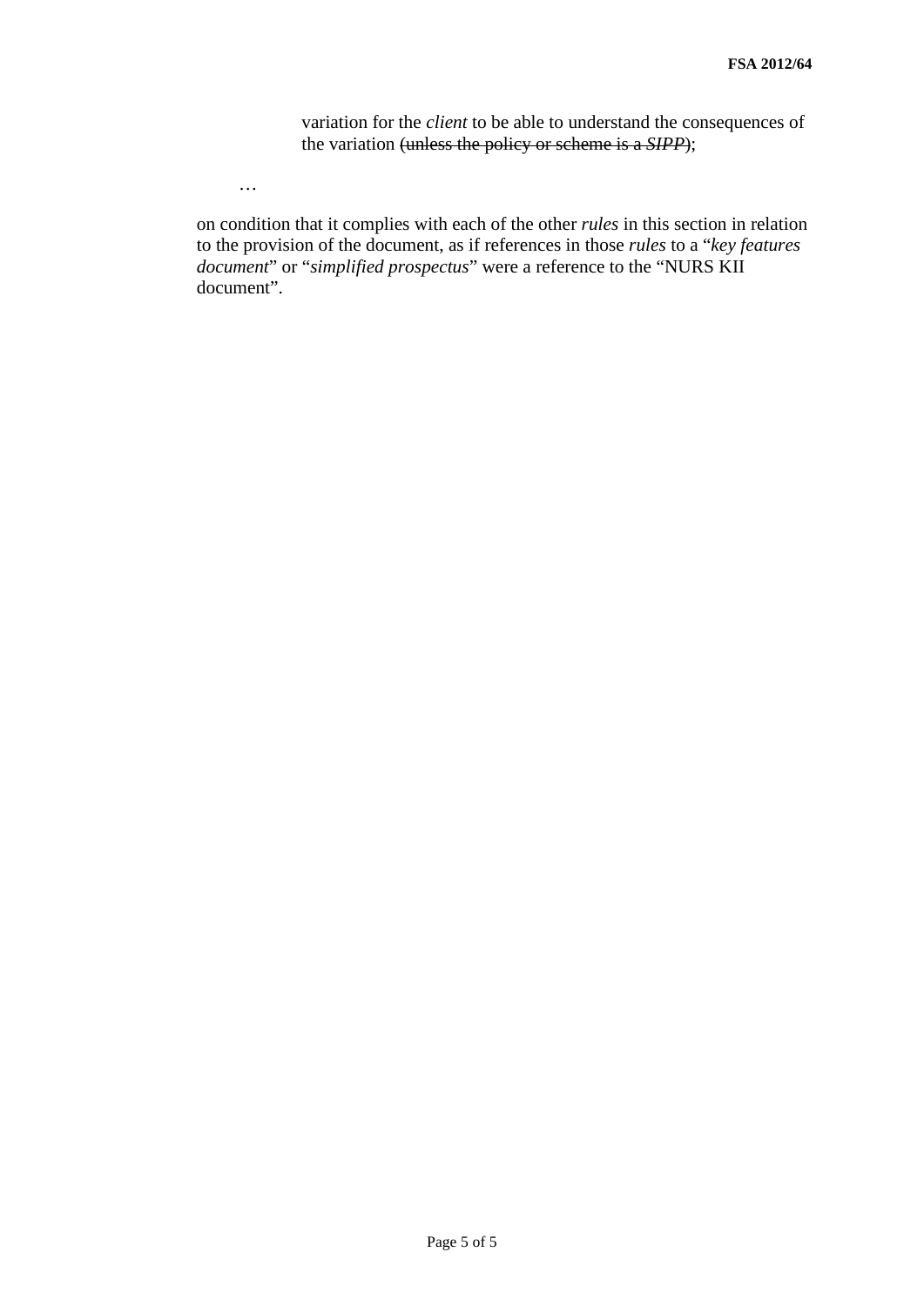variation for the *client* to be able to understand the consequences of the variation ~~(unless the policy or scheme is a *SIPP*)~~;

…

on condition that it complies with each of the other *rules* in this section in relation to the provision of the document, as if references in those *rules* to a "*key features document*" or "*simplified prospectus*" were a reference to the "NURS KII document".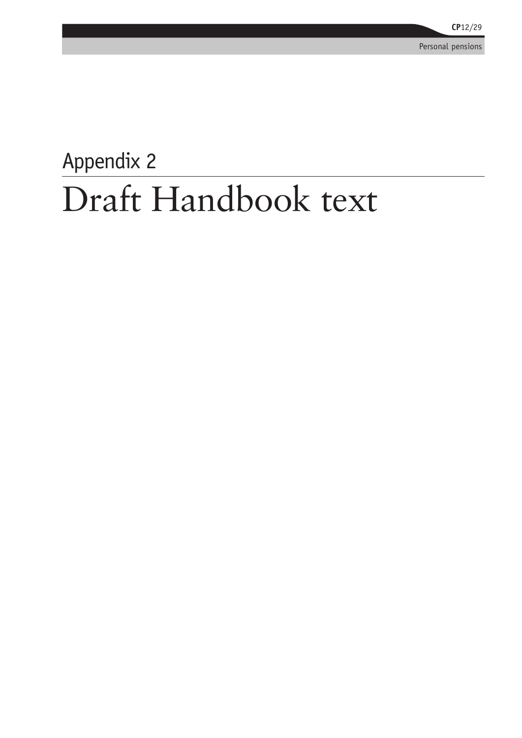# Appendix 2

# Draft Handbook text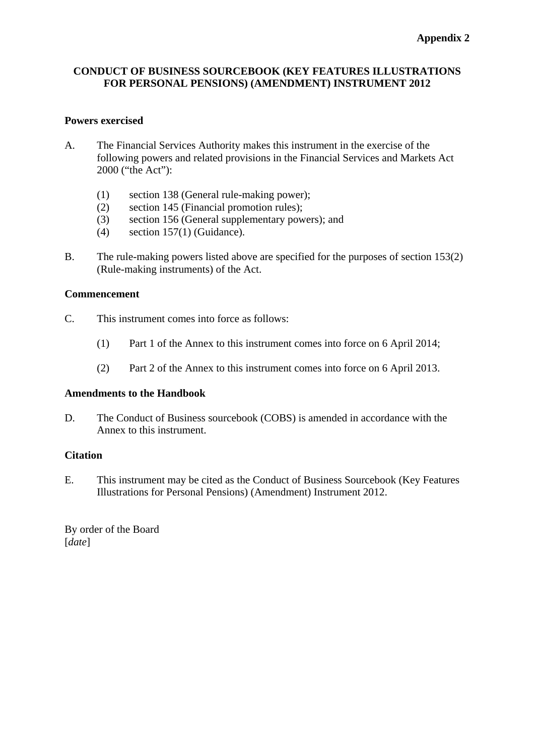**Appendix 2**

# CONDUCT OF BUSINESS SOURCEBOOK (KEY FEATURES ILLUSTRATIONS FOR PERSONAL PENSIONS) (AMENDMENT) INSTRUMENT 2012

## Powers exercised

A. The Financial Services Authority makes this instrument in the exercise of the following powers and related provisions in the Financial Services and Markets Act 2000 ("the Act"):

   (1) section 138 (General rule-making power);
   (2) section 145 (Financial promotion rules);
   (3) section 156 (General supplementary powers); and
   (4) section 157(1) (Guidance).

B. The rule-making powers listed above are specified for the purposes of section 153(2) (Rule-making instruments) of the Act.

## Commencement

C. This instrument comes into force as follows:

   (1) Part 1 of the Annex to this instrument comes into force on 6 April 2014;

   (2) Part 2 of the Annex to this instrument comes into force on 6 April 2013.

## Amendments to the Handbook

D. The Conduct of Business sourcebook (COBS) is amended in accordance with the Annex to this instrument.

## Citation

E. This instrument may be cited as the Conduct of Business Sourcebook (Key Features Illustrations for Personal Pensions) (Amendment) Instrument 2012.

By order of the Board
[*date*]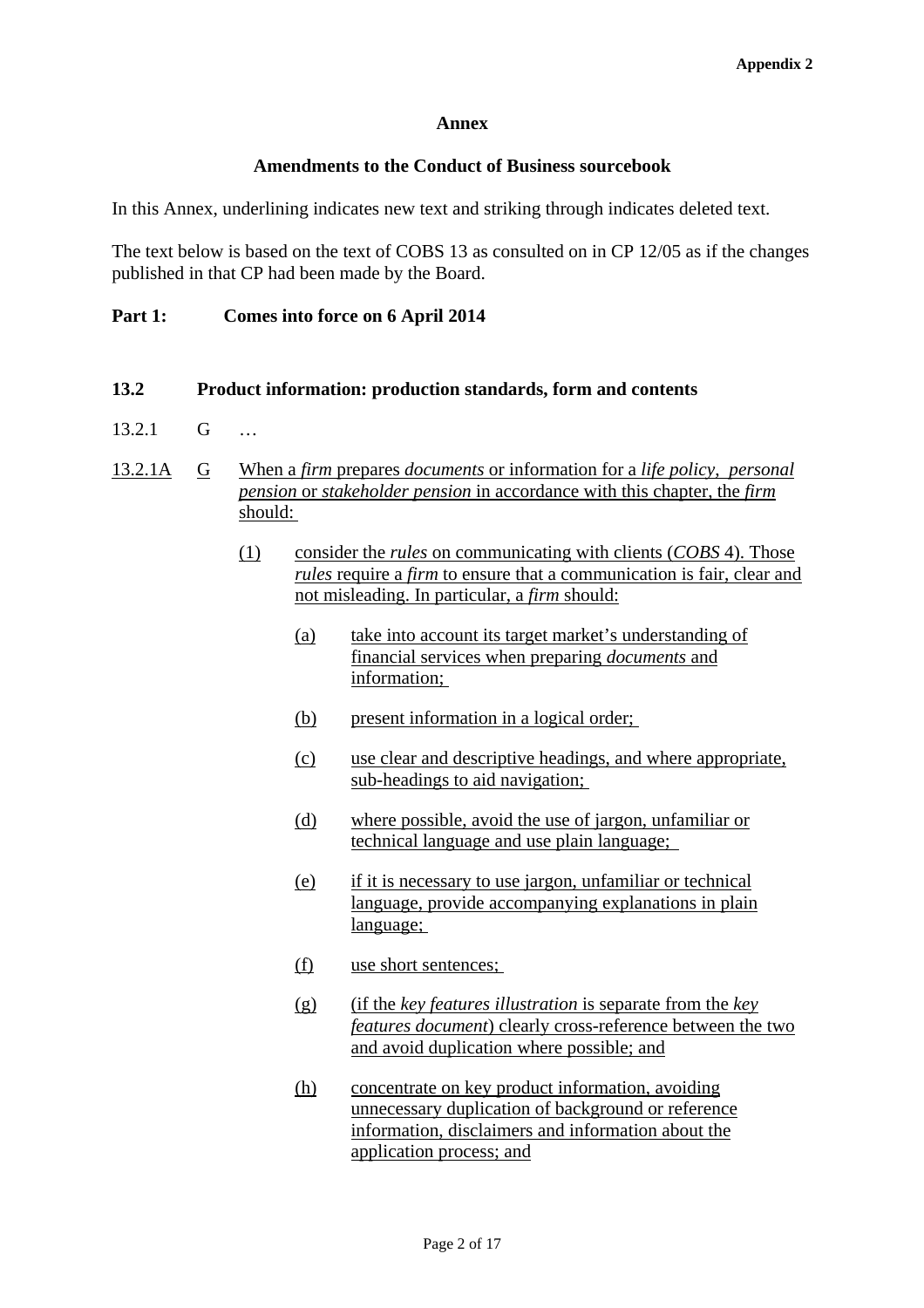**Appendix 2**

**Annex**

**Amendments to the Conduct of Business sourcebook**

In this Annex, underlining indicates new text and striking through indicates deleted text.

The text below is based on the text of COBS 13 as consulted on in CP 12/05 as if the changes published in that CP had been made by the Board.

**Part 1: Comes into force on 6 April 2014**

**13.2 Product information: production standards, form and contents**

13.2.1 G …

<u>13.2.1A</u> <u>G</u> <u>When a *firm* prepares *documents* or information for a *life policy*, *personal pension* or *stakeholder pension* in accordance with this chapter, the *firm* should:</u>

<u>(1)</u> <u>consider the *rules* on communicating with clients (*COBS* 4). Those *rules* require a *firm* to ensure that a communication is fair, clear and not misleading. In particular, a *firm* should:</u>

<u>(a)</u> <u>take into account its target market's understanding of financial services when preparing *documents* and information;</u>

<u>(b)</u> <u>present information in a logical order;</u>

<u>(c)</u> <u>use clear and descriptive headings, and where appropriate, sub-headings to aid navigation;</u>

<u>(d)</u> <u>where possible, avoid the use of jargon, unfamiliar or technical language and use plain language;</u>

<u>(e)</u> <u>if it is necessary to use jargon, unfamiliar or technical language, provide accompanying explanations in plain language;</u>

<u>(f)</u> <u>use short sentences;</u>

<u>(g)</u> <u>(if the *key features illustration* is separate from the *key features document*) clearly cross-reference between the two and avoid duplication where possible; and</u>

<u>(h)</u> <u>concentrate on key product information, avoiding unnecessary duplication of background or reference information, disclaimers and information about the application process; and</u>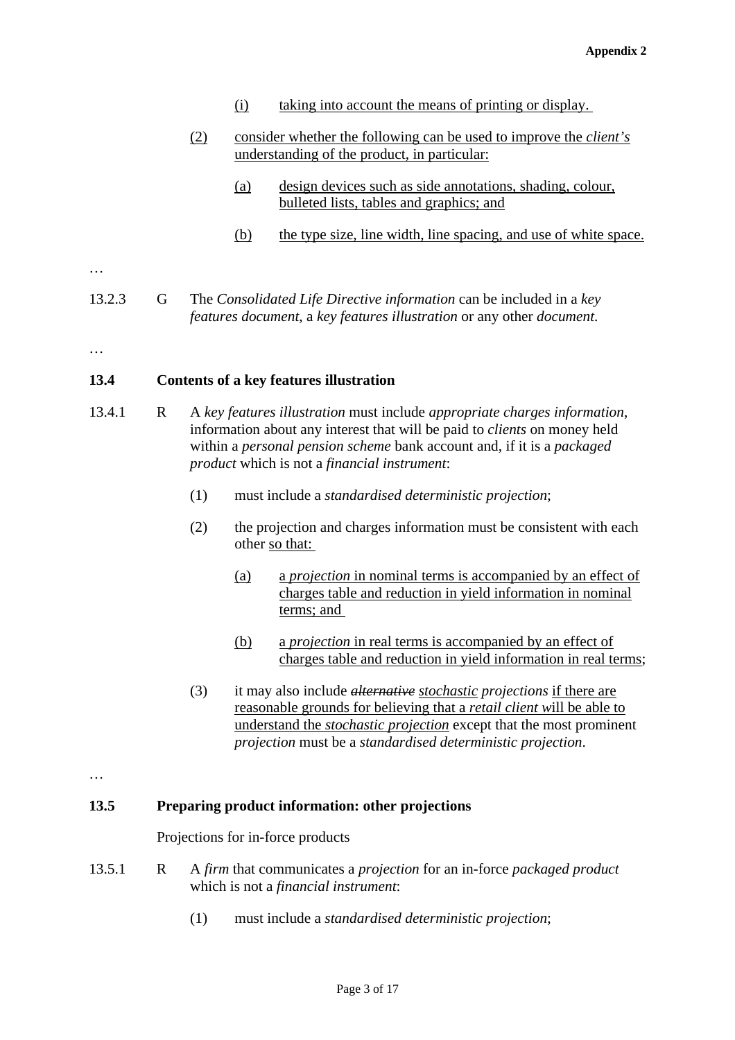(i) taking into account the means of printing or display.

(2) consider whether the following can be used to improve the *client's* understanding of the product, in particular:

(a) design devices such as side annotations, shading, colour, bulleted lists, tables and graphics; and

(b) the type size, line width, line spacing, and use of white space.

…

13.2.3 G The *Consolidated Life Directive information* can be included in a *key features document*, a *key features illustration* or any other *document*.

…

### 13.4 Contents of a key features illustration

13.4.1 R A *key features illustration* must include *appropriate charges information*, information about any interest that will be paid to *clients* on money held within a *personal pension scheme* bank account and, if it is a *packaged product* which is not a *financial instrument*:

(1) must include a *standardised deterministic projection*;

(2) the projection and charges information must be consistent with each other so that:

(a) a *projection* in nominal terms is accompanied by an effect of charges table and reduction in yield information in nominal terms; and

(b) a *projection* in real terms is accompanied by an effect of charges table and reduction in yield information in real terms;

(3) it may also include ~~*alternative*~~ *stochastic projections* if there are reasonable grounds for believing that a *retail client w*ill be able to understand the *stochastic projection* except that the most prominent *projection* must be a *standardised deterministic projection*.

…

### 13.5 Preparing product information: other projections

Projections for in-force products

13.5.1 R A *firm* that communicates a *projection* for an in-force *packaged product* which is not a *financial instrument*:

(1) must include a *standardised deterministic projection*;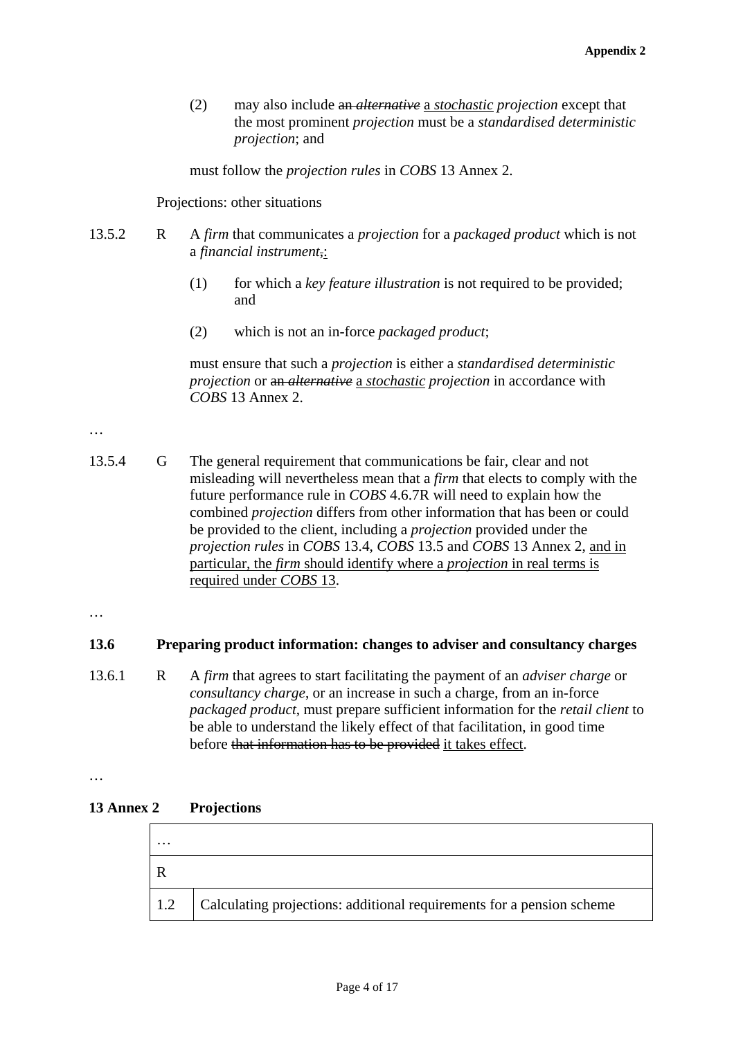(2) may also include ~~an *alternative*~~ <u>a *stochastic*</u> *projection* except that the most prominent *projection* must be a *standardised deterministic projection*; and

must follow the *projection rules* in *COBS* 13 Annex 2.

Projections: other situations

13.5.2 R A *firm* that communicates a *projection* for a *packaged product* which is not a *financial instrument*~~,~~<u>:</u>

(1) for which a *key feature illustration* is not required to be provided; and

(2) which is not an in-force *packaged product*;

must ensure that such a *projection* is either a *standardised deterministic projection* or ~~an *alternative*~~ <u>a *stochastic*</u> *projection* in accordance with *COBS* 13 Annex 2.

…

13.5.4 G The general requirement that communications be fair, clear and not misleading will nevertheless mean that a *firm* that elects to comply with the future performance rule in *COBS* 4.6.7R will need to explain how the combined *projection* differs from other information that has been or could be provided to the client, including a *projection* provided under the *projection rules* in *COBS* 13.4, *COBS* 13.5 and *COBS* 13 Annex 2, <u>and in particular, the *firm* should identify where a *projection* in real terms is required under *COBS* 13</u>.

…

**13.6 Preparing product information: changes to adviser and consultancy charges**

13.6.1 R A *firm* that agrees to start facilitating the payment of an *adviser charge* or *consultancy charge*, or an increase in such a charge, from an in-force *packaged product*, must prepare sufficient information for the *retail client* to be able to understand the likely effect of that facilitation, in good time before ~~that information has to be provided~~ <u>it takes effect</u>.

…

**13 Annex 2 Projections**

| … | |
|---|---|
| R | |
| 1.2 | Calculating projections: additional requirements for a pension scheme |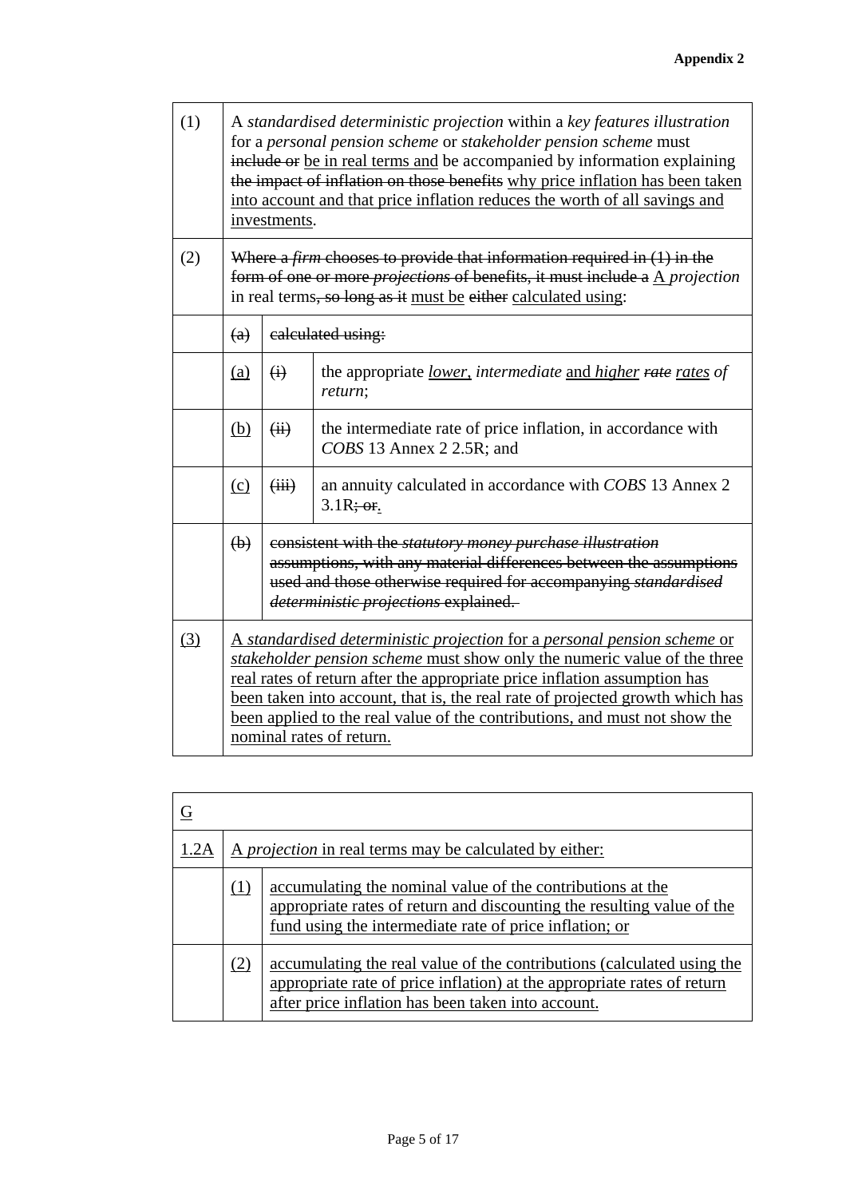**Appendix 2**

| | | | |
|---|---|---|---|
| (1) | A *standardised deterministic projection* within a *key features illustration* for a *personal pension scheme* or *stakeholder pension scheme* must ~~include or~~ <u>be in real terms and</u> be accompanied by information explaining ~~the impact of inflation on those benefits~~ <u>why price inflation has been taken into account and that price inflation reduces the worth of all savings and investments</u>. | | |
| (2) | ~~Where a *firm* chooses to provide that information required in (1) in the form of one or more *projections* of benefits, it must include a~~ <u>A</u> *projection* in real terms~~, so long as it~~ <u>must be</u> ~~either~~ <u>calculated using</u>: | | |
| | ~~(a)~~ | ~~calculated using:~~ | |
| | <u>(a)</u> | ~~(i)~~ | the appropriate <u>*lower*,</u> *intermediate* <u>and *higher*</u> ~~*rate*~~ <u>*rates*</u> *of return*; |
| | <u>(b)</u> | ~~(ii)~~ | the intermediate rate of price inflation, in accordance with *COBS* 13 Annex 2 2.5R; and |
| | <u>(c)</u> | ~~(iii)~~ | an annuity calculated in accordance with *COBS* 13 Annex 2 3.1R~~; or~~<u>.</u> |
| | ~~(b)~~ | ~~consistent with the *statutory money purchase illustration* assumptions, with any material differences between the assumptions used and those otherwise required for accompanying *standardised deterministic projections* explained.~~ | |
| <u>(3)</u> | <u>A *standardised deterministic projection* for a *personal pension scheme* or *stakeholder pension scheme* must show only the numeric value of the three real rates of return after the appropriate price inflation assumption has been taken into account, that is, the real rate of projected growth which has been applied to the real value of the contributions, and must not show the nominal rates of return.</u> | | |

| | | |
|---|---|---|
| <u>G</u> | | |
| <u>1.2A</u> | <u>A *projection* in real terms may be calculated by either:</u> | |
| | <u>(1)</u> | <u>accumulating the nominal value of the contributions at the appropriate rates of return and discounting the resulting value of the fund using the intermediate rate of price inflation; or</u> |
| | <u>(2)</u> | <u>accumulating the real value of the contributions (calculated using the appropriate rate of price inflation) at the appropriate rates of return after price inflation has been taken into account.</u> |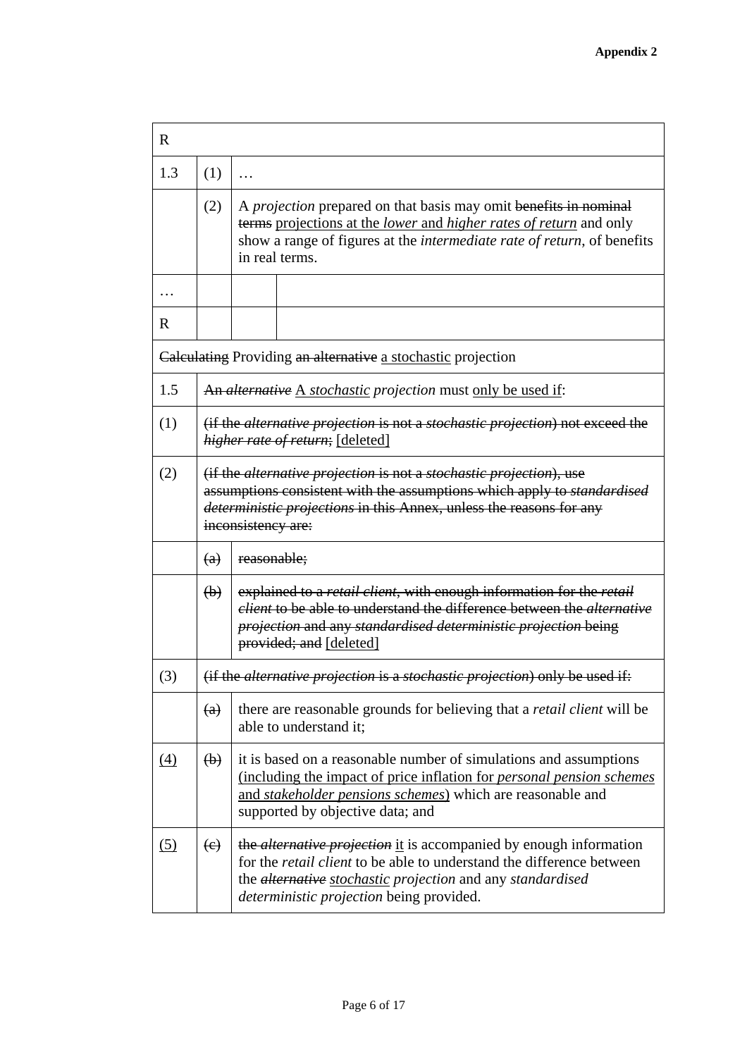**Appendix 2**

| R | | | |
|---|---|---|---|
| 1.3 | (1) | … | |
| | (2) | A *projection* prepared on that basis may omit ~~benefits in nominal terms~~ <u>projections at the *lower* and *higher rates of return*</u> and only show a range of figures at the *intermediate rate of return*, of benefits in real terms. | |
| … | | | |
| R | | | |
| ~~Calculating~~ Providing ~~an alternative~~ <u>a stochastic</u> projection | | | |
| 1.5 | ~~An *alternative*~~ <u>A *stochastic*</u> *projection* must <u>only be used if</u>: | | |
| (1) | ~~(if the *alternative projection* is not a *stochastic projection*) not exceed the *higher rate of return*;~~ <u>[deleted]</u> | | |
| (2) | ~~(if the *alternative projection* is not a *stochastic projection*), use assumptions consistent with the assumptions which apply to *standardised deterministic projections* in this Annex, unless the reasons for any inconsistency are:~~ | | |
| | ~~(a)~~ | ~~reasonable;~~ | |
| | ~~(b)~~ | ~~explained to a *retail client*, with enough information for the *retail client* to be able to understand the difference between the *alternative projection* and any *standardised deterministic projection* being provided; and~~ <u>[deleted]</u> | |
| (3) | ~~(if the *alternative projection* is a *stochastic projection*) only be used if:~~ | | |
| | ~~(a)~~ | there are reasonable grounds for believing that a *retail client* will be able to understand it; | |
| <u>(4)</u> | ~~(b)~~ | it is based on a reasonable number of simulations and assumptions <u>(including the impact of price inflation for *personal pension schemes* and *stakeholder pensions schemes*)</u> which are reasonable and supported by objective data; and | |
| <u>(5)</u> | ~~(c)~~ | ~~the *alternative projection*~~ <u>it</u> is accompanied by enough information for the *retail client* to be able to understand the difference between the ~~*alternative*~~ <u>*stochastic*</u> *projection* and any *standardised deterministic projection* being provided. | |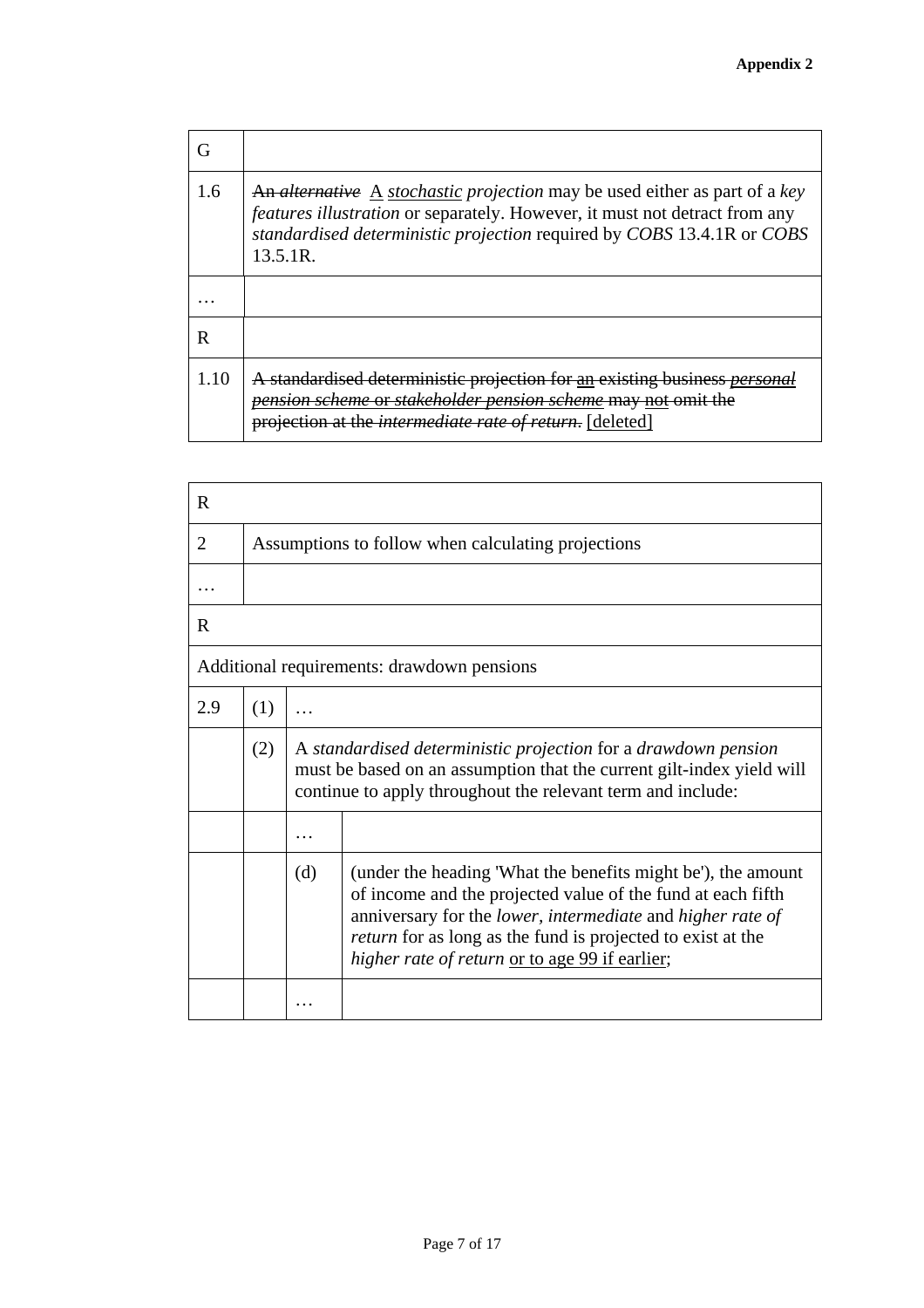**Appendix 2**

| G | |
|---|---|
| 1.6 | ~~An *alternative*~~ <u>A *stochastic*</u> *projection* may be used either as part of a *key features illustration* or separately. However, it must not detract from any *standardised deterministic projection* required by *COBS* 13.4.1R or *COBS* 13.5.1R. |
| … | |
| R | |
| 1.10 | ~~A standardised deterministic projection for <u>an</u> existing business *<u>personal pension scheme</u>* or *<u>stakeholder pension scheme</u>* may <u>not</u> omit the projection at the *intermediate rate of return*.~~ <u>[deleted]</u> |

| R | | | |
|---|---|---|---|
| 2 | Assumptions to follow when calculating projections | | |
| … | | | |
| R | | | |
| Additional requirements: drawdown pensions | | | |
| 2.9 | (1) | … | |
| | (2) | A *standardised deterministic projection* for a *drawdown pension* must be based on an assumption that the current gilt-index yield will continue to apply throughout the relevant term and include: | |
| | | … | |
| | | (d) | (under the heading 'What the benefits might be'), the amount of income and the projected value of the fund at each fifth anniversary for the *lower*, *intermediate* and *higher rate of return* for as long as the fund is projected to exist at the *higher rate of return* <u>or to age 99 if earlier</u>; |
| | | … | |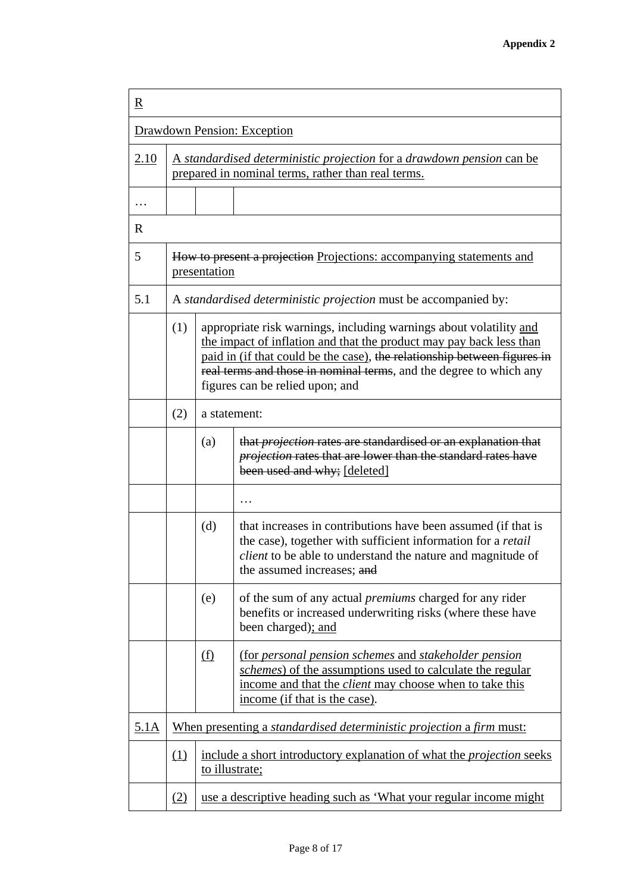**Appendix 2**

| R | | | |
|---|---|---|---|
| Drawdown Pension: Exception | | | |
| 2.10 | A *standardised deterministic projection* for a *drawdown pension* can be prepared in nominal terms, rather than real terms. | | |
| … | | | |
| R | | | |
| 5 | ~~How to present a projection~~ Projections: accompanying statements and presentation | | |
| 5.1 | A *standardised deterministic projection* must be accompanied by: | | |
| | (1) | appropriate risk warnings, including warnings about volatility and the impact of inflation and that the product may pay back less than paid in (if that could be the case), ~~the relationship between figures in real terms and those in nominal terms~~, and the degree to which any figures can be relied upon; and | |
| | (2) | a statement: | |
| | | (a) | ~~that *projection* rates are standardised or an explanation that *projection* rates that are lower than the standard rates have been used and why;~~ [deleted] |
| | | | … |
| | | (d) | that increases in contributions have been assumed (if that is the case), together with sufficient information for a *retail client* to be able to understand the nature and magnitude of the assumed increases; ~~and~~ |
| | | (e) | of the sum of any actual *premiums* charged for any rider benefits or increased underwriting risks (where these have been charged); and |
| | | (f) | (for *personal pension schemes* and *stakeholder pension schemes*) of the assumptions used to calculate the regular income and that the *client* may choose when to take this income (if that is the case). |
| 5.1A | When presenting a *standardised deterministic projection* a *firm* must: | | |
| | (1) | include a short introductory explanation of what the *projection* seeks to illustrate; | |
| | (2) | use a descriptive heading such as 'What your regular income might | |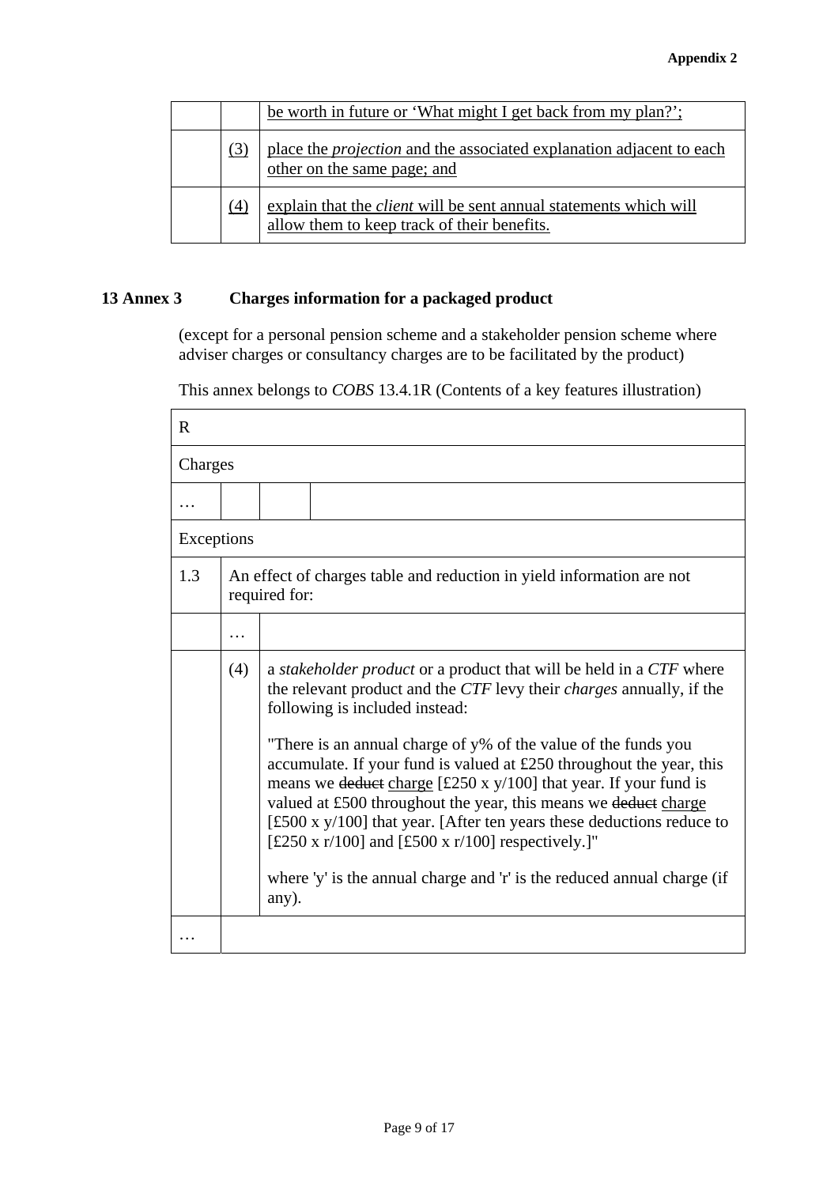| | | be worth in future or 'What might I get back from my plan?'; |
|---|---|---|
| | (3) | place the *projection* and the associated explanation adjacent to each other on the same page; and |
| | (4) | explain that the *client* will be sent annual statements which will allow them to keep track of their benefits. |

## 13 Annex 3 Charges information for a packaged product

(except for a personal pension scheme and a stakeholder pension scheme where adviser charges or consultancy charges are to be facilitated by the product)

This annex belongs to *COBS* 13.4.1R (Contents of a key features illustration)

| R | | |
|---|---|---|
| Charges | | |
| … | | |
| Exceptions | | |
| 1.3 | An effect of charges table and reduction in yield information are not required for: | |
| | … | |
| | (4) | a *stakeholder product* or a product that will be held in a *CTF* where the relevant product and the *CTF* levy their *charges* annually, if the following is included instead:<br><br>"There is an annual charge of y% of the value of the funds you accumulate. If your fund is valued at £250 throughout the year, this means we ~~deduct~~ charge [£250 x y/100] that year. If your fund is valued at £500 throughout the year, this means we ~~deduct~~ charge [£500 x y/100] that year. [After ten years these deductions reduce to [£250 x r/100] and [£500 x r/100] respectively.]"<br><br>where 'y' is the annual charge and 'r' is the reduced annual charge (if any). |
| … | | |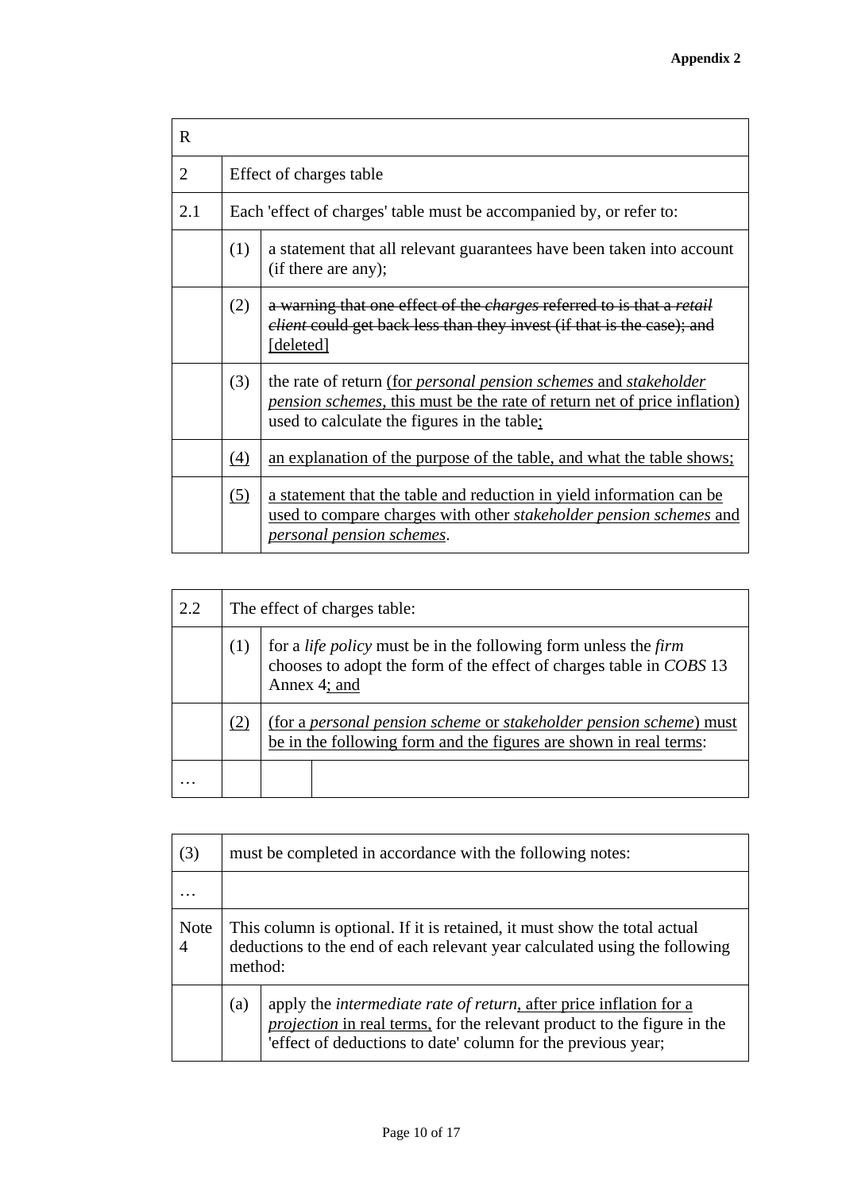**Appendix 2**

| R | | |
|---|---|---|
| 2 | Effect of charges table | |
| 2.1 | Each 'effect of charges' table must be accompanied by, or refer to: | |
| | (1) | a statement that all relevant guarantees have been taken into account (if there are any); |
| | (2) | ~~a warning that one effect of the *charges* referred to is that a *retail client* could get back less than they invest (if that is the case); and~~ [deleted] |
| | (3) | the rate of return (for *personal pension schemes* and *stakeholder pension schemes*, this must be the rate of return net of price inflation) used to calculate the figures in the table; |
| | (4) | an explanation of the purpose of the table, and what the table shows; |
| | (5) | a statement that the table and reduction in yield information can be used to compare charges with other *stakeholder pension schemes* and *personal pension schemes*. |

| 2.2 | The effect of charges table: | | |
|---|---|---|---|
| | (1) | for a *life policy* must be in the following form unless the *firm* chooses to adopt the form of the effect of charges table in *COBS* 13 Annex 4; and | |
| | (2) | (for a *personal pension scheme* or *stakeholder pension scheme*) must be in the following form and the figures are shown in real terms: | |
| … | | | |

| (3) | must be completed in accordance with the following notes: | |
|---|---|---|
| … | | |
| Note 4 | This column is optional. If it is retained, it must show the total actual deductions to the end of each relevant year calculated using the following method: | |
| | (a) | apply the *intermediate rate of return*, after price inflation for a *projection* in real terms, for the relevant product to the figure in the 'effect of deductions to date' column for the previous year; |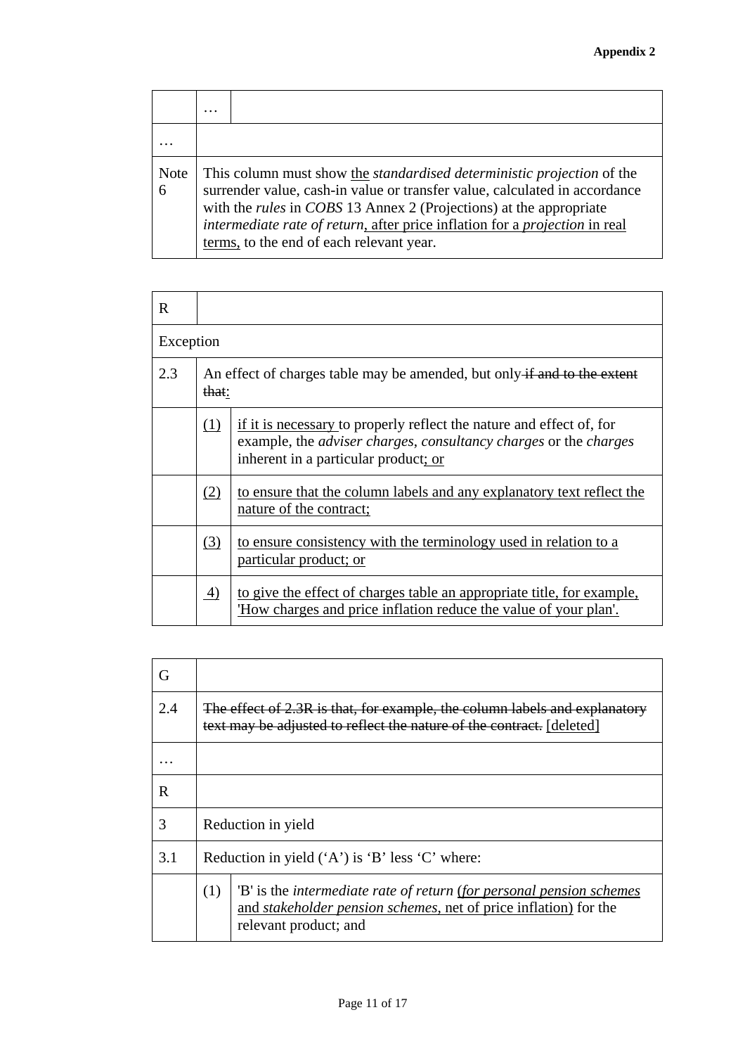**Appendix 2**

| | … | |
|---|---|---|
| … | | |
| Note 6 | This column must show the *standardised deterministic projection* of the surrender value, cash-in value or transfer value, calculated in accordance with the *rules* in *COBS* 13 Annex 2 (Projections) at the appropriate *intermediate rate of return*, after price inflation for a *projection* in real terms, to the end of each relevant year. | |

| R | | |
|---|---|---|
| Exception | | |
| 2.3 | An effect of charges table may be amended, but only ~~if and to the extent that~~: | |
| | (1) | if it is necessary to properly reflect the nature and effect of, for example, the *adviser charges*, *consultancy charges* or the *charges* inherent in a particular product; or |
| | (2) | to ensure that the column labels and any explanatory text reflect the nature of the contract; |
| | (3) | to ensure consistency with the terminology used in relation to a particular product; or |
| | 4) | to give the effect of charges table an appropriate title, for example, 'How charges and price inflation reduce the value of your plan'. |

| G | | |
|---|---|---|
| 2.4 | ~~The effect of 2.3R is that, for example, the column labels and explanatory text may be adjusted to reflect the nature of the contract.~~ [deleted] | |
| … | | |
| R | | |
| 3 | Reduction in yield | |
| 3.1 | Reduction in yield ('A') is 'B' less 'C' where: | |
| | (1) | 'B' is the *intermediate rate of return* (*for personal pension schemes* and *stakeholder pension schemes*, net of price inflation) for the relevant product; and |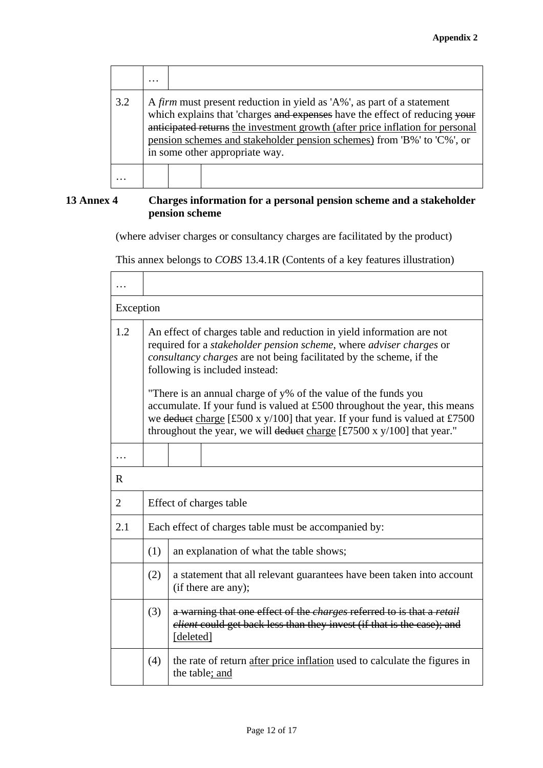| | … | |
|---|---|---|
| 3.2 | A *firm* must present reduction in yield as 'A%', as part of a statement which explains that 'charges ~~and expenses~~ have the effect of reducing ~~your anticipated returns~~ <u>the investment growth (after price inflation for personal pension schemes and stakeholder pension schemes)</u> from 'B%' to 'C%', or in some other appropriate way. | |
| … | | |

**13 Annex 4 Charges information for a personal pension scheme and a stakeholder pension scheme**

(where adviser charges or consultancy charges are facilitated by the product)

This annex belongs to *COBS* 13.4.1R (Contents of a key features illustration)

| … | | |
|---|---|---|
| Exception | | |
| 1.2 | An effect of charges table and reduction in yield information are not required for a *stakeholder pension scheme*, where *adviser charges* or *consultancy charges* are not being facilitated by the scheme, if the following is included instead:<br><br>"There is an annual charge of y% of the value of the funds you accumulate. If your fund is valued at £500 throughout the year, this means we ~~deduct~~ <u>charge</u> [£500 x y/100] that year. If your fund is valued at £7500 throughout the year, we will ~~deduct~~ <u>charge</u> [£7500 x y/100] that year." | |
| … | | |
| R | | |
| 2 | Effect of charges table | |
| 2.1 | Each effect of charges table must be accompanied by: | |
| | (1) | an explanation of what the table shows; |
| | (2) | a statement that all relevant guarantees have been taken into account (if there are any); |
| | (3) | ~~a warning that one effect of the *charges* referred to is that a *retail client* could get back less than they invest (if that is the case); and~~ <u>[deleted]</u> |
| | (4) | the rate of return <u>after price inflation</u> used to calculate the figures in the table<u>; and</u> |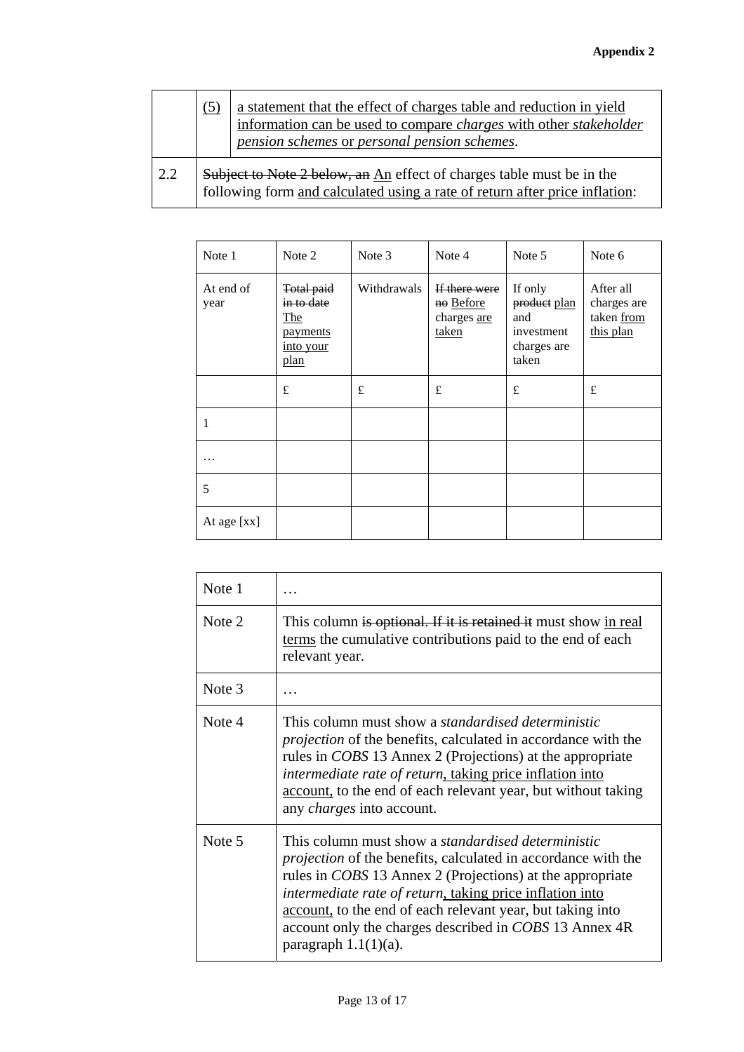|  | (5) | <u>a statement that the effect of charges table and reduction in yield information can be used to compare *charges* with other *stakeholder pension schemes* or *personal pension schemes*.</u> |
|---|---|---|
| 2.2 | ~~Subject to Note 2 below, an~~ <u>An</u> effect of charges table must be in the following form <u>and calculated using a rate of return after price inflation</u>: | |

| Note 1 | Note 2 | Note 3 | Note 4 | Note 5 | Note 6 |
|---|---|---|---|---|---|
| At end of year | ~~Total paid in to date~~ <u>The payments into your plan</u> | Withdrawals | ~~If there were no~~ <u>Before</u> charges <u>are taken</u> | If only ~~product~~ <u>plan</u> and investment charges are taken | After all charges are taken <u>from this plan</u> |
|  | £ | £ | £ | £ | £ |
| 1 |  |  |  |  |  |
| … |  |  |  |  |  |
| 5 |  |  |  |  |  |
| At age [xx] |  |  |  |  |  |

| | |
|---|---|
| Note 1 | … |
| Note 2 | This column ~~is optional. If it is retained it~~ must show <u>in real terms</u> the cumulative contributions paid to the end of each relevant year. |
| Note 3 | … |
| Note 4 | This column must show a *standardised deterministic projection* of the benefits, calculated in accordance with the rules in *COBS* 13 Annex 2 (Projections) at the appropriate *intermediate rate of return*<u>, taking price inflation into account,</u> to the end of each relevant year, but without taking any *charges* into account. |
| Note 5 | This column must show a *standardised deterministic projection* of the benefits, calculated in accordance with the rules in *COBS* 13 Annex 2 (Projections) at the appropriate *intermediate rate of return*<u>, taking price inflation into account,</u> to the end of each relevant year, but taking into account only the charges described in *COBS* 13 Annex 4R paragraph 1.1(1)(a). |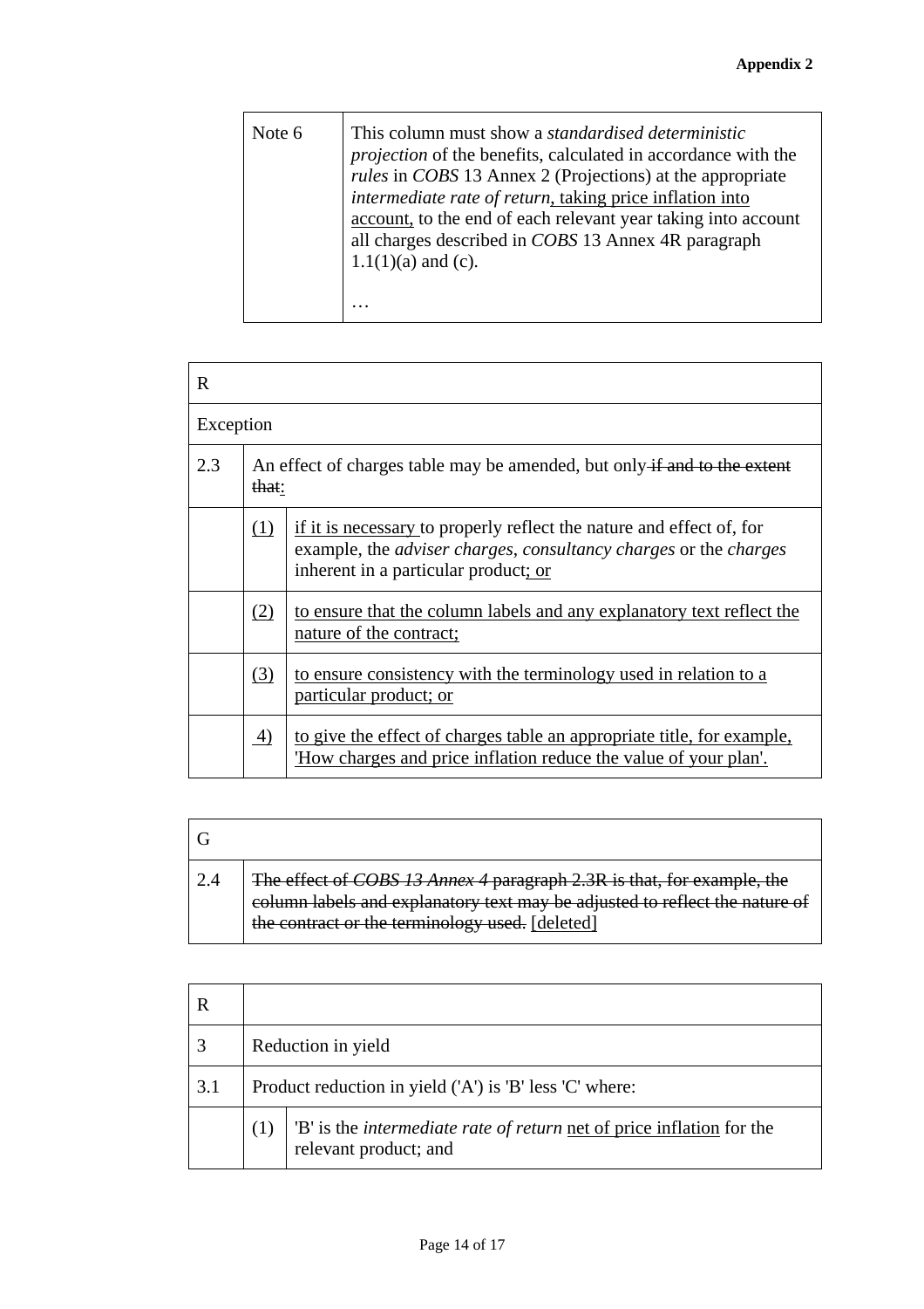| Note 6 | This column must show a *standardised deterministic projection* of the benefits, calculated in accordance with the *rules* in *COBS* 13 Annex 2 (Projections) at the appropriate *intermediate rate of return*, <u>taking price inflation into account,</u> to the end of each relevant year taking into account all charges described in *COBS* 13 Annex 4R paragraph 1.1(1)(a) and (c).<br><br>… |
|---|---|

| R | | |
|---|---|---|
| Exception | | |
| 2.3 | An effect of charges table may be amended, but only ~~if and to the extent that~~<u>:</u> | |
| | <u>(1)</u> | <u>if it is necessary</u> to properly reflect the nature and effect of, for example, the *adviser charges*, *consultancy charges* or the *charges* inherent in a particular product<u>; or</u> |
| | <u>(2)</u> | <u>to ensure that the column labels and any explanatory text reflect the nature of the contract;</u> |
| | <u>(3)</u> | <u>to ensure consistency with the terminology used in relation to a particular product; or</u> |
| | <u>4)</u> | <u>to give the effect of charges table an appropriate title, for example, 'How charges and price inflation reduce the value of your plan'.</u> |

| G | |
|---|---|
| 2.4 | ~~The effect of *COBS 13 Annex 4* paragraph 2.3R is that, for example, the column labels and explanatory text may be adjusted to reflect the nature of the contract or the terminology used.~~ <u>[deleted]</u> |

| R | | |
|---|---|---|
| 3 | Reduction in yield | |
| 3.1 | Product reduction in yield ('A') is 'B' less 'C' where: | |
| | (1) | 'B' is the *intermediate rate of return* <u>net of price inflation</u> for the relevant product; and |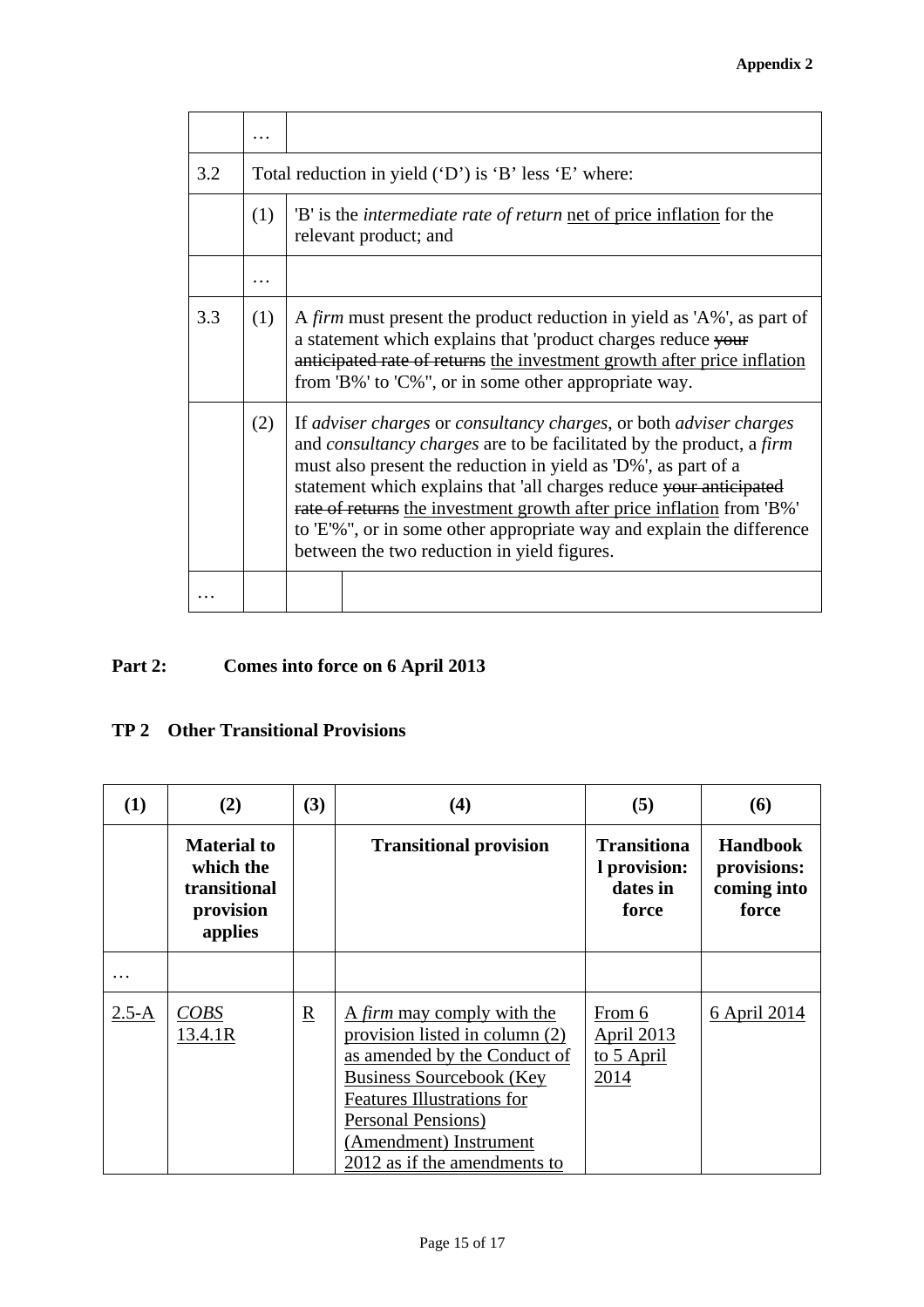| | | | |
|---|---|---|---|
| | … | | |
| 3.2 | Total reduction in yield (‘D’) is ‘B’ less ‘E’ where: | | |
| | (1) | 'B' is the *intermediate rate of return* <u>net of price inflation</u> for the relevant product; and | |
| | … | | |
| 3.3 | (1) | A *firm* must present the product reduction in yield as 'A%', as part of a statement which explains that 'product charges reduce ~~your anticipated rate of returns~~ <u>the investment growth after price inflation</u> from 'B%' to 'C%'', or in some other appropriate way. | |
| | (2) | If *adviser charges* or *consultancy charges*, or both *adviser charges* and *consultancy charges* are to be facilitated by the product, a *firm* must also present the reduction in yield as 'D%', as part of a statement which explains that 'all charges reduce ~~your anticipated rate of returns~~ <u>the investment growth after price inflation</u> from 'B%' to 'E'%'', or in some other appropriate way and explain the difference between the two reduction in yield figures. | |
| … | | | |

**Part 2: Comes into force on 6 April 2013**

**TP 2 Other Transitional Provisions**

| (1) | (2) | (3) | (4) | (5) | (6) |
|---|---|---|---|---|---|
| | **Material to which the transitional provision applies** | | **Transitional provision** | **Transitional provision: dates in force** | **Handbook provisions: coming into force** |
| … | | | | | |
| <u>2.5-A</u> | <u>*COBS* 13.4.1R</u> | <u>R</u> | <u>A *firm* may comply with the provision listed in column (2) as amended by the Conduct of Business Sourcebook (Key Features Illustrations for Personal Pensions) (Amendment) Instrument 2012 as if the amendments to</u> | <u>From 6 April 2013 to 5 April 2014</u> | <u>6 April 2014</u> |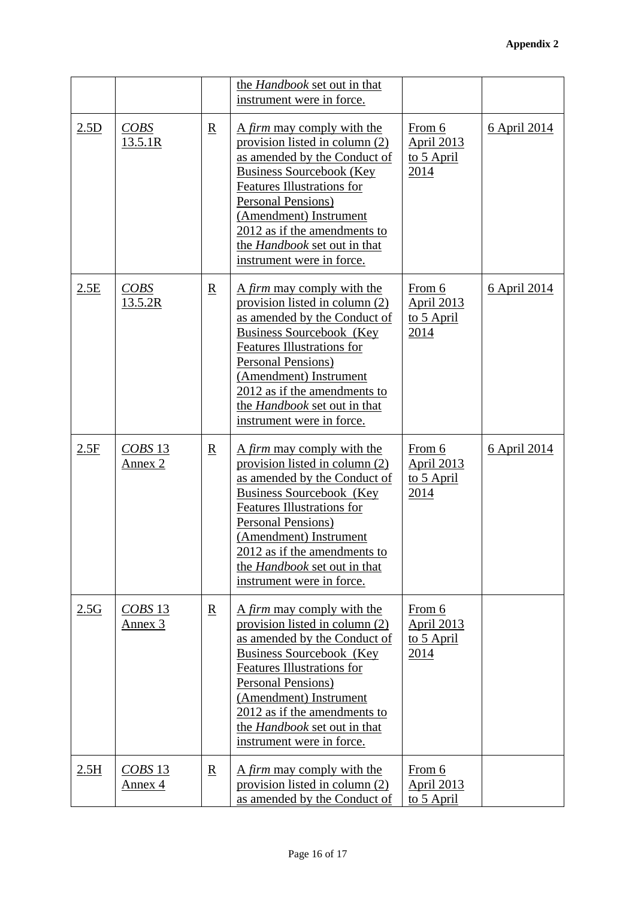**Appendix 2**

| | | | | | |
|---|---|---|---|---|---|
| | | | the *Handbook* set out in that instrument were in force. | | |
| 2.5D | *COBS* 13.5.1R | R | A *firm* may comply with the provision listed in column (2) as amended by the Conduct of Business Sourcebook (Key Features Illustrations for Personal Pensions) (Amendment) Instrument 2012 as if the amendments to the *Handbook* set out in that instrument were in force. | From 6 April 2013 to 5 April 2014 | 6 April 2014 |
| 2.5E | *COBS* 13.5.2R | R | A *firm* may comply with the provision listed in column (2) as amended by the Conduct of Business Sourcebook (Key Features Illustrations for Personal Pensions) (Amendment) Instrument 2012 as if the amendments to the *Handbook* set out in that instrument were in force. | From 6 April 2013 to 5 April 2014 | 6 April 2014 |
| 2.5F | *COBS* 13 Annex 2 | R | A *firm* may comply with the provision listed in column (2) as amended by the Conduct of Business Sourcebook (Key Features Illustrations for Personal Pensions) (Amendment) Instrument 2012 as if the amendments to the *Handbook* set out in that instrument were in force. | From 6 April 2013 to 5 April 2014 | 6 April 2014 |
| 2.5G | *COBS* 13 Annex 3 | R | A *firm* may comply with the provision listed in column (2) as amended by the Conduct of Business Sourcebook (Key Features Illustrations for Personal Pensions) (Amendment) Instrument 2012 as if the amendments to the *Handbook* set out in that instrument were in force. | From 6 April 2013 to 5 April 2014 | |
| 2.5H | *COBS* 13 Annex 4 | R | A *firm* may comply with the provision listed in column (2) as amended by the Conduct of | From 6 April 2013 to 5 April | |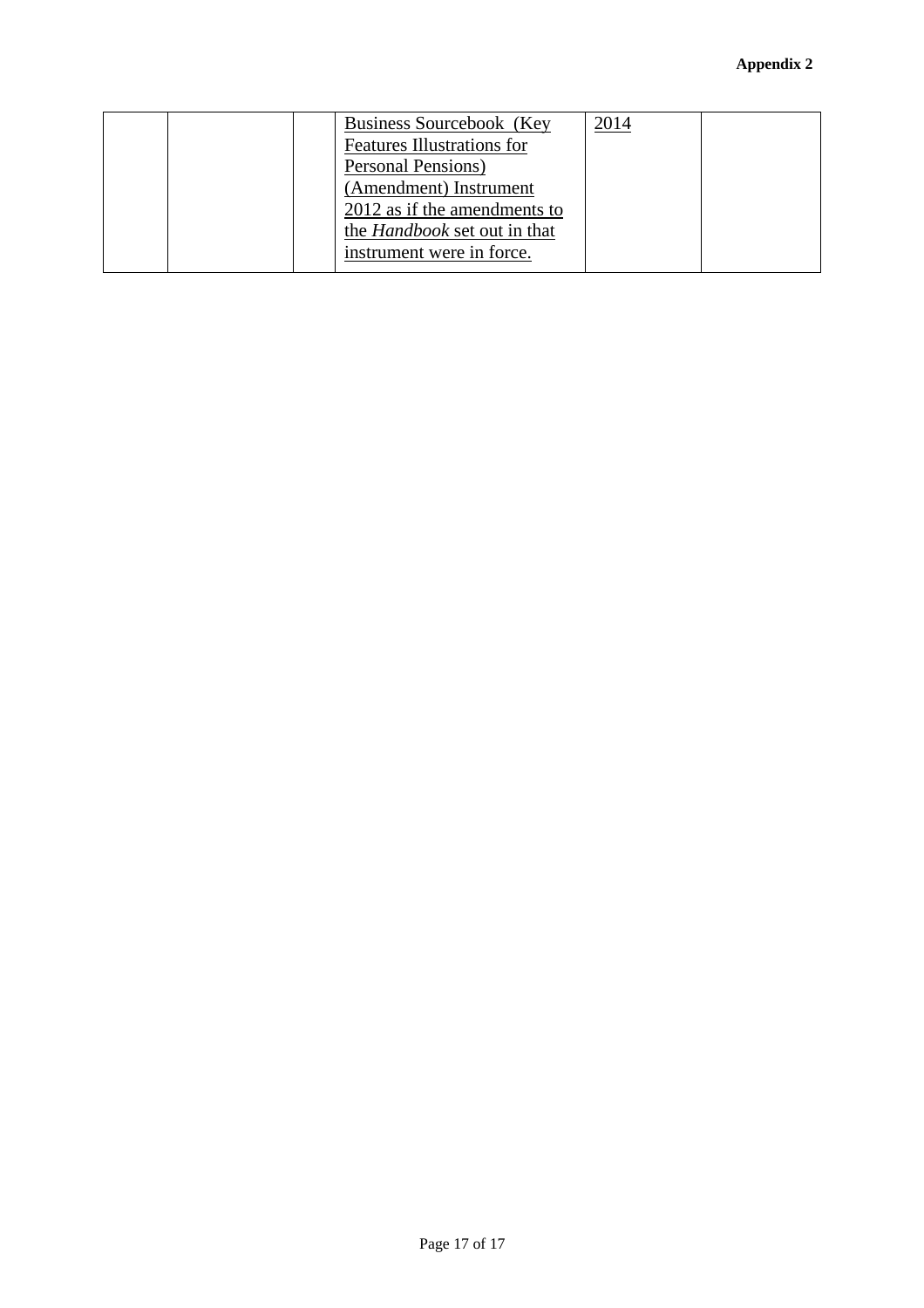**Appendix 2**

| | | | Business Sourcebook (Key Features Illustrations for Personal Pensions) (Amendment) Instrument 2012 as if the amendments to the *Handbook* set out in that instrument were in force. | 2014 | |
|---|---|---|---|---|---|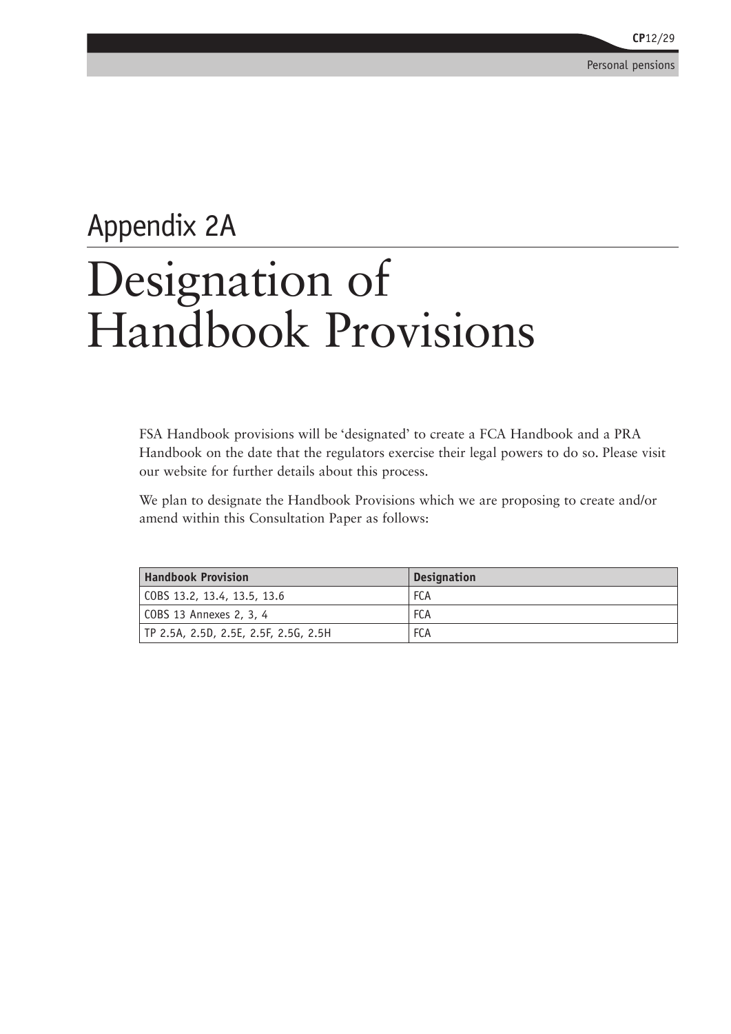# Appendix 2A

# Designation of Handbook Provisions

FSA Handbook provisions will be 'designated' to create a FCA Handbook and a PRA Handbook on the date that the regulators exercise their legal powers to do so. Please visit our website for further details about this process.

We plan to designate the Handbook Provisions which we are proposing to create and/or amend within this Consultation Paper as follows:

| Handbook Provision | Designation |
|---|---|
| COBS 13.2, 13.4, 13.5, 13.6 | FCA |
| COBS 13 Annexes 2, 3, 4 | FCA |
| TP 2.5A, 2.5D, 2.5E, 2.5F, 2.5G, 2.5H | FCA |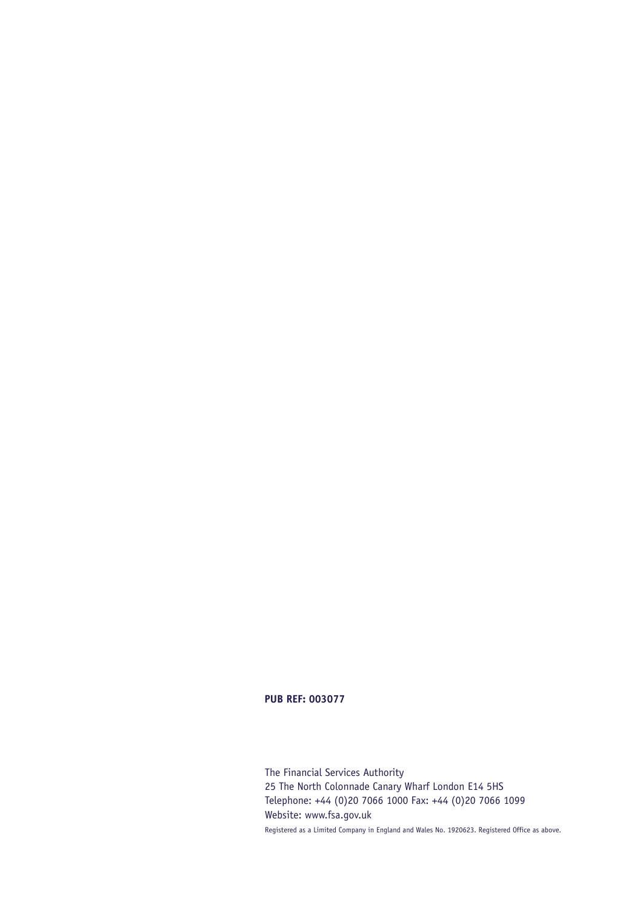**PUB REF: 003077**

The Financial Services Authority
25 The North Colonnade Canary Wharf London E14 5HS
Telephone: +44 (0)20 7066 1000 Fax: +44 (0)20 7066 1099
Website: www.fsa.gov.uk

Registered as a Limited Company in England and Wales No. 1920623. Registered Office as above.